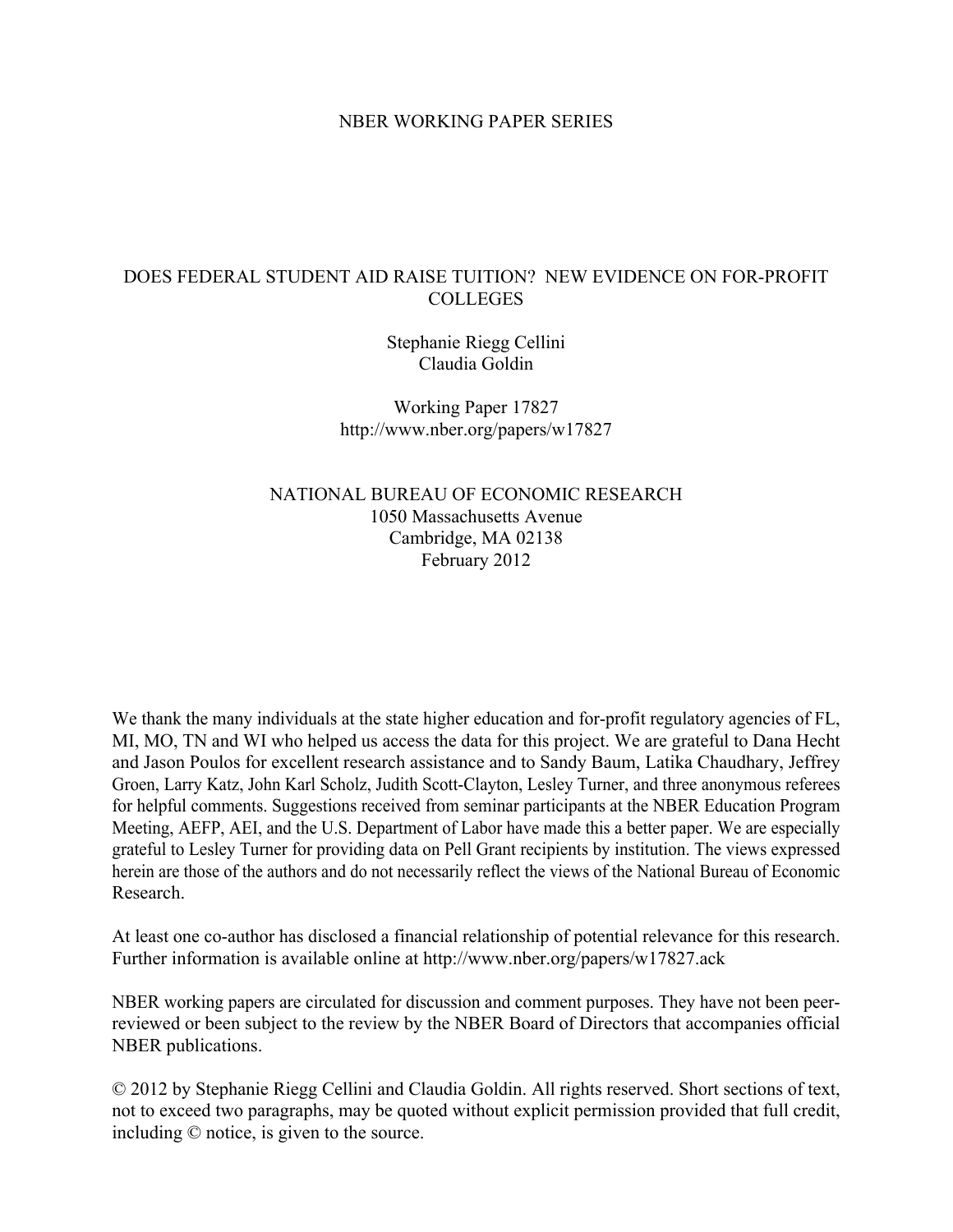NBER WORKING PAPER SERIES

# DOES FEDERAL STUDENT AID RAISE TUITION? NEW EVIDENCE ON FOR-PROFIT COLLEGES

Stephanie Riegg Cellini
Claudia Goldin

Working Paper 17827
http://www.nber.org/papers/w17827

NATIONAL BUREAU OF ECONOMIC RESEARCH
1050 Massachusetts Avenue
Cambridge, MA 02138
February 2012

We thank the many individuals at the state higher education and for-profit regulatory agencies of FL, MI, MO, TN and WI who helped us access the data for this project. We are grateful to Dana Hecht and Jason Poulos for excellent research assistance and to Sandy Baum, Latika Chaudhary, Jeffrey Groen, Larry Katz, John Karl Scholz, Judith Scott-Clayton, Lesley Turner, and three anonymous referees for helpful comments. Suggestions received from seminar participants at the NBER Education Program Meeting, AEFP, AEI, and the U.S. Department of Labor have made this a better paper. We are especially grateful to Lesley Turner for providing data on Pell Grant recipients by institution. The views expressed herein are those of the authors and do not necessarily reflect the views of the National Bureau of Economic Research.

At least one co-author has disclosed a financial relationship of potential relevance for this research. Further information is available online at http://www.nber.org/papers/w17827.ack

NBER working papers are circulated for discussion and comment purposes. They have not been peer-reviewed or been subject to the review by the NBER Board of Directors that accompanies official NBER publications.

© 2012 by Stephanie Riegg Cellini and Claudia Goldin. All rights reserved. Short sections of text, not to exceed two paragraphs, may be quoted without explicit permission provided that full credit, including © notice, is given to the source.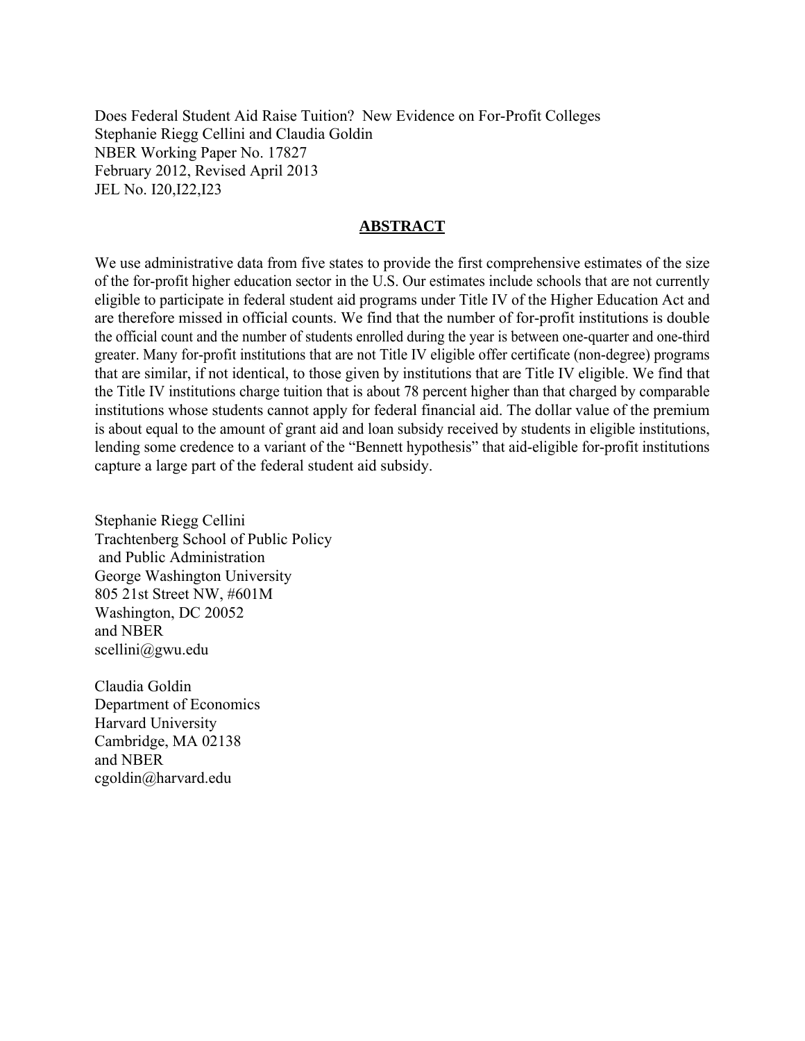Does Federal Student Aid Raise Tuition? New Evidence on For-Profit Colleges
Stephanie Riegg Cellini and Claudia Goldin
NBER Working Paper No. 17827
February 2012, Revised April 2013
JEL No. I20,I22,I23

## ABSTRACT

We use administrative data from five states to provide the first comprehensive estimates of the size of the for-profit higher education sector in the U.S. Our estimates include schools that are not currently eligible to participate in federal student aid programs under Title IV of the Higher Education Act and are therefore missed in official counts. We find that the number of for-profit institutions is double the official count and the number of students enrolled during the year is between one-quarter and one-third greater. Many for-profit institutions that are not Title IV eligible offer certificate (non-degree) programs that are similar, if not identical, to those given by institutions that are Title IV eligible. We find that the Title IV institutions charge tuition that is about 78 percent higher than that charged by comparable institutions whose students cannot apply for federal financial aid. The dollar value of the premium is about equal to the amount of grant aid and loan subsidy received by students in eligible institutions, lending some credence to a variant of the "Bennett hypothesis" that aid-eligible for-profit institutions capture a large part of the federal student aid subsidy.

Stephanie Riegg Cellini
Trachtenberg School of Public Policy
and Public Administration
George Washington University
805 21st Street NW, #601M
Washington, DC 20052
and NBER
scellini@gwu.edu

Claudia Goldin
Department of Economics
Harvard University
Cambridge, MA 02138
and NBER
cgoldin@harvard.edu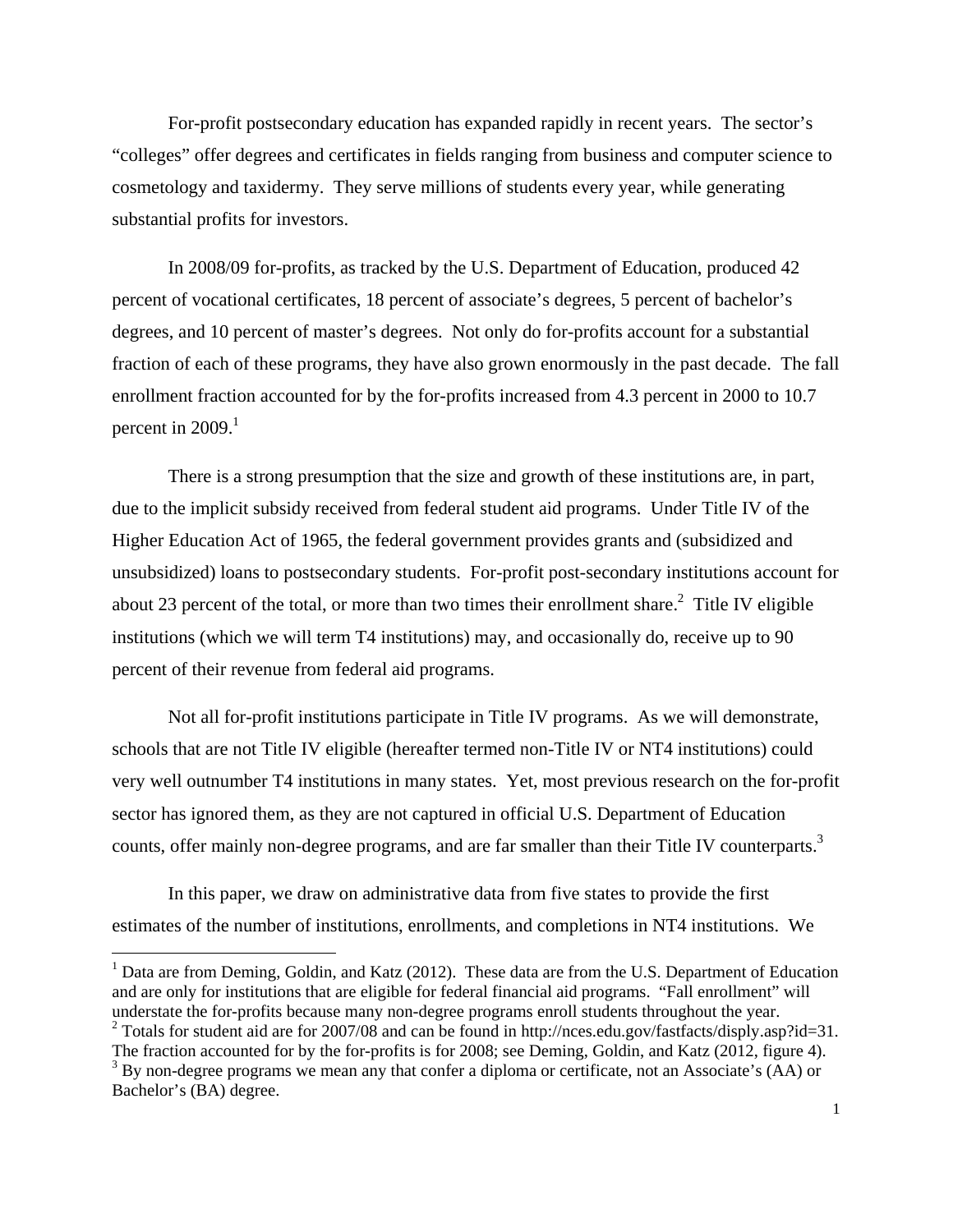For-profit postsecondary education has expanded rapidly in recent years. The sector's "colleges" offer degrees and certificates in fields ranging from business and computer science to cosmetology and taxidermy. They serve millions of students every year, while generating substantial profits for investors.

In 2008/09 for-profits, as tracked by the U.S. Department of Education, produced 42 percent of vocational certificates, 18 percent of associate's degrees, 5 percent of bachelor's degrees, and 10 percent of master's degrees. Not only do for-profits account for a substantial fraction of each of these programs, they have also grown enormously in the past decade. The fall enrollment fraction accounted for by the for-profits increased from 4.3 percent in 2000 to 10.7 percent in 2009.[1]

There is a strong presumption that the size and growth of these institutions are, in part, due to the implicit subsidy received from federal student aid programs. Under Title IV of the Higher Education Act of 1965, the federal government provides grants and (subsidized and unsubsidized) loans to postsecondary students. For-profit post-secondary institutions account for about 23 percent of the total, or more than two times their enrollment share.[2] Title IV eligible institutions (which we will term T4 institutions) may, and occasionally do, receive up to 90 percent of their revenue from federal aid programs.

Not all for-profit institutions participate in Title IV programs. As we will demonstrate, schools that are not Title IV eligible (hereafter termed non-Title IV or NT4 institutions) could very well outnumber T4 institutions in many states. Yet, most previous research on the for-profit sector has ignored them, as they are not captured in official U.S. Department of Education counts, offer mainly non-degree programs, and are far smaller than their Title IV counterparts.[3]

In this paper, we draw on administrative data from five states to provide the first estimates of the number of institutions, enrollments, and completions in NT4 institutions. We

---

[1] Data are from Deming, Goldin, and Katz (2012). These data are from the U.S. Department of Education and are only for institutions that are eligible for federal financial aid programs. "Fall enrollment" will understate the for-profits because many non-degree programs enroll students throughout the year.

[2] Totals for student aid are for 2007/08 and can be found in http://nces.edu.gov/fastfacts/disply.asp?id=31. The fraction accounted for by the for-profits is for 2008; see Deming, Goldin, and Katz (2012, figure 4).

[3] By non-degree programs we mean any that confer a diploma or certificate, not an Associate's (AA) or Bachelor's (BA) degree.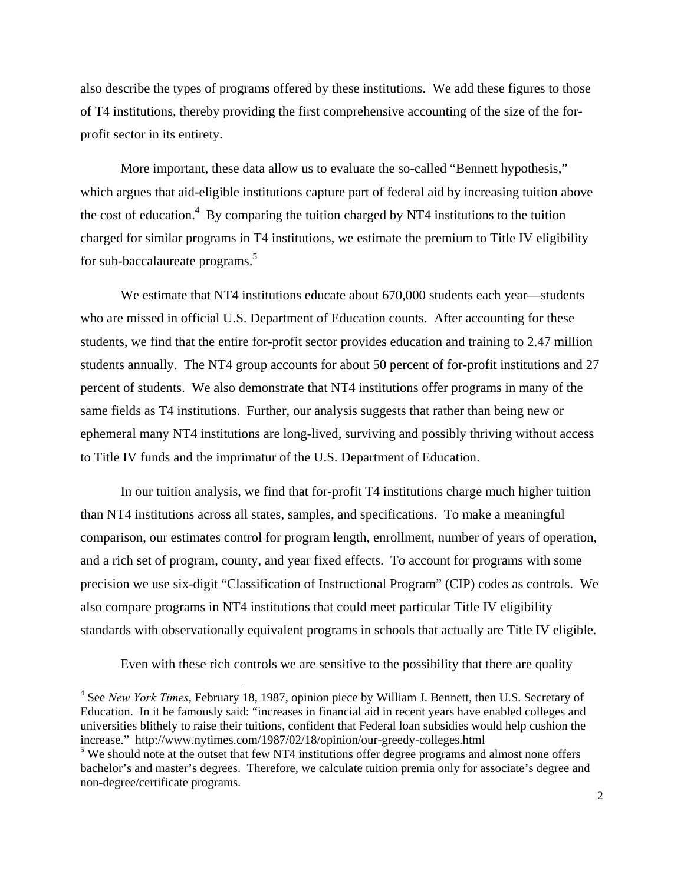also describe the types of programs offered by these institutions. We add these figures to those of T4 institutions, thereby providing the first comprehensive accounting of the size of the for-profit sector in its entirety.

More important, these data allow us to evaluate the so-called "Bennett hypothesis," which argues that aid-eligible institutions capture part of federal aid by increasing tuition above the cost of education.[4] By comparing the tuition charged by NT4 institutions to the tuition charged for similar programs in T4 institutions, we estimate the premium to Title IV eligibility for sub-baccalaureate programs.[5]

We estimate that NT4 institutions educate about 670,000 students each year—students who are missed in official U.S. Department of Education counts. After accounting for these students, we find that the entire for-profit sector provides education and training to 2.47 million students annually. The NT4 group accounts for about 50 percent of for-profit institutions and 27 percent of students. We also demonstrate that NT4 institutions offer programs in many of the same fields as T4 institutions. Further, our analysis suggests that rather than being new or ephemeral many NT4 institutions are long-lived, surviving and possibly thriving without access to Title IV funds and the imprimatur of the U.S. Department of Education.

In our tuition analysis, we find that for-profit T4 institutions charge much higher tuition than NT4 institutions across all states, samples, and specifications. To make a meaningful comparison, our estimates control for program length, enrollment, number of years of operation, and a rich set of program, county, and year fixed effects. To account for programs with some precision we use six-digit "Classification of Instructional Program" (CIP) codes as controls. We also compare programs in NT4 institutions that could meet particular Title IV eligibility standards with observationally equivalent programs in schools that actually are Title IV eligible.

Even with these rich controls we are sensitive to the possibility that there are quality

---

[4] See *New York Times*, February 18, 1987, opinion piece by William J. Bennett, then U.S. Secretary of Education. In it he famously said: "increases in financial aid in recent years have enabled colleges and universities blithely to raise their tuitions, confident that Federal loan subsidies would help cushion the increase." http://www.nytimes.com/1987/02/18/opinion/our-greedy-colleges.html

[5] We should note at the outset that few NT4 institutions offer degree programs and almost none offers bachelor's and master's degrees. Therefore, we calculate tuition premia only for associate's degree and non-degree/certificate programs.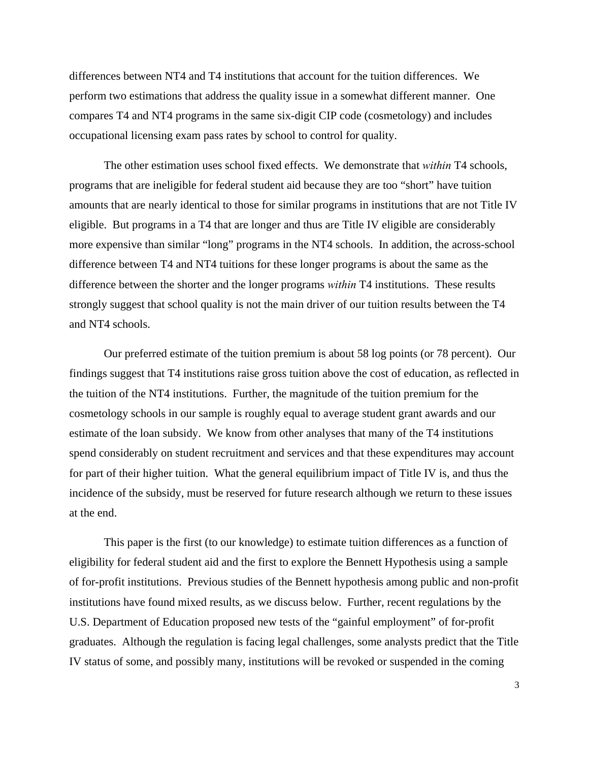differences between NT4 and T4 institutions that account for the tuition differences. We perform two estimations that address the quality issue in a somewhat different manner. One compares T4 and NT4 programs in the same six-digit CIP code (cosmetology) and includes occupational licensing exam pass rates by school to control for quality.

The other estimation uses school fixed effects. We demonstrate that *within* T4 schools, programs that are ineligible for federal student aid because they are too "short" have tuition amounts that are nearly identical to those for similar programs in institutions that are not Title IV eligible. But programs in a T4 that are longer and thus are Title IV eligible are considerably more expensive than similar "long" programs in the NT4 schools. In addition, the across-school difference between T4 and NT4 tuitions for these longer programs is about the same as the difference between the shorter and the longer programs *within* T4 institutions. These results strongly suggest that school quality is not the main driver of our tuition results between the T4 and NT4 schools.

Our preferred estimate of the tuition premium is about 58 log points (or 78 percent). Our findings suggest that T4 institutions raise gross tuition above the cost of education, as reflected in the tuition of the NT4 institutions. Further, the magnitude of the tuition premium for the cosmetology schools in our sample is roughly equal to average student grant awards and our estimate of the loan subsidy. We know from other analyses that many of the T4 institutions spend considerably on student recruitment and services and that these expenditures may account for part of their higher tuition. What the general equilibrium impact of Title IV is, and thus the incidence of the subsidy, must be reserved for future research although we return to these issues at the end.

This paper is the first (to our knowledge) to estimate tuition differences as a function of eligibility for federal student aid and the first to explore the Bennett Hypothesis using a sample of for-profit institutions. Previous studies of the Bennett hypothesis among public and non-profit institutions have found mixed results, as we discuss below. Further, recent regulations by the U.S. Department of Education proposed new tests of the "gainful employment" of for-profit graduates. Although the regulation is facing legal challenges, some analysts predict that the Title IV status of some, and possibly many, institutions will be revoked or suspended in the coming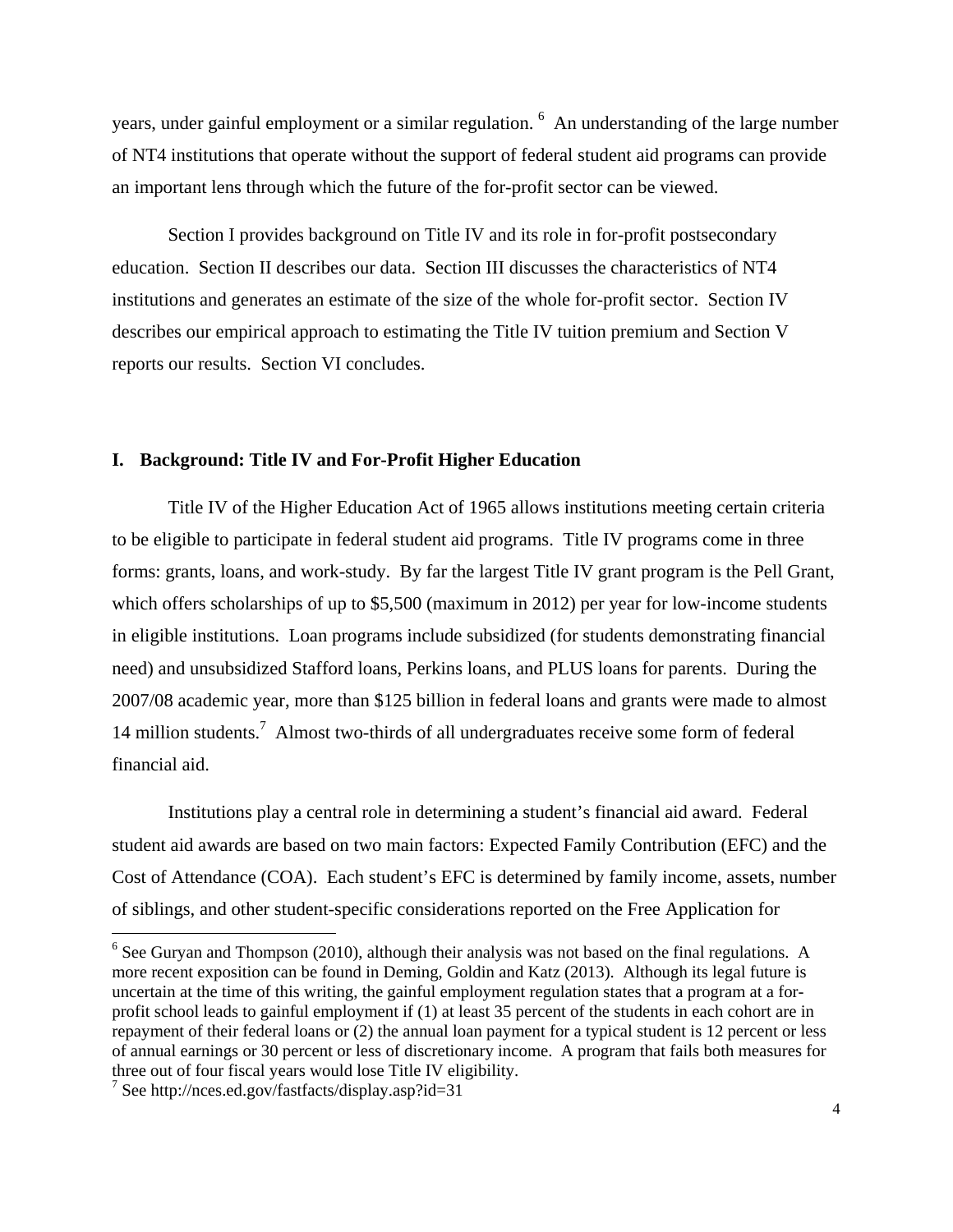years, under gainful employment or a similar regulation. [6] An understanding of the large number of NT4 institutions that operate without the support of federal student aid programs can provide an important lens through which the future of the for-profit sector can be viewed.

Section I provides background on Title IV and its role in for-profit postsecondary education. Section II describes our data. Section III discusses the characteristics of NT4 institutions and generates an estimate of the size of the whole for-profit sector. Section IV describes our empirical approach to estimating the Title IV tuition premium and Section V reports our results. Section VI concludes.

## I. Background: Title IV and For-Profit Higher Education

Title IV of the Higher Education Act of 1965 allows institutions meeting certain criteria to be eligible to participate in federal student aid programs. Title IV programs come in three forms: grants, loans, and work-study. By far the largest Title IV grant program is the Pell Grant, which offers scholarships of up to $5,500 (maximum in 2012) per year for low-income students in eligible institutions. Loan programs include subsidized (for students demonstrating financial need) and unsubsidized Stafford loans, Perkins loans, and PLUS loans for parents. During the 2007/08 academic year, more than $125 billion in federal loans and grants were made to almost 14 million students.[7] Almost two-thirds of all undergraduates receive some form of federal financial aid.

Institutions play a central role in determining a student's financial aid award. Federal student aid awards are based on two main factors: Expected Family Contribution (EFC) and the Cost of Attendance (COA). Each student's EFC is determined by family income, assets, number of siblings, and other student-specific considerations reported on the Free Application for

---

[6] See Guryan and Thompson (2010), although their analysis was not based on the final regulations. A more recent exposition can be found in Deming, Goldin and Katz (2013). Although its legal future is uncertain at the time of this writing, the gainful employment regulation states that a program at a for-profit school leads to gainful employment if (1) at least 35 percent of the students in each cohort are in repayment of their federal loans or (2) the annual loan payment for a typical student is 12 percent or less of annual earnings or 30 percent or less of discretionary income. A program that fails both measures for three out of four fiscal years would lose Title IV eligibility.

[7] See http://nces.ed.gov/fastfacts/display.asp?id=31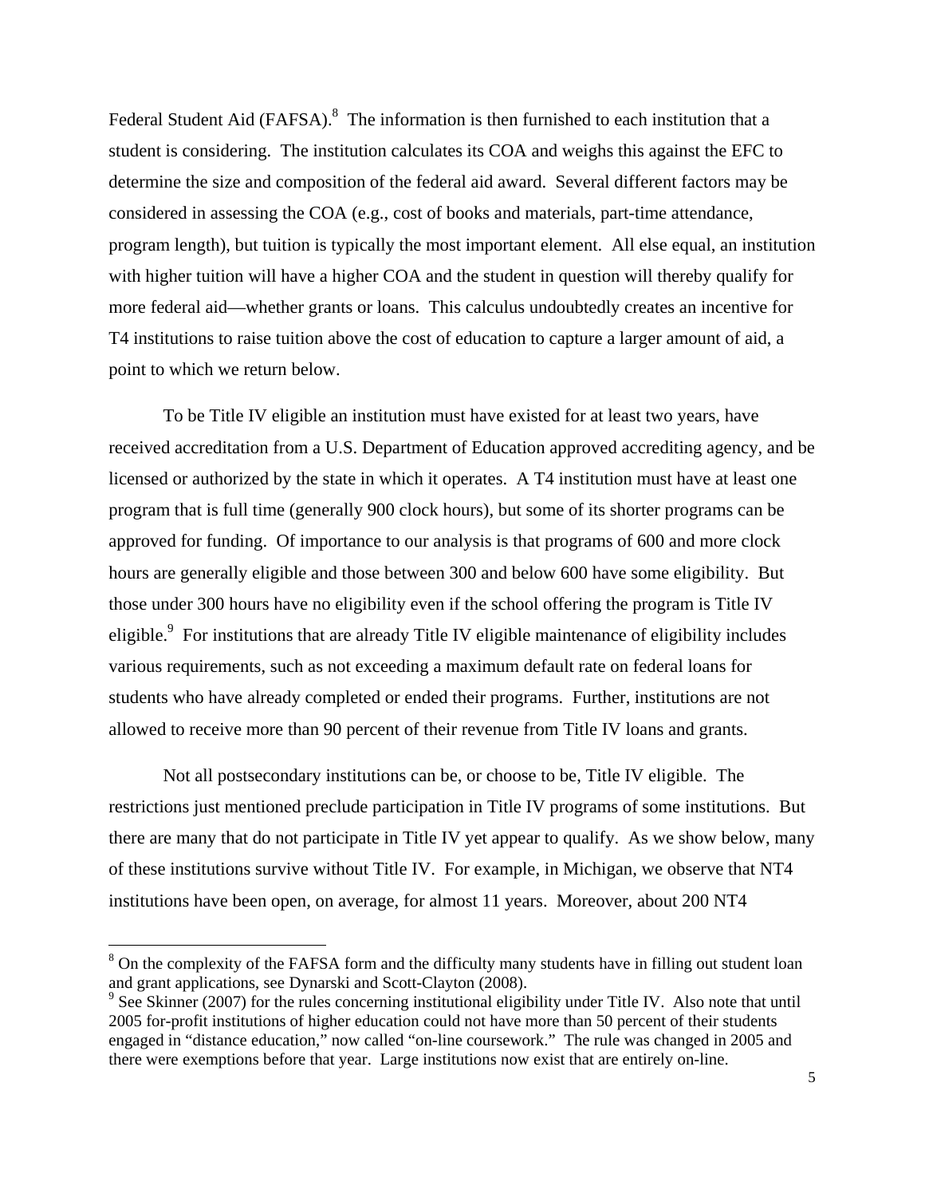Federal Student Aid (FAFSA).[8] The information is then furnished to each institution that a student is considering. The institution calculates its COA and weighs this against the EFC to determine the size and composition of the federal aid award. Several different factors may be considered in assessing the COA (e.g., cost of books and materials, part-time attendance, program length), but tuition is typically the most important element. All else equal, an institution with higher tuition will have a higher COA and the student in question will thereby qualify for more federal aid—whether grants or loans. This calculus undoubtedly creates an incentive for T4 institutions to raise tuition above the cost of education to capture a larger amount of aid, a point to which we return below.

To be Title IV eligible an institution must have existed for at least two years, have received accreditation from a U.S. Department of Education approved accrediting agency, and be licensed or authorized by the state in which it operates. A T4 institution must have at least one program that is full time (generally 900 clock hours), but some of its shorter programs can be approved for funding. Of importance to our analysis is that programs of 600 and more clock hours are generally eligible and those between 300 and below 600 have some eligibility. But those under 300 hours have no eligibility even if the school offering the program is Title IV eligible.[9] For institutions that are already Title IV eligible maintenance of eligibility includes various requirements, such as not exceeding a maximum default rate on federal loans for students who have already completed or ended their programs. Further, institutions are not allowed to receive more than 90 percent of their revenue from Title IV loans and grants.

Not all postsecondary institutions can be, or choose to be, Title IV eligible. The restrictions just mentioned preclude participation in Title IV programs of some institutions. But there are many that do not participate in Title IV yet appear to qualify. As we show below, many of these institutions survive without Title IV. For example, in Michigan, we observe that NT4 institutions have been open, on average, for almost 11 years. Moreover, about 200 NT4

---

[8] On the complexity of the FAFSA form and the difficulty many students have in filling out student loan and grant applications, see Dynarski and Scott-Clayton (2008).

[9] See Skinner (2007) for the rules concerning institutional eligibility under Title IV. Also note that until 2005 for-profit institutions of higher education could not have more than 50 percent of their students engaged in "distance education," now called "on-line coursework." The rule was changed in 2005 and there were exemptions before that year. Large institutions now exist that are entirely on-line.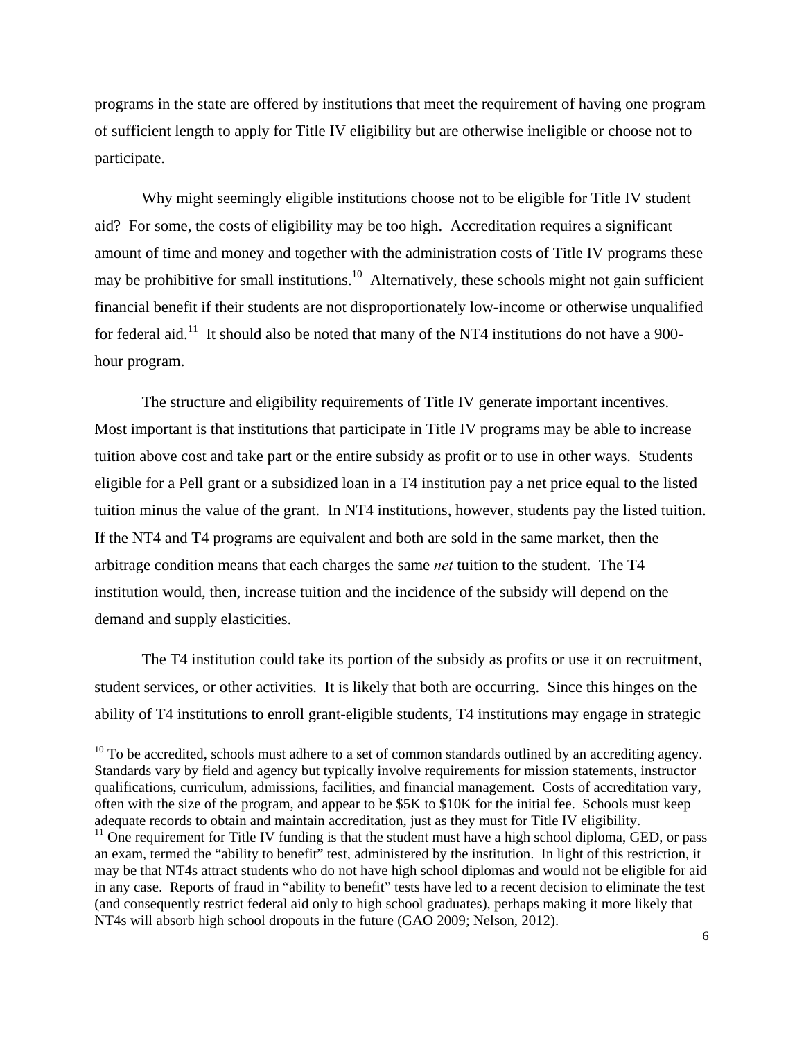programs in the state are offered by institutions that meet the requirement of having one program of sufficient length to apply for Title IV eligibility but are otherwise ineligible or choose not to participate.

Why might seemingly eligible institutions choose not to be eligible for Title IV student aid? For some, the costs of eligibility may be too high. Accreditation requires a significant amount of time and money and together with the administration costs of Title IV programs these may be prohibitive for small institutions.[10] Alternatively, these schools might not gain sufficient financial benefit if their students are not disproportionately low-income or otherwise unqualified for federal aid.[11] It should also be noted that many of the NT4 institutions do not have a 900-hour program.

The structure and eligibility requirements of Title IV generate important incentives. Most important is that institutions that participate in Title IV programs may be able to increase tuition above cost and take part or the entire subsidy as profit or to use in other ways. Students eligible for a Pell grant or a subsidized loan in a T4 institution pay a net price equal to the listed tuition minus the value of the grant. In NT4 institutions, however, students pay the listed tuition. If the NT4 and T4 programs are equivalent and both are sold in the same market, then the arbitrage condition means that each charges the same *net* tuition to the student. The T4 institution would, then, increase tuition and the incidence of the subsidy will depend on the demand and supply elasticities.

The T4 institution could take its portion of the subsidy as profits or use it on recruitment, student services, or other activities. It is likely that both are occurring. Since this hinges on the ability of T4 institutions to enroll grant-eligible students, T4 institutions may engage in strategic

---

[10] To be accredited, schools must adhere to a set of common standards outlined by an accrediting agency. Standards vary by field and agency but typically involve requirements for mission statements, instructor qualifications, curriculum, admissions, facilities, and financial management. Costs of accreditation vary, often with the size of the program, and appear to be $5K to $10K for the initial fee. Schools must keep adequate records to obtain and maintain accreditation, just as they must for Title IV eligibility.

[11] One requirement for Title IV funding is that the student must have a high school diploma, GED, or pass an exam, termed the "ability to benefit" test, administered by the institution. In light of this restriction, it may be that NT4s attract students who do not have high school diplomas and would not be eligible for aid in any case. Reports of fraud in "ability to benefit" tests have led to a recent decision to eliminate the test (and consequently restrict federal aid only to high school graduates), perhaps making it more likely that NT4s will absorb high school dropouts in the future (GAO 2009; Nelson, 2012).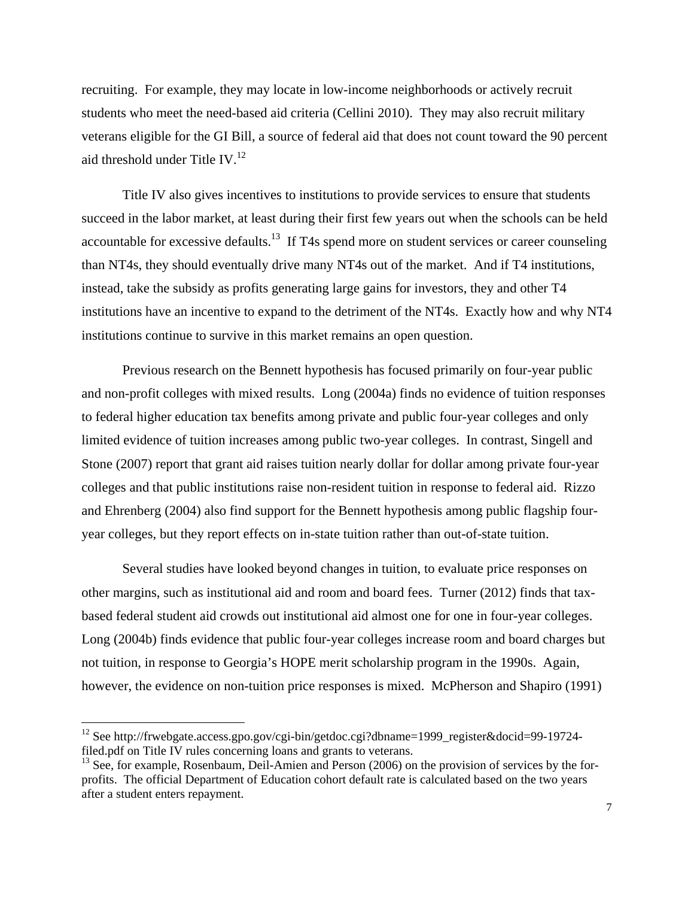recruiting. For example, they may locate in low-income neighborhoods or actively recruit students who meet the need-based aid criteria (Cellini 2010). They may also recruit military veterans eligible for the GI Bill, a source of federal aid that does not count toward the 90 percent aid threshold under Title IV.[12]

Title IV also gives incentives to institutions to provide services to ensure that students succeed in the labor market, at least during their first few years out when the schools can be held accountable for excessive defaults.[13] If T4s spend more on student services or career counseling than NT4s, they should eventually drive many NT4s out of the market. And if T4 institutions, instead, take the subsidy as profits generating large gains for investors, they and other T4 institutions have an incentive to expand to the detriment of the NT4s. Exactly how and why NT4 institutions continue to survive in this market remains an open question.

Previous research on the Bennett hypothesis has focused primarily on four-year public and non-profit colleges with mixed results. Long (2004a) finds no evidence of tuition responses to federal higher education tax benefits among private and public four-year colleges and only limited evidence of tuition increases among public two-year colleges. In contrast, Singell and Stone (2007) report that grant aid raises tuition nearly dollar for dollar among private four-year colleges and that public institutions raise non-resident tuition in response to federal aid. Rizzo and Ehrenberg (2004) also find support for the Bennett hypothesis among public flagship four-year colleges, but they report effects on in-state tuition rather than out-of-state tuition.

Several studies have looked beyond changes in tuition, to evaluate price responses on other margins, such as institutional aid and room and board fees. Turner (2012) finds that tax-based federal student aid crowds out institutional aid almost one for one in four-year colleges. Long (2004b) finds evidence that public four-year colleges increase room and board charges but not tuition, in response to Georgia's HOPE merit scholarship program in the 1990s. Again, however, the evidence on non-tuition price responses is mixed. McPherson and Shapiro (1991)

---

[12] See http://frwebgate.access.gpo.gov/cgi-bin/getdoc.cgi?dbname=1999_register&docid=99-19724-filed.pdf on Title IV rules concerning loans and grants to veterans.

[13] See, for example, Rosenbaum, Deil-Amien and Person (2006) on the provision of services by the for-profits. The official Department of Education cohort default rate is calculated based on the two years after a student enters repayment.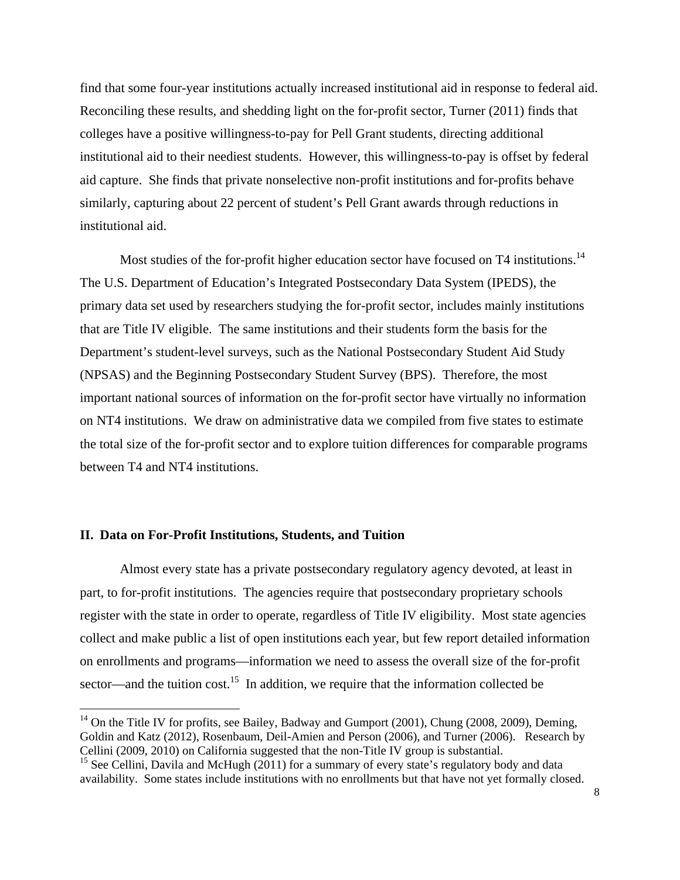find that some four-year institutions actually increased institutional aid in response to federal aid. Reconciling these results, and shedding light on the for-profit sector, Turner (2011) finds that colleges have a positive willingness-to-pay for Pell Grant students, directing additional institutional aid to their neediest students. However, this willingness-to-pay is offset by federal aid capture. She finds that private nonselective non-profit institutions and for-profits behave similarly, capturing about 22 percent of student's Pell Grant awards through reductions in institutional aid.

Most studies of the for-profit higher education sector have focused on T4 institutions.[14] The U.S. Department of Education's Integrated Postsecondary Data System (IPEDS), the primary data set used by researchers studying the for-profit sector, includes mainly institutions that are Title IV eligible. The same institutions and their students form the basis for the Department's student-level surveys, such as the National Postsecondary Student Aid Study (NPSAS) and the Beginning Postsecondary Student Survey (BPS). Therefore, the most important national sources of information on the for-profit sector have virtually no information on NT4 institutions. We draw on administrative data we compiled from five states to estimate the total size of the for-profit sector and to explore tuition differences for comparable programs between T4 and NT4 institutions.

## II. Data on For-Profit Institutions, Students, and Tuition

Almost every state has a private postsecondary regulatory agency devoted, at least in part, to for-profit institutions. The agencies require that postsecondary proprietary schools register with the state in order to operate, regardless of Title IV eligibility. Most state agencies collect and make public a list of open institutions each year, but few report detailed information on enrollments and programs—information we need to assess the overall size of the for-profit sector—and the tuition cost.[15] In addition, we require that the information collected be

[14] On the Title IV for profits, see Bailey, Badway and Gumport (2001), Chung (2008, 2009), Deming, Goldin and Katz (2012), Rosenbaum, Deil-Amien and Person (2006), and Turner (2006). Research by Cellini (2009, 2010) on California suggested that the non-Title IV group is substantial.

[15] See Cellini, Davila and McHugh (2011) for a summary of every state's regulatory body and data availability. Some states include institutions with no enrollments but that have not yet formally closed.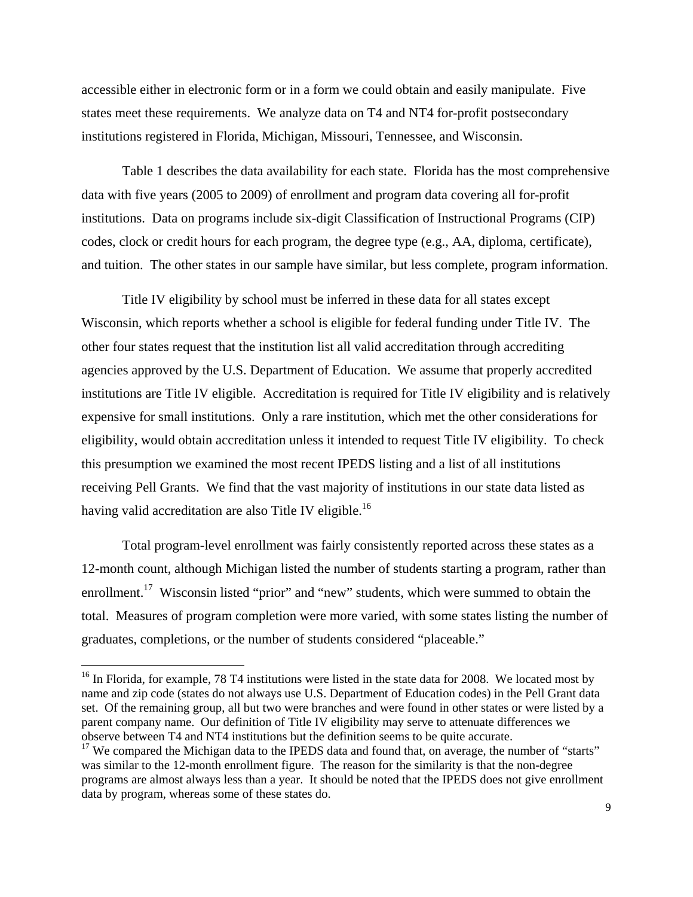accessible either in electronic form or in a form we could obtain and easily manipulate. Five states meet these requirements. We analyze data on T4 and NT4 for-profit postsecondary institutions registered in Florida, Michigan, Missouri, Tennessee, and Wisconsin.

Table 1 describes the data availability for each state. Florida has the most comprehensive data with five years (2005 to 2009) of enrollment and program data covering all for-profit institutions. Data on programs include six-digit Classification of Instructional Programs (CIP) codes, clock or credit hours for each program, the degree type (e.g., AA, diploma, certificate), and tuition. The other states in our sample have similar, but less complete, program information.

Title IV eligibility by school must be inferred in these data for all states except Wisconsin, which reports whether a school is eligible for federal funding under Title IV. The other four states request that the institution list all valid accreditation through accrediting agencies approved by the U.S. Department of Education. We assume that properly accredited institutions are Title IV eligible. Accreditation is required for Title IV eligibility and is relatively expensive for small institutions. Only a rare institution, which met the other considerations for eligibility, would obtain accreditation unless it intended to request Title IV eligibility. To check this presumption we examined the most recent IPEDS listing and a list of all institutions receiving Pell Grants. We find that the vast majority of institutions in our state data listed as having valid accreditation are also Title IV eligible.[16]

Total program-level enrollment was fairly consistently reported across these states as a 12-month count, although Michigan listed the number of students starting a program, rather than enrollment.[17] Wisconsin listed "prior" and "new" students, which were summed to obtain the total. Measures of program completion were more varied, with some states listing the number of graduates, completions, or the number of students considered "placeable."

---

[16] In Florida, for example, 78 T4 institutions were listed in the state data for 2008. We located most by name and zip code (states do not always use U.S. Department of Education codes) in the Pell Grant data set. Of the remaining group, all but two were branches and were found in other states or were listed by a parent company name. Our definition of Title IV eligibility may serve to attenuate differences we observe between T4 and NT4 institutions but the definition seems to be quite accurate.

[17] We compared the Michigan data to the IPEDS data and found that, on average, the number of "starts" was similar to the 12-month enrollment figure. The reason for the similarity is that the non-degree programs are almost always less than a year. It should be noted that the IPEDS does not give enrollment data by program, whereas some of these states do.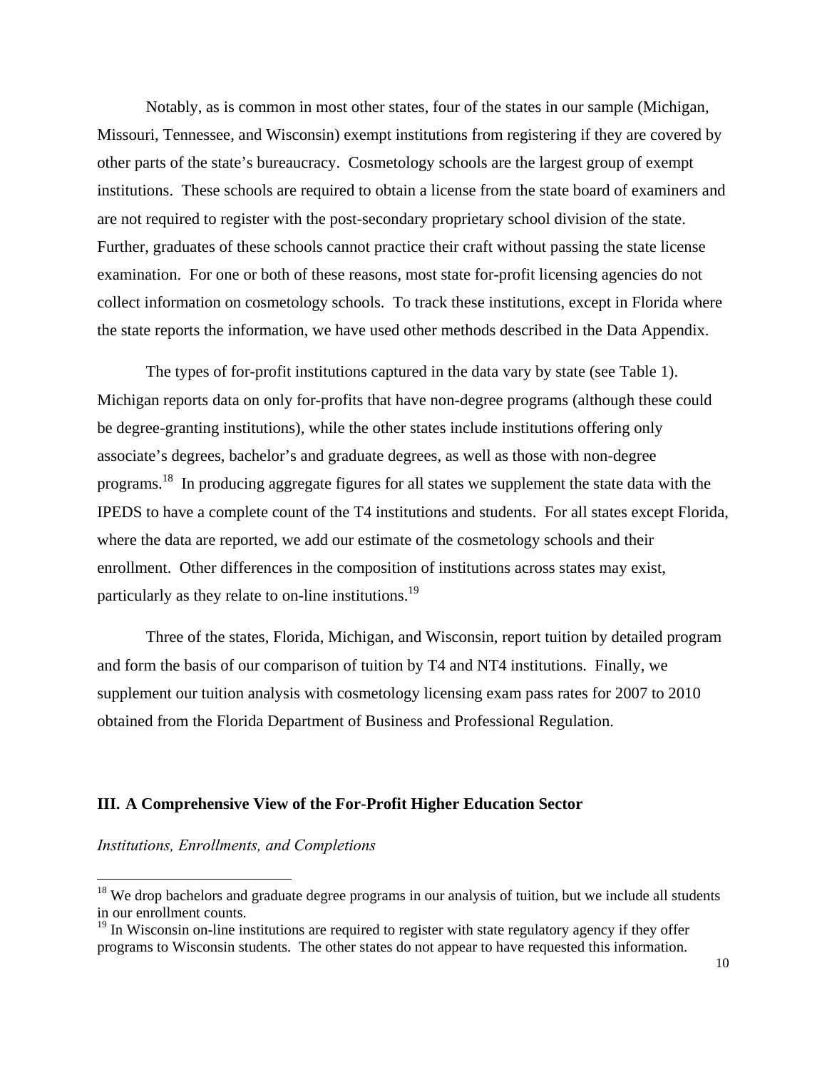Notably, as is common in most other states, four of the states in our sample (Michigan, Missouri, Tennessee, and Wisconsin) exempt institutions from registering if they are covered by other parts of the state's bureaucracy. Cosmetology schools are the largest group of exempt institutions. These schools are required to obtain a license from the state board of examiners and are not required to register with the post-secondary proprietary school division of the state. Further, graduates of these schools cannot practice their craft without passing the state license examination. For one or both of these reasons, most state for-profit licensing agencies do not collect information on cosmetology schools. To track these institutions, except in Florida where the state reports the information, we have used other methods described in the Data Appendix.

The types of for-profit institutions captured in the data vary by state (see Table 1). Michigan reports data on only for-profits that have non-degree programs (although these could be degree-granting institutions), while the other states include institutions offering only associate's degrees, bachelor's and graduate degrees, as well as those with non-degree programs.[18] In producing aggregate figures for all states we supplement the state data with the IPEDS to have a complete count of the T4 institutions and students. For all states except Florida, where the data are reported, we add our estimate of the cosmetology schools and their enrollment. Other differences in the composition of institutions across states may exist, particularly as they relate to on-line institutions.[19]

Three of the states, Florida, Michigan, and Wisconsin, report tuition by detailed program and form the basis of our comparison of tuition by T4 and NT4 institutions. Finally, we supplement our tuition analysis with cosmetology licensing exam pass rates for 2007 to 2010 obtained from the Florida Department of Business and Professional Regulation.

## III. A Comprehensive View of the For-Profit Higher Education Sector

*Institutions, Enrollments, and Completions*

[18] We drop bachelors and graduate degree programs in our analysis of tuition, but we include all students in our enrollment counts.

[19] In Wisconsin on-line institutions are required to register with state regulatory agency if they offer programs to Wisconsin students. The other states do not appear to have requested this information.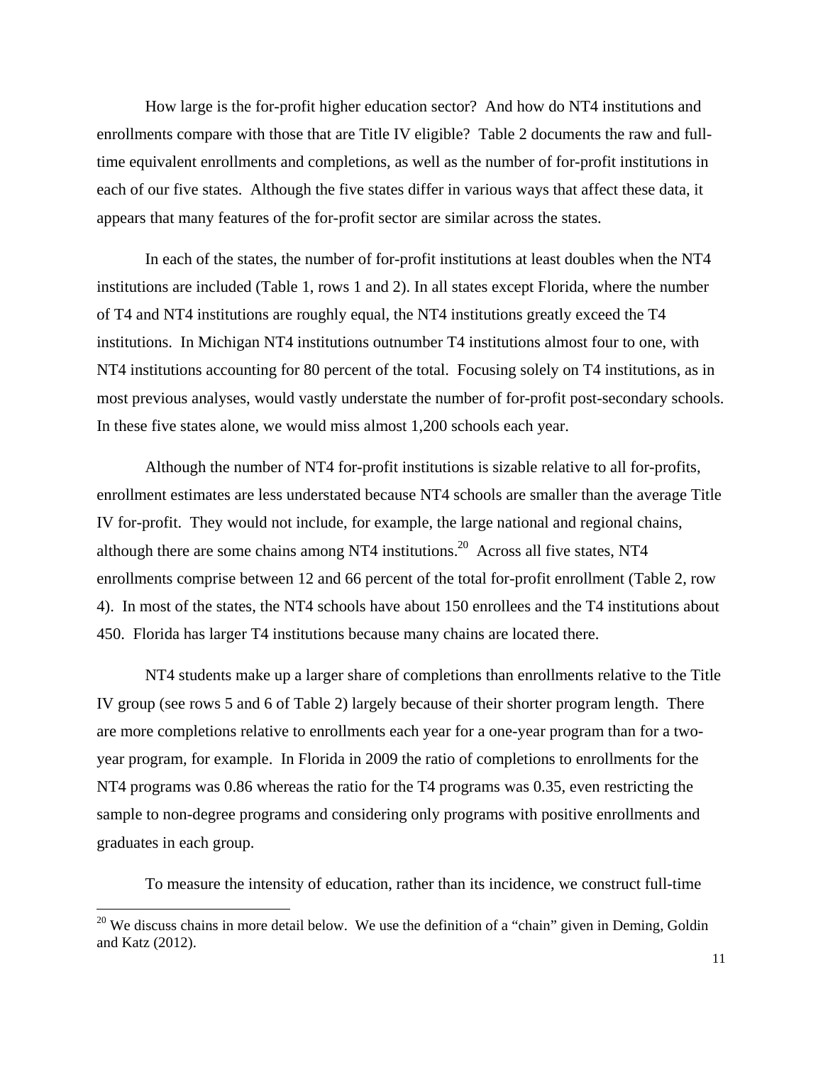How large is the for-profit higher education sector? And how do NT4 institutions and enrollments compare with those that are Title IV eligible? Table 2 documents the raw and full-time equivalent enrollments and completions, as well as the number of for-profit institutions in each of our five states. Although the five states differ in various ways that affect these data, it appears that many features of the for-profit sector are similar across the states.

In each of the states, the number of for-profit institutions at least doubles when the NT4 institutions are included (Table 1, rows 1 and 2). In all states except Florida, where the number of T4 and NT4 institutions are roughly equal, the NT4 institutions greatly exceed the T4 institutions. In Michigan NT4 institutions outnumber T4 institutions almost four to one, with NT4 institutions accounting for 80 percent of the total. Focusing solely on T4 institutions, as in most previous analyses, would vastly understate the number of for-profit post-secondary schools. In these five states alone, we would miss almost 1,200 schools each year.

Although the number of NT4 for-profit institutions is sizable relative to all for-profits, enrollment estimates are less understated because NT4 schools are smaller than the average Title IV for-profit. They would not include, for example, the large national and regional chains, although there are some chains among NT4 institutions.[20] Across all five states, NT4 enrollments comprise between 12 and 66 percent of the total for-profit enrollment (Table 2, row 4). In most of the states, the NT4 schools have about 150 enrollees and the T4 institutions about 450. Florida has larger T4 institutions because many chains are located there.

NT4 students make up a larger share of completions than enrollments relative to the Title IV group (see rows 5 and 6 of Table 2) largely because of their shorter program length. There are more completions relative to enrollments each year for a one-year program than for a two-year program, for example. In Florida in 2009 the ratio of completions to enrollments for the NT4 programs was 0.86 whereas the ratio for the T4 programs was 0.35, even restricting the sample to non-degree programs and considering only programs with positive enrollments and graduates in each group.

To measure the intensity of education, rather than its incidence, we construct full-time

[20] We discuss chains in more detail below. We use the definition of a "chain" given in Deming, Goldin and Katz (2012).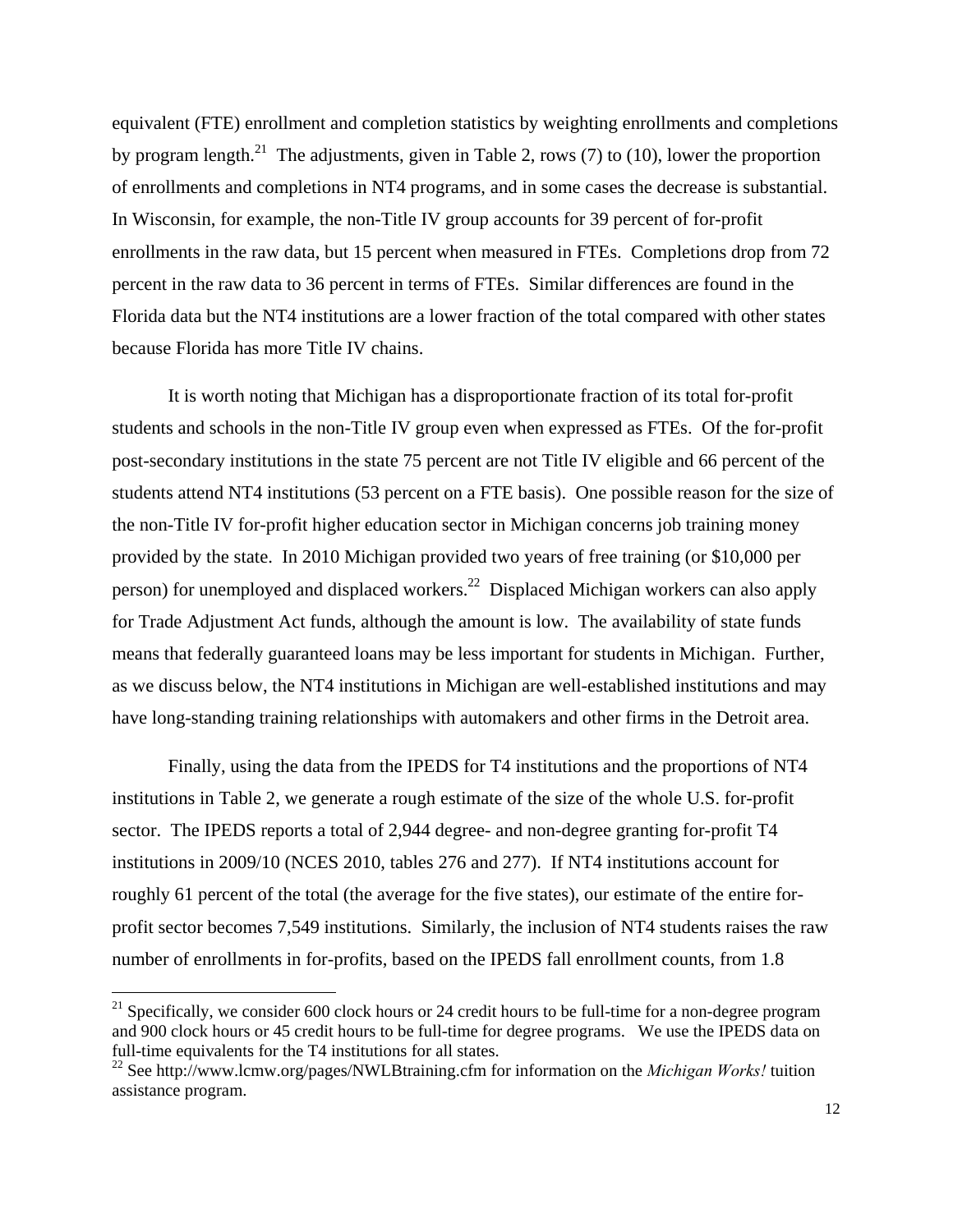equivalent (FTE) enrollment and completion statistics by weighting enrollments and completions by program length.[21] The adjustments, given in Table 2, rows (7) to (10), lower the proportion of enrollments and completions in NT4 programs, and in some cases the decrease is substantial. In Wisconsin, for example, the non-Title IV group accounts for 39 percent of for-profit enrollments in the raw data, but 15 percent when measured in FTEs. Completions drop from 72 percent in the raw data to 36 percent in terms of FTEs. Similar differences are found in the Florida data but the NT4 institutions are a lower fraction of the total compared with other states because Florida has more Title IV chains.

It is worth noting that Michigan has a disproportionate fraction of its total for-profit students and schools in the non-Title IV group even when expressed as FTEs. Of the for-profit post-secondary institutions in the state 75 percent are not Title IV eligible and 66 percent of the students attend NT4 institutions (53 percent on a FTE basis). One possible reason for the size of the non-Title IV for-profit higher education sector in Michigan concerns job training money provided by the state. In 2010 Michigan provided two years of free training (or $10,000 per person) for unemployed and displaced workers.[22] Displaced Michigan workers can also apply for Trade Adjustment Act funds, although the amount is low. The availability of state funds means that federally guaranteed loans may be less important for students in Michigan. Further, as we discuss below, the NT4 institutions in Michigan are well-established institutions and may have long-standing training relationships with automakers and other firms in the Detroit area.

Finally, using the data from the IPEDS for T4 institutions and the proportions of NT4 institutions in Table 2, we generate a rough estimate of the size of the whole U.S. for-profit sector. The IPEDS reports a total of 2,944 degree- and non-degree granting for-profit T4 institutions in 2009/10 (NCES 2010, tables 276 and 277). If NT4 institutions account for roughly 61 percent of the total (the average for the five states), our estimate of the entire for-profit sector becomes 7,549 institutions. Similarly, the inclusion of NT4 students raises the raw number of enrollments in for-profits, based on the IPEDS fall enrollment counts, from 1.8

---

[21] Specifically, we consider 600 clock hours or 24 credit hours to be full-time for a non-degree program and 900 clock hours or 45 credit hours to be full-time for degree programs. We use the IPEDS data on full-time equivalents for the T4 institutions for all states.

[22] See http://www.lcmw.org/pages/NWLBtraining.cfm for information on the *Michigan Works!* tuition assistance program.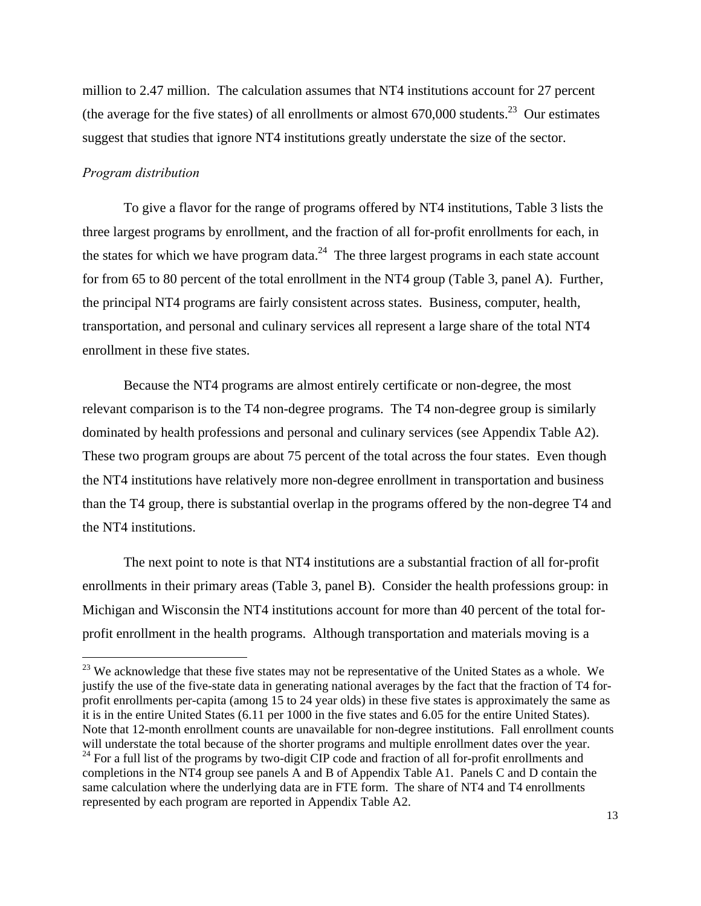million to 2.47 million. The calculation assumes that NT4 institutions account for 27 percent (the average for the five states) of all enrollments or almost 670,000 students.[23] Our estimates suggest that studies that ignore NT4 institutions greatly understate the size of the sector.

*Program distribution*

To give a flavor for the range of programs offered by NT4 institutions, Table 3 lists the three largest programs by enrollment, and the fraction of all for-profit enrollments for each, in the states for which we have program data.[24] The three largest programs in each state account for from 65 to 80 percent of the total enrollment in the NT4 group (Table 3, panel A). Further, the principal NT4 programs are fairly consistent across states. Business, computer, health, transportation, and personal and culinary services all represent a large share of the total NT4 enrollment in these five states.

Because the NT4 programs are almost entirely certificate or non-degree, the most relevant comparison is to the T4 non-degree programs. The T4 non-degree group is similarly dominated by health professions and personal and culinary services (see Appendix Table A2). These two program groups are about 75 percent of the total across the four states. Even though the NT4 institutions have relatively more non-degree enrollment in transportation and business than the T4 group, there is substantial overlap in the programs offered by the non-degree T4 and the NT4 institutions.

The next point to note is that NT4 institutions are a substantial fraction of all for-profit enrollments in their primary areas (Table 3, panel B). Consider the health professions group: in Michigan and Wisconsin the NT4 institutions account for more than 40 percent of the total for-profit enrollment in the health programs. Although transportation and materials moving is a

---

[23] We acknowledge that these five states may not be representative of the United States as a whole. We justify the use of the five-state data in generating national averages by the fact that the fraction of T4 for-profit enrollments per-capita (among 15 to 24 year olds) in these five states is approximately the same as it is in the entire United States (6.11 per 1000 in the five states and 6.05 for the entire United States). Note that 12-month enrollment counts are unavailable for non-degree institutions. Fall enrollment counts will understate the total because of the shorter programs and multiple enrollment dates over the year.

[24] For a full list of the programs by two-digit CIP code and fraction of all for-profit enrollments and completions in the NT4 group see panels A and B of Appendix Table A1. Panels C and D contain the same calculation where the underlying data are in FTE form. The share of NT4 and T4 enrollments represented by each program are reported in Appendix Table A2.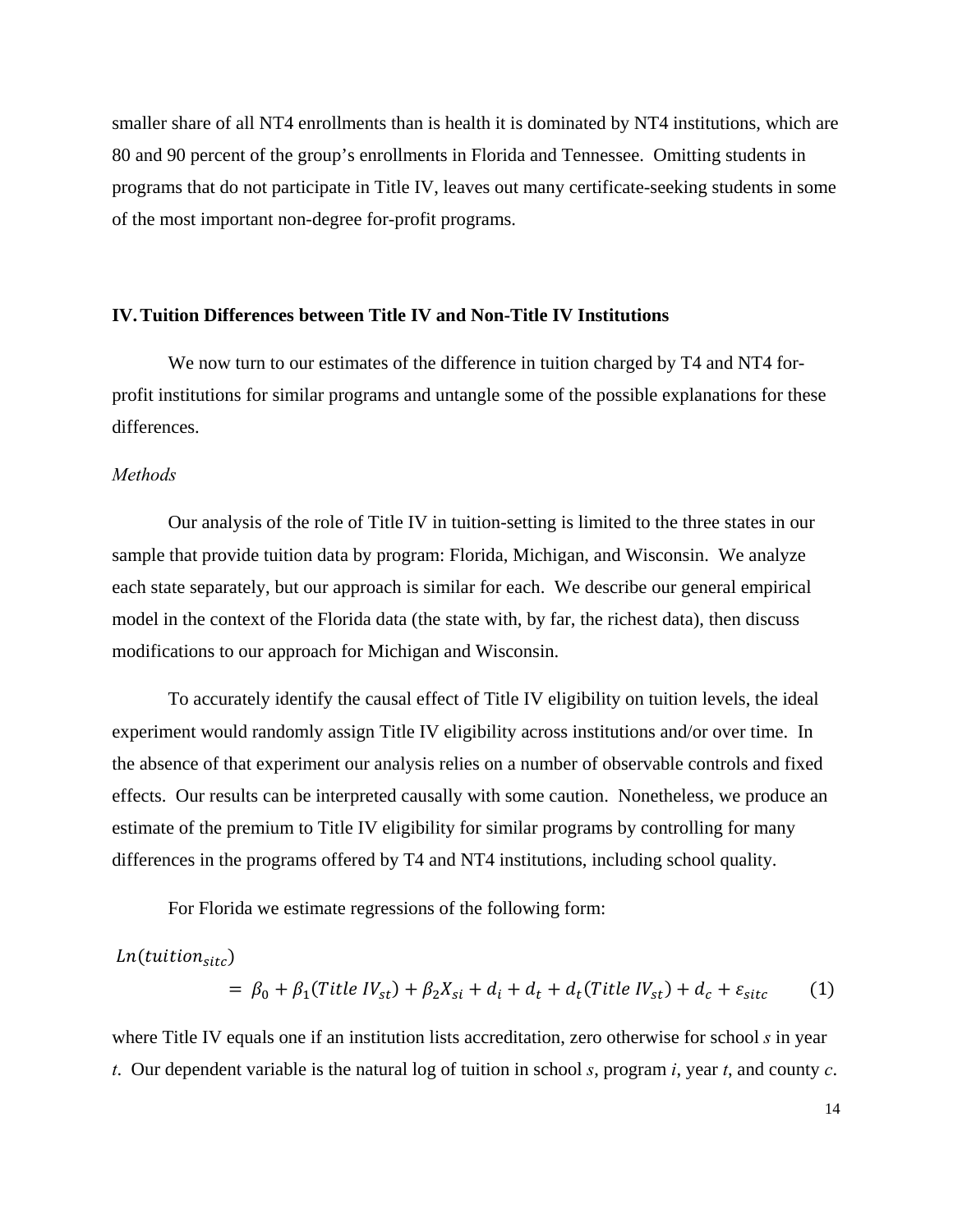smaller share of all NT4 enrollments than is health it is dominated by NT4 institutions, which are 80 and 90 percent of the group's enrollments in Florida and Tennessee. Omitting students in programs that do not participate in Title IV, leaves out many certificate-seeking students in some of the most important non-degree for-profit programs.

## IV. Tuition Differences between Title IV and Non-Title IV Institutions

We now turn to our estimates of the difference in tuition charged by T4 and NT4 for-profit institutions for similar programs and untangle some of the possible explanations for these differences.

*Methods*

Our analysis of the role of Title IV in tuition-setting is limited to the three states in our sample that provide tuition data by program: Florida, Michigan, and Wisconsin. We analyze each state separately, but our approach is similar for each. We describe our general empirical model in the context of the Florida data (the state with, by far, the richest data), then discuss modifications to our approach for Michigan and Wisconsin.

To accurately identify the causal effect of Title IV eligibility on tuition levels, the ideal experiment would randomly assign Title IV eligibility across institutions and/or over time. In the absence of that experiment our analysis relies on a number of observable controls and fixed effects. Our results can be interpreted causally with some caution. Nonetheless, we produce an estimate of the premium to Title IV eligibility for similar programs by controlling for many differences in the programs offered by T4 and NT4 institutions, including school quality.

For Florida we estimate regressions of the following form:

$$Ln(tuition_{sitc}) = \beta_0 + \beta_1(Title\ IV_{st}) + \beta_2 X_{si} + d_i + d_t + d_t(Title\ IV_{st}) + d_c + \varepsilon_{sitc} \qquad (1)$$

where Title IV equals one if an institution lists accreditation, zero otherwise for school *s* in year *t*. Our dependent variable is the natural log of tuition in school *s*, program *i*, year *t*, and county *c*.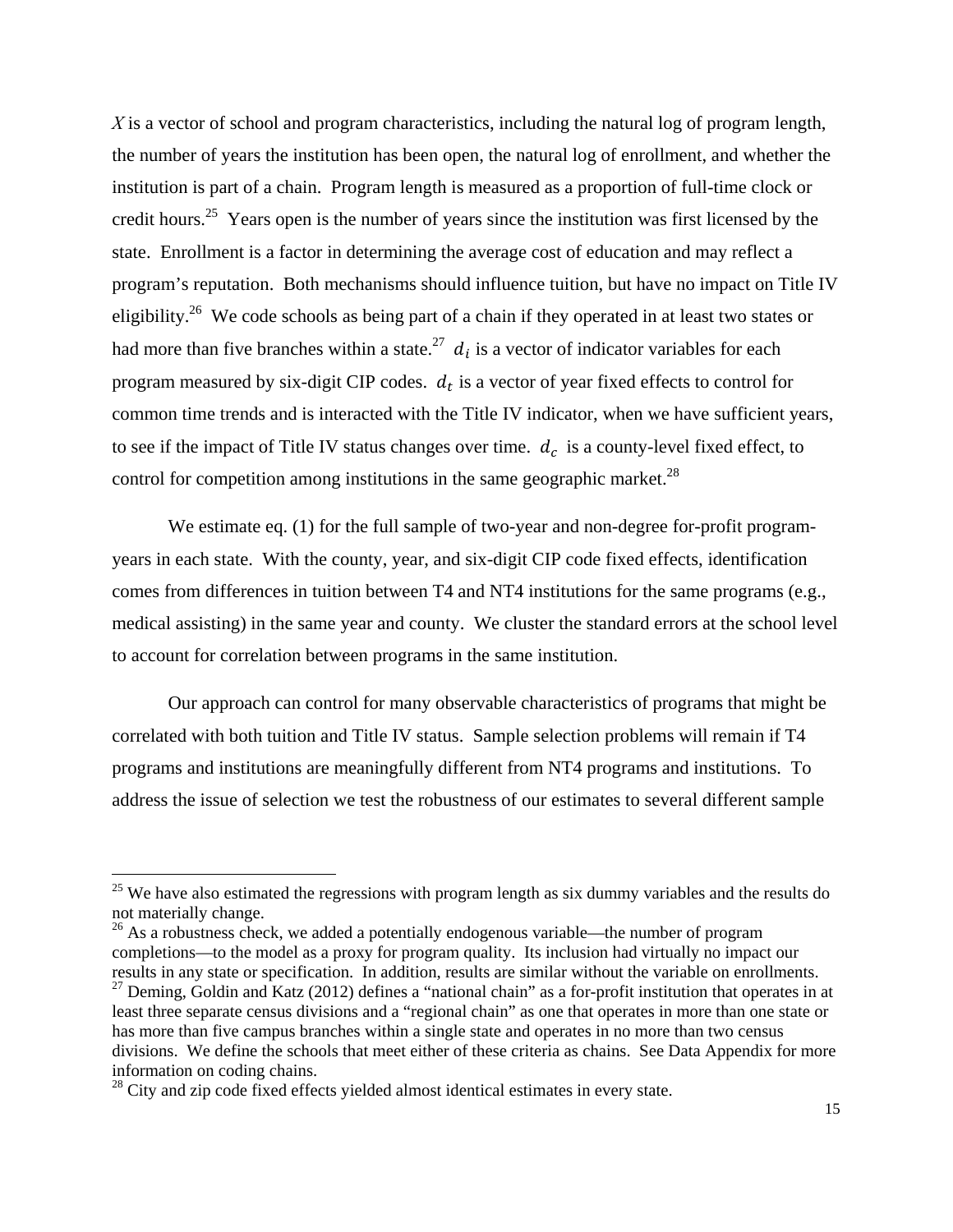$X$ is a vector of school and program characteristics, including the natural log of program length, the number of years the institution has been open, the natural log of enrollment, and whether the institution is part of a chain. Program length is measured as a proportion of full-time clock or credit hours.[25] Years open is the number of years since the institution was first licensed by the state. Enrollment is a factor in determining the average cost of education and may reflect a program's reputation. Both mechanisms should influence tuition, but have no impact on Title IV eligibility.[26] We code schools as being part of a chain if they operated in at least two states or had more than five branches within a state.[27] $d_i$ is a vector of indicator variables for each program measured by six-digit CIP codes. $d_t$ is a vector of year fixed effects to control for common time trends and is interacted with the Title IV indicator, when we have sufficient years, to see if the impact of Title IV status changes over time. $d_c$ is a county-level fixed effect, to control for competition among institutions in the same geographic market.[28]

We estimate eq. (1) for the full sample of two-year and non-degree for-profit program-years in each state. With the county, year, and six-digit CIP code fixed effects, identification comes from differences in tuition between T4 and NT4 institutions for the same programs (e.g., medical assisting) in the same year and county. We cluster the standard errors at the school level to account for correlation between programs in the same institution.

Our approach can control for many observable characteristics of programs that might be correlated with both tuition and Title IV status. Sample selection problems will remain if T4 programs and institutions are meaningfully different from NT4 programs and institutions. To address the issue of selection we test the robustness of our estimates to several different sample

---

[25] We have also estimated the regressions with program length as six dummy variables and the results do not materially change.

[26] As a robustness check, we added a potentially endogenous variable—the number of program completions—to the model as a proxy for program quality. Its inclusion had virtually no impact our results in any state or specification. In addition, results are similar without the variable on enrollments.

[27] Deming, Goldin and Katz (2012) defines a "national chain" as a for-profit institution that operates in at least three separate census divisions and a "regional chain" as one that operates in more than one state or has more than five campus branches within a single state and operates in no more than two census divisions. We define the schools that meet either of these criteria as chains. See Data Appendix for more information on coding chains.

[28] City and zip code fixed effects yielded almost identical estimates in every state.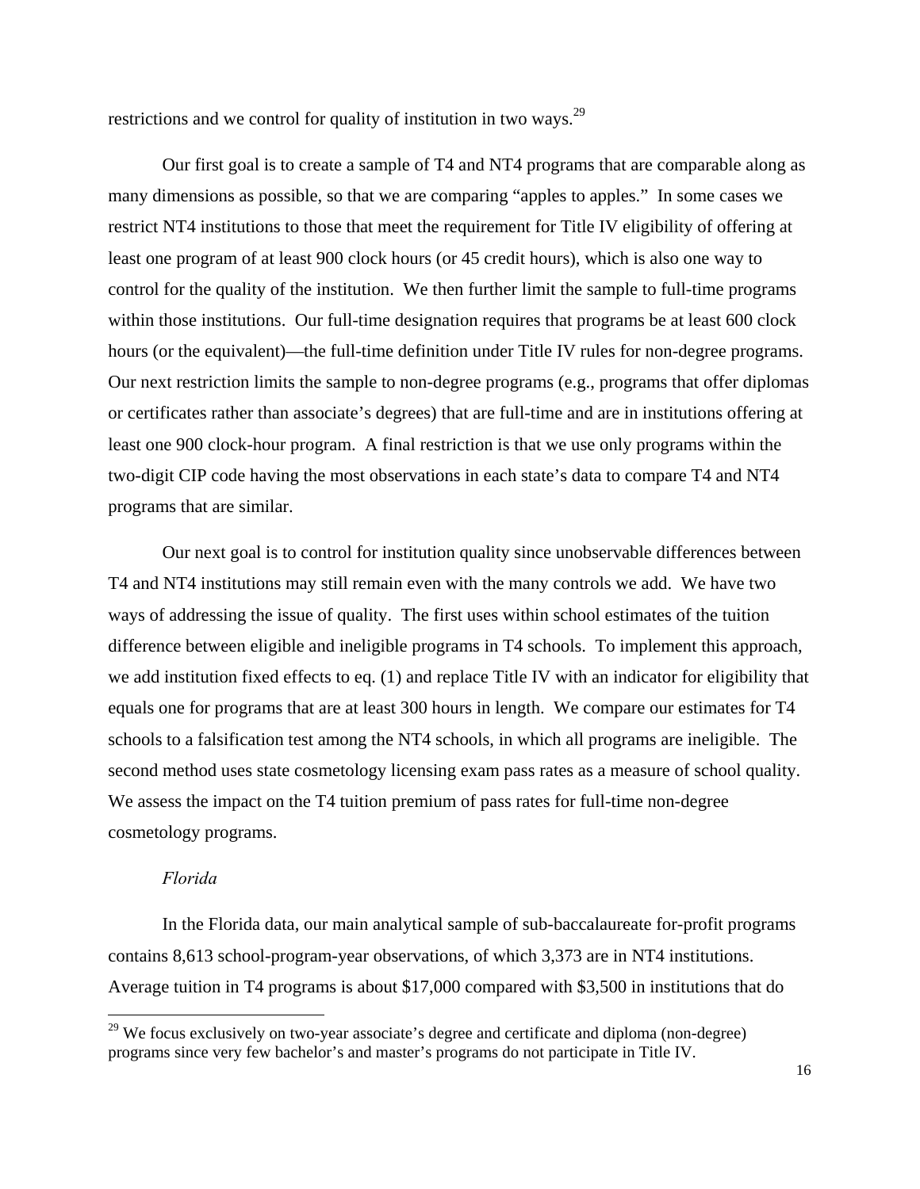restrictions and we control for quality of institution in two ways.[29]

Our first goal is to create a sample of T4 and NT4 programs that are comparable along as many dimensions as possible, so that we are comparing "apples to apples." In some cases we restrict NT4 institutions to those that meet the requirement for Title IV eligibility of offering at least one program of at least 900 clock hours (or 45 credit hours), which is also one way to control for the quality of the institution. We then further limit the sample to full-time programs within those institutions. Our full-time designation requires that programs be at least 600 clock hours (or the equivalent)—the full-time definition under Title IV rules for non-degree programs. Our next restriction limits the sample to non-degree programs (e.g., programs that offer diplomas or certificates rather than associate's degrees) that are full-time and are in institutions offering at least one 900 clock-hour program. A final restriction is that we use only programs within the two-digit CIP code having the most observations in each state's data to compare T4 and NT4 programs that are similar.

Our next goal is to control for institution quality since unobservable differences between T4 and NT4 institutions may still remain even with the many controls we add. We have two ways of addressing the issue of quality. The first uses within school estimates of the tuition difference between eligible and ineligible programs in T4 schools. To implement this approach, we add institution fixed effects to eq. (1) and replace Title IV with an indicator for eligibility that equals one for programs that are at least 300 hours in length. We compare our estimates for T4 schools to a falsification test among the NT4 schools, in which all programs are ineligible. The second method uses state cosmetology licensing exam pass rates as a measure of school quality. We assess the impact on the T4 tuition premium of pass rates for full-time non-degree cosmetology programs.

*Florida*

In the Florida data, our main analytical sample of sub-baccalaureate for-profit programs contains 8,613 school-program-year observations, of which 3,373 are in NT4 institutions. Average tuition in T4 programs is about $17,000 compared with $3,500 in institutions that do

[29] We focus exclusively on two-year associate's degree and certificate and diploma (non-degree) programs since very few bachelor's and master's programs do not participate in Title IV.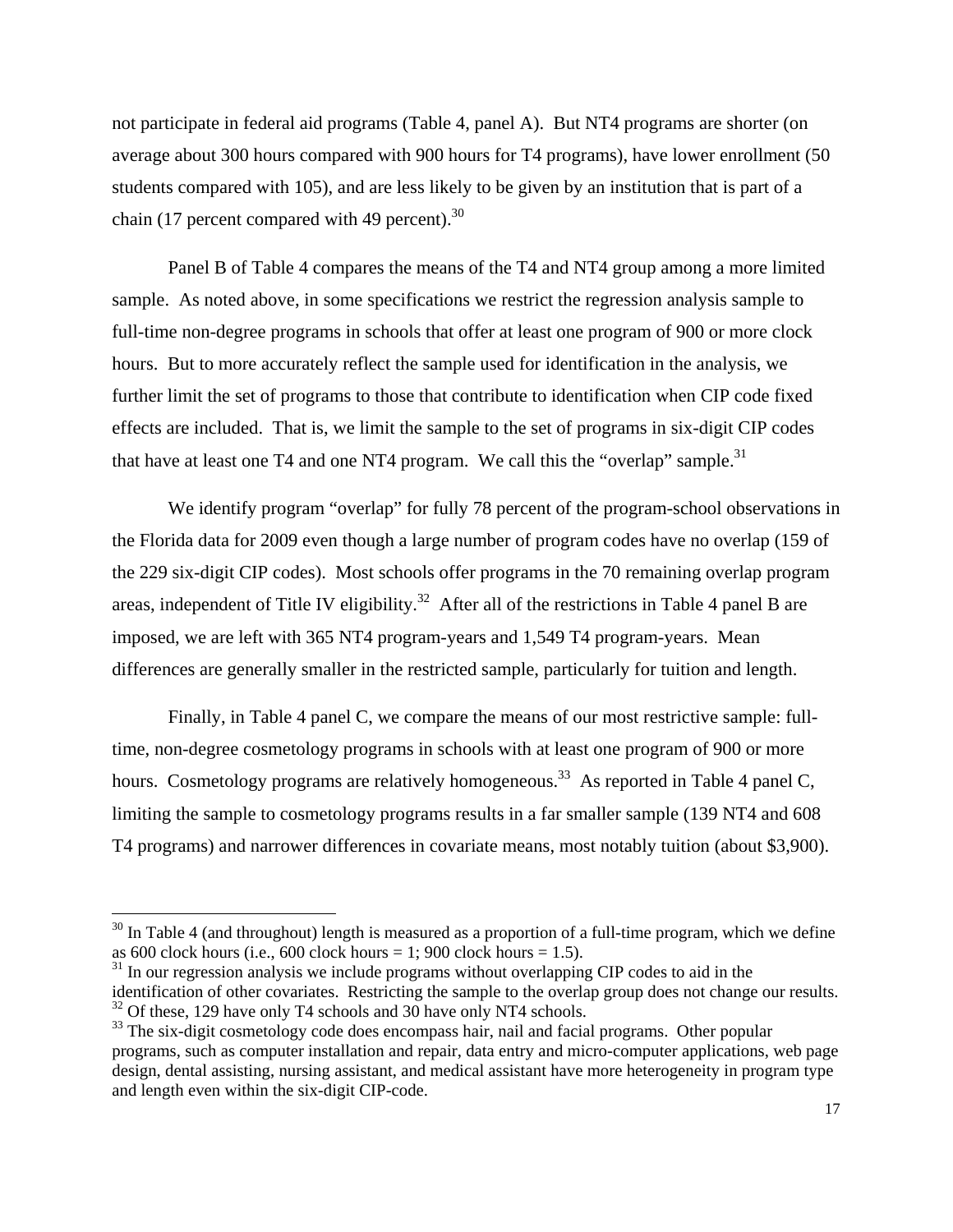not participate in federal aid programs (Table 4, panel A). But NT4 programs are shorter (on average about 300 hours compared with 900 hours for T4 programs), have lower enrollment (50 students compared with 105), and are less likely to be given by an institution that is part of a chain (17 percent compared with 49 percent).[30]

Panel B of Table 4 compares the means of the T4 and NT4 group among a more limited sample. As noted above, in some specifications we restrict the regression analysis sample to full-time non-degree programs in schools that offer at least one program of 900 or more clock hours. But to more accurately reflect the sample used for identification in the analysis, we further limit the set of programs to those that contribute to identification when CIP code fixed effects are included. That is, we limit the sample to the set of programs in six-digit CIP codes that have at least one T4 and one NT4 program. We call this the "overlap" sample.[31]

We identify program "overlap" for fully 78 percent of the program-school observations in the Florida data for 2009 even though a large number of program codes have no overlap (159 of the 229 six-digit CIP codes). Most schools offer programs in the 70 remaining overlap program areas, independent of Title IV eligibility.[32] After all of the restrictions in Table 4 panel B are imposed, we are left with 365 NT4 program-years and 1,549 T4 program-years. Mean differences are generally smaller in the restricted sample, particularly for tuition and length.

Finally, in Table 4 panel C, we compare the means of our most restrictive sample: full-time, non-degree cosmetology programs in schools with at least one program of 900 or more hours. Cosmetology programs are relatively homogeneous.[33] As reported in Table 4 panel C, limiting the sample to cosmetology programs results in a far smaller sample (139 NT4 and 608 T4 programs) and narrower differences in covariate means, most notably tuition (about $3,900).

---

[30] In Table 4 (and throughout) length is measured as a proportion of a full-time program, which we define as 600 clock hours (i.e., 600 clock hours = 1; 900 clock hours = 1.5).

[31] In our regression analysis we include programs without overlapping CIP codes to aid in the identification of other covariates. Restricting the sample to the overlap group does not change our results.

[32] Of these, 129 have only T4 schools and 30 have only NT4 schools.

[33] The six-digit cosmetology code does encompass hair, nail and facial programs. Other popular programs, such as computer installation and repair, data entry and micro-computer applications, web page design, dental assisting, nursing assistant, and medical assistant have more heterogeneity in program type and length even within the six-digit CIP-code.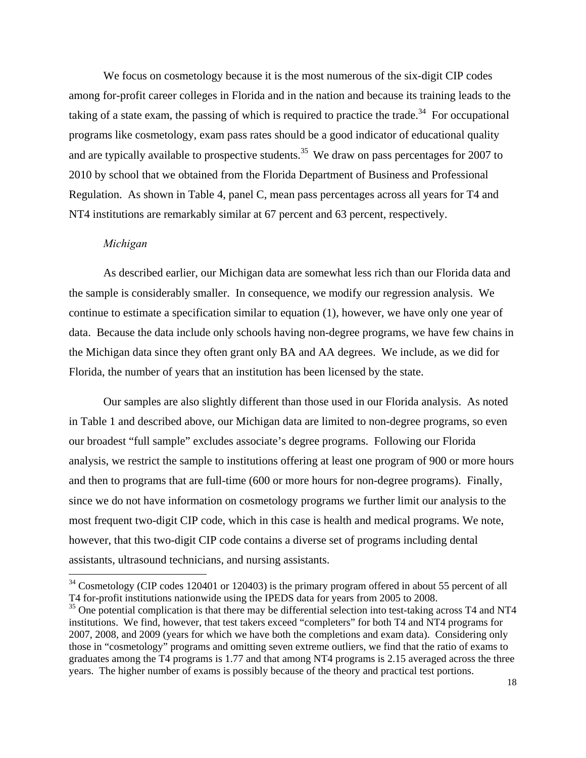We focus on cosmetology because it is the most numerous of the six-digit CIP codes among for-profit career colleges in Florida and in the nation and because its training leads to the taking of a state exam, the passing of which is required to practice the trade.[34] For occupational programs like cosmetology, exam pass rates should be a good indicator of educational quality and are typically available to prospective students.[35] We draw on pass percentages for 2007 to 2010 by school that we obtained from the Florida Department of Business and Professional Regulation. As shown in Table 4, panel C, mean pass percentages across all years for T4 and NT4 institutions are remarkably similar at 67 percent and 63 percent, respectively.

*Michigan*

As described earlier, our Michigan data are somewhat less rich than our Florida data and the sample is considerably smaller. In consequence, we modify our regression analysis. We continue to estimate a specification similar to equation (1), however, we have only one year of data. Because the data include only schools having non-degree programs, we have few chains in the Michigan data since they often grant only BA and AA degrees. We include, as we did for Florida, the number of years that an institution has been licensed by the state.

Our samples are also slightly different than those used in our Florida analysis. As noted in Table 1 and described above, our Michigan data are limited to non-degree programs, so even our broadest "full sample" excludes associate's degree programs. Following our Florida analysis, we restrict the sample to institutions offering at least one program of 900 or more hours and then to programs that are full-time (600 or more hours for non-degree programs). Finally, since we do not have information on cosmetology programs we further limit our analysis to the most frequent two-digit CIP code, which in this case is health and medical programs. We note, however, that this two-digit CIP code contains a diverse set of programs including dental assistants, ultrasound technicians, and nursing assistants.

---

[34] Cosmetology (CIP codes 120401 or 120403) is the primary program offered in about 55 percent of all T4 for-profit institutions nationwide using the IPEDS data for years from 2005 to 2008.

[35] One potential complication is that there may be differential selection into test-taking across T4 and NT4 institutions. We find, however, that test takers exceed "completers" for both T4 and NT4 programs for 2007, 2008, and 2009 (years for which we have both the completions and exam data). Considering only those in "cosmetology" programs and omitting seven extreme outliers, we find that the ratio of exams to graduates among the T4 programs is 1.77 and that among NT4 programs is 2.15 averaged across the three years. The higher number of exams is possibly because of the theory and practical test portions.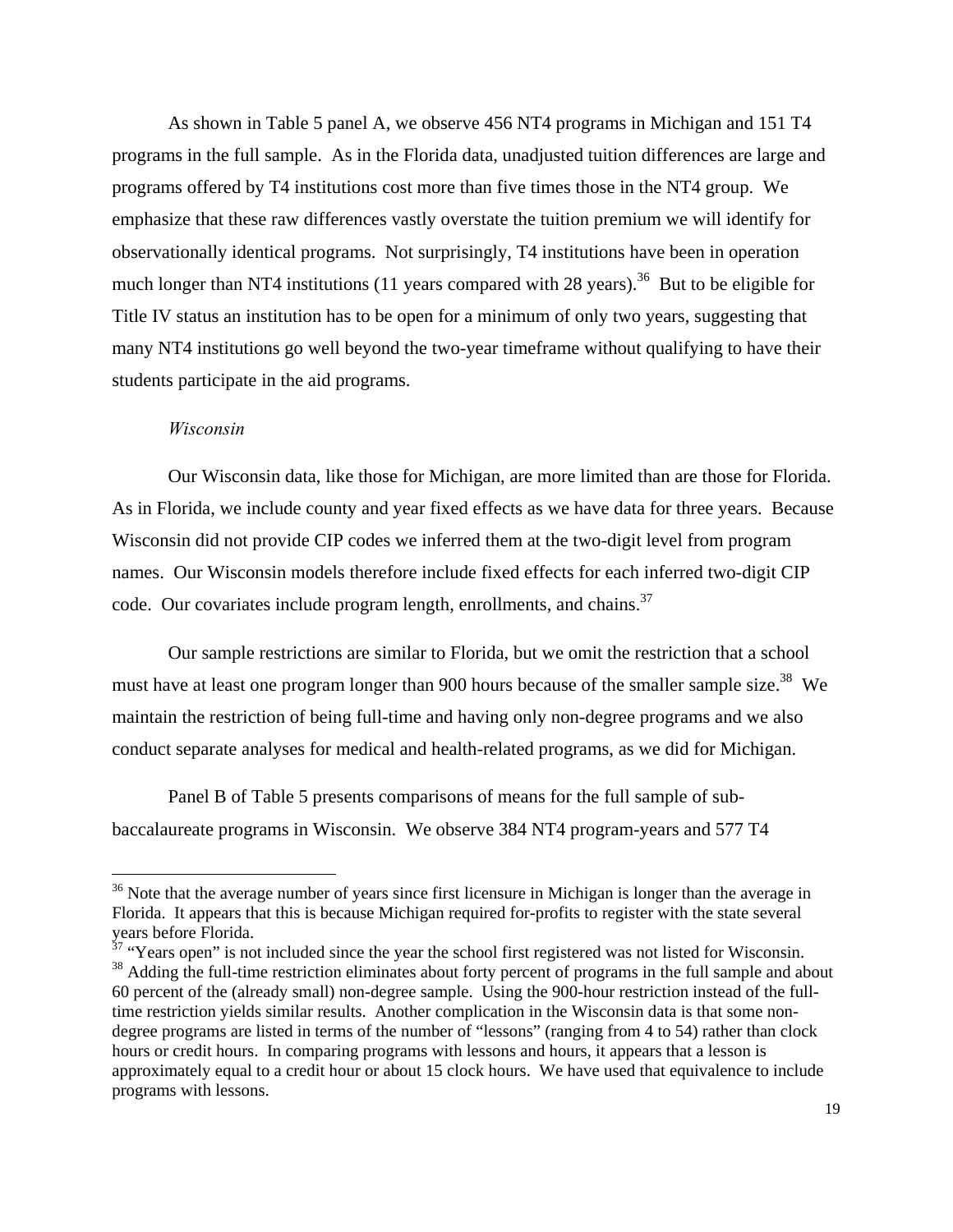As shown in Table 5 panel A, we observe 456 NT4 programs in Michigan and 151 T4 programs in the full sample. As in the Florida data, unadjusted tuition differences are large and programs offered by T4 institutions cost more than five times those in the NT4 group. We emphasize that these raw differences vastly overstate the tuition premium we will identify for observationally identical programs. Not surprisingly, T4 institutions have been in operation much longer than NT4 institutions (11 years compared with 28 years).[36] But to be eligible for Title IV status an institution has to be open for a minimum of only two years, suggesting that many NT4 institutions go well beyond the two-year timeframe without qualifying to have their students participate in the aid programs.

*Wisconsin*

Our Wisconsin data, like those for Michigan, are more limited than are those for Florida. As in Florida, we include county and year fixed effects as we have data for three years. Because Wisconsin did not provide CIP codes we inferred them at the two-digit level from program names. Our Wisconsin models therefore include fixed effects for each inferred two-digit CIP code. Our covariates include program length, enrollments, and chains.[37]

Our sample restrictions are similar to Florida, but we omit the restriction that a school must have at least one program longer than 900 hours because of the smaller sample size.[38] We maintain the restriction of being full-time and having only non-degree programs and we also conduct separate analyses for medical and health-related programs, as we did for Michigan.

Panel B of Table 5 presents comparisons of means for the full sample of sub-baccalaureate programs in Wisconsin. We observe 384 NT4 program-years and 577 T4

---

[36] Note that the average number of years since first licensure in Michigan is longer than the average in Florida. It appears that this is because Michigan required for-profits to register with the state several years before Florida.

[37] "Years open" is not included since the year the school first registered was not listed for Wisconsin.

[38] Adding the full-time restriction eliminates about forty percent of programs in the full sample and about 60 percent of the (already small) non-degree sample. Using the 900-hour restriction instead of the full-time restriction yields similar results. Another complication in the Wisconsin data is that some non-degree programs are listed in terms of the number of "lessons" (ranging from 4 to 54) rather than clock hours or credit hours. In comparing programs with lessons and hours, it appears that a lesson is approximately equal to a credit hour or about 15 clock hours. We have used that equivalence to include programs with lessons.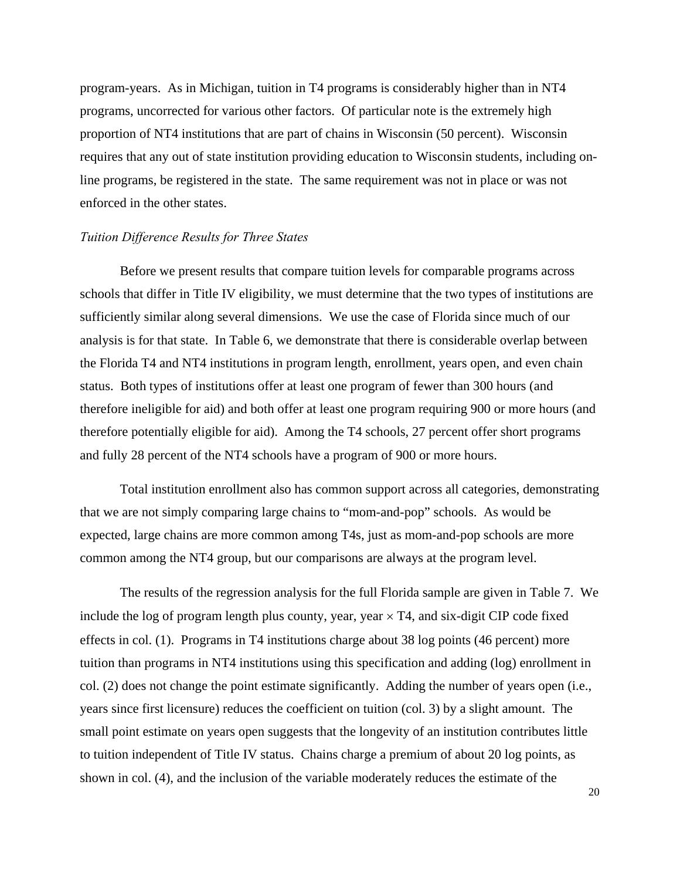program-years. As in Michigan, tuition in T4 programs is considerably higher than in NT4 programs, uncorrected for various other factors. Of particular note is the extremely high proportion of NT4 institutions that are part of chains in Wisconsin (50 percent). Wisconsin requires that any out of state institution providing education to Wisconsin students, including on-line programs, be registered in the state. The same requirement was not in place or was not enforced in the other states.

*Tuition Difference Results for Three States*

Before we present results that compare tuition levels for comparable programs across schools that differ in Title IV eligibility, we must determine that the two types of institutions are sufficiently similar along several dimensions. We use the case of Florida since much of our analysis is for that state. In Table 6, we demonstrate that there is considerable overlap between the Florida T4 and NT4 institutions in program length, enrollment, years open, and even chain status. Both types of institutions offer at least one program of fewer than 300 hours (and therefore ineligible for aid) and both offer at least one program requiring 900 or more hours (and therefore potentially eligible for aid). Among the T4 schools, 27 percent offer short programs and fully 28 percent of the NT4 schools have a program of 900 or more hours.

Total institution enrollment also has common support across all categories, demonstrating that we are not simply comparing large chains to "mom-and-pop" schools. As would be expected, large chains are more common among T4s, just as mom-and-pop schools are more common among the NT4 group, but our comparisons are always at the program level.

The results of the regression analysis for the full Florida sample are given in Table 7. We include the log of program length plus county, year, year $\times$ T4, and six-digit CIP code fixed effects in col. (1). Programs in T4 institutions charge about 38 log points (46 percent) more tuition than programs in NT4 institutions using this specification and adding (log) enrollment in col. (2) does not change the point estimate significantly. Adding the number of years open (i.e., years since first licensure) reduces the coefficient on tuition (col. 3) by a slight amount. The small point estimate on years open suggests that the longevity of an institution contributes little to tuition independent of Title IV status. Chains charge a premium of about 20 log points, as shown in col. (4), and the inclusion of the variable moderately reduces the estimate of the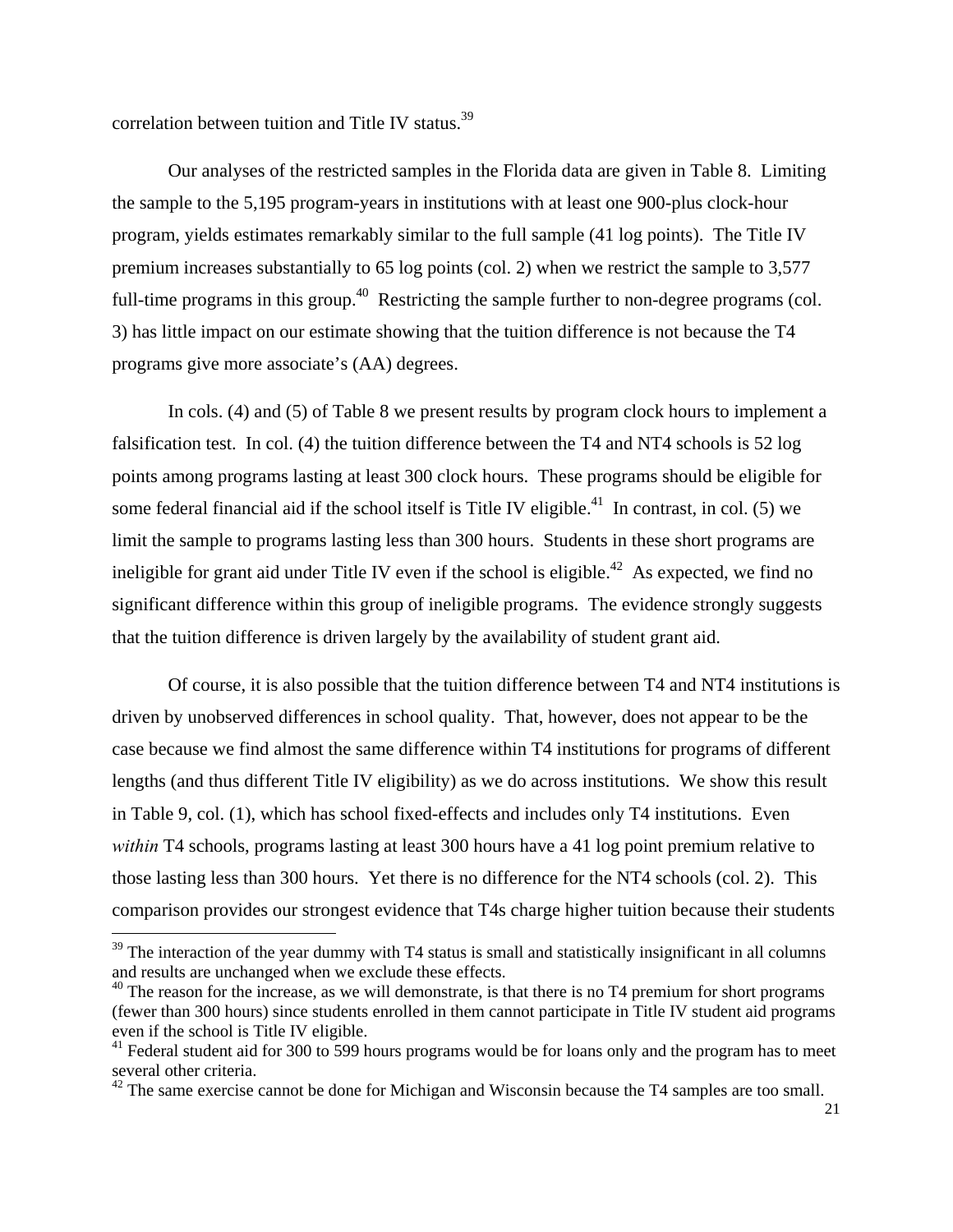correlation between tuition and Title IV status.[39]

Our analyses of the restricted samples in the Florida data are given in Table 8. Limiting the sample to the 5,195 program-years in institutions with at least one 900-plus clock-hour program, yields estimates remarkably similar to the full sample (41 log points). The Title IV premium increases substantially to 65 log points (col. 2) when we restrict the sample to 3,577 full-time programs in this group.[40] Restricting the sample further to non-degree programs (col. 3) has little impact on our estimate showing that the tuition difference is not because the T4 programs give more associate's (AA) degrees.

In cols. (4) and (5) of Table 8 we present results by program clock hours to implement a falsification test. In col. (4) the tuition difference between the T4 and NT4 schools is 52 log points among programs lasting at least 300 clock hours. These programs should be eligible for some federal financial aid if the school itself is Title IV eligible.[41] In contrast, in col. (5) we limit the sample to programs lasting less than 300 hours. Students in these short programs are ineligible for grant aid under Title IV even if the school is eligible.[42] As expected, we find no significant difference within this group of ineligible programs. The evidence strongly suggests that the tuition difference is driven largely by the availability of student grant aid.

Of course, it is also possible that the tuition difference between T4 and NT4 institutions is driven by unobserved differences in school quality. That, however, does not appear to be the case because we find almost the same difference within T4 institutions for programs of different lengths (and thus different Title IV eligibility) as we do across institutions. We show this result in Table 9, col. (1), which has school fixed-effects and includes only T4 institutions. Even *within* T4 schools, programs lasting at least 300 hours have a 41 log point premium relative to those lasting less than 300 hours. Yet there is no difference for the NT4 schools (col. 2). This comparison provides our strongest evidence that T4s charge higher tuition because their students

---

[39] The interaction of the year dummy with T4 status is small and statistically insignificant in all columns and results are unchanged when we exclude these effects.

[40] The reason for the increase, as we will demonstrate, is that there is no T4 premium for short programs (fewer than 300 hours) since students enrolled in them cannot participate in Title IV student aid programs even if the school is Title IV eligible.

[41] Federal student aid for 300 to 599 hours programs would be for loans only and the program has to meet several other criteria.

[42] The same exercise cannot be done for Michigan and Wisconsin because the T4 samples are too small.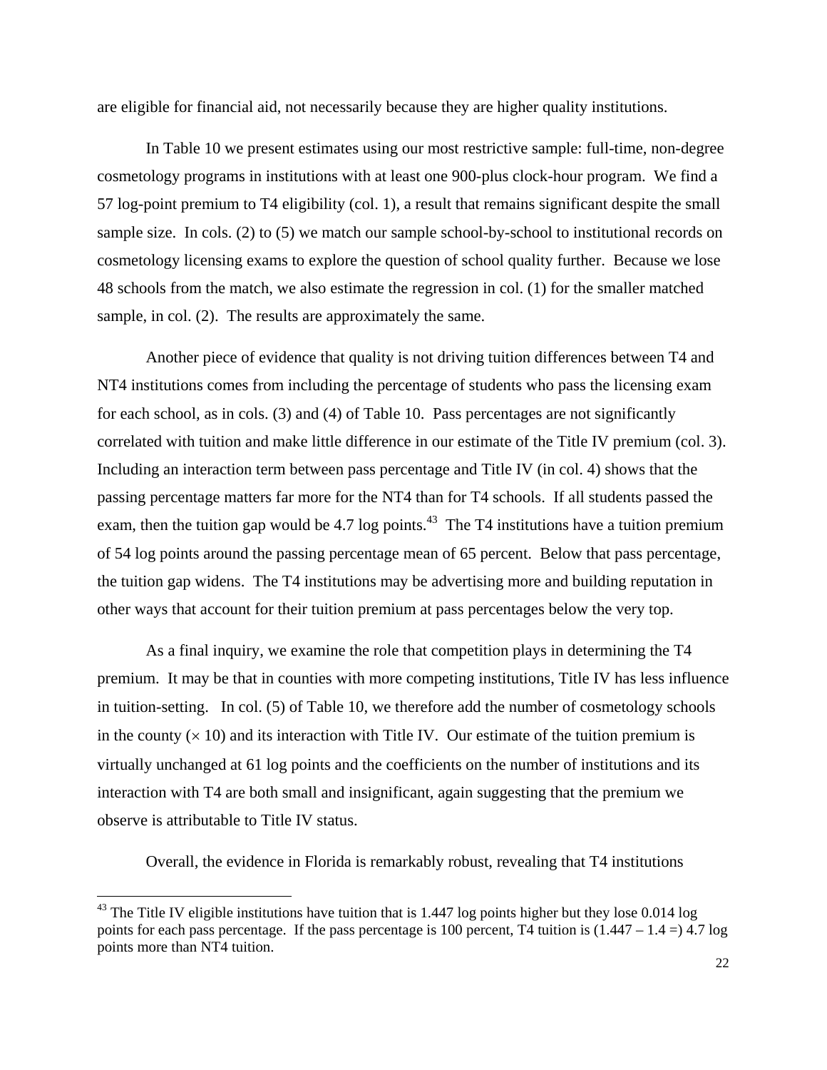are eligible for financial aid, not necessarily because they are higher quality institutions.

In Table 10 we present estimates using our most restrictive sample: full-time, non-degree cosmetology programs in institutions with at least one 900-plus clock-hour program. We find a 57 log-point premium to T4 eligibility (col. 1), a result that remains significant despite the small sample size. In cols. (2) to (5) we match our sample school-by-school to institutional records on cosmetology licensing exams to explore the question of school quality further. Because we lose 48 schools from the match, we also estimate the regression in col. (1) for the smaller matched sample, in col. (2). The results are approximately the same.

Another piece of evidence that quality is not driving tuition differences between T4 and NT4 institutions comes from including the percentage of students who pass the licensing exam for each school, as in cols. (3) and (4) of Table 10. Pass percentages are not significantly correlated with tuition and make little difference in our estimate of the Title IV premium (col. 3). Including an interaction term between pass percentage and Title IV (in col. 4) shows that the passing percentage matters far more for the NT4 than for T4 schools. If all students passed the exam, then the tuition gap would be 4.7 log points.[43] The T4 institutions have a tuition premium of 54 log points around the passing percentage mean of 65 percent. Below that pass percentage, the tuition gap widens. The T4 institutions may be advertising more and building reputation in other ways that account for their tuition premium at pass percentages below the very top.

As a final inquiry, we examine the role that competition plays in determining the T4 premium. It may be that in counties with more competing institutions, Title IV has less influence in tuition-setting. In col. (5) of Table 10, we therefore add the number of cosmetology schools in the county ($\times$ 10) and its interaction with Title IV. Our estimate of the tuition premium is virtually unchanged at 61 log points and the coefficients on the number of institutions and its interaction with T4 are both small and insignificant, again suggesting that the premium we observe is attributable to Title IV status.

Overall, the evidence in Florida is remarkably robust, revealing that T4 institutions

[43] The Title IV eligible institutions have tuition that is 1.447 log points higher but they lose 0.014 log points for each pass percentage. If the pass percentage is 100 percent, T4 tuition is (1.447 – 1.4 =) 4.7 log points more than NT4 tuition.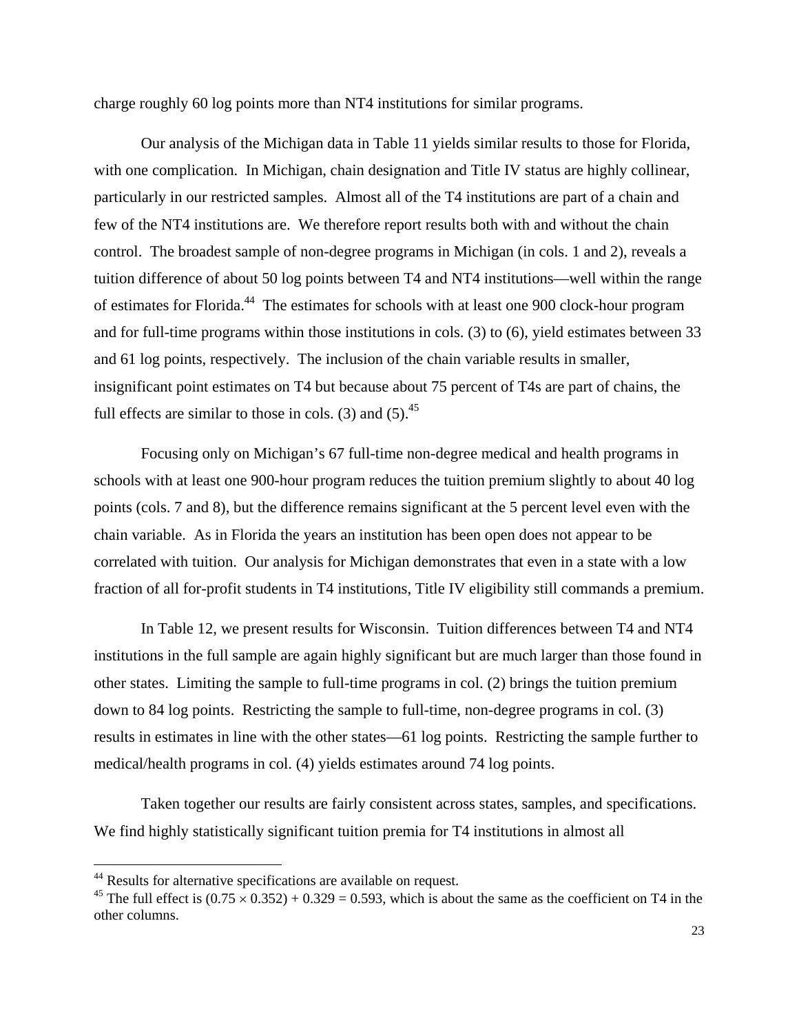charge roughly 60 log points more than NT4 institutions for similar programs.

Our analysis of the Michigan data in Table 11 yields similar results to those for Florida, with one complication. In Michigan, chain designation and Title IV status are highly collinear, particularly in our restricted samples. Almost all of the T4 institutions are part of a chain and few of the NT4 institutions are. We therefore report results both with and without the chain control. The broadest sample of non-degree programs in Michigan (in cols. 1 and 2), reveals a tuition difference of about 50 log points between T4 and NT4 institutions—well within the range of estimates for Florida.[44] The estimates for schools with at least one 900 clock-hour program and for full-time programs within those institutions in cols. (3) to (6), yield estimates between 33 and 61 log points, respectively. The inclusion of the chain variable results in smaller, insignificant point estimates on T4 but because about 75 percent of T4s are part of chains, the full effects are similar to those in cols. (3) and (5).[45]

Focusing only on Michigan's 67 full-time non-degree medical and health programs in schools with at least one 900-hour program reduces the tuition premium slightly to about 40 log points (cols. 7 and 8), but the difference remains significant at the 5 percent level even with the chain variable. As in Florida the years an institution has been open does not appear to be correlated with tuition. Our analysis for Michigan demonstrates that even in a state with a low fraction of all for-profit students in T4 institutions, Title IV eligibility still commands a premium.

In Table 12, we present results for Wisconsin. Tuition differences between T4 and NT4 institutions in the full sample are again highly significant but are much larger than those found in other states. Limiting the sample to full-time programs in col. (2) brings the tuition premium down to 84 log points. Restricting the sample to full-time, non-degree programs in col. (3) results in estimates in line with the other states—61 log points. Restricting the sample further to medical/health programs in col. (4) yields estimates around 74 log points.

Taken together our results are fairly consistent across states, samples, and specifications. We find highly statistically significant tuition premia for T4 institutions in almost all

---

[44] Results for alternative specifications are available on request.

[45] The full effect is $(0.75 \times 0.352) + 0.329 = 0.593$, which is about the same as the coefficient on T4 in the other columns.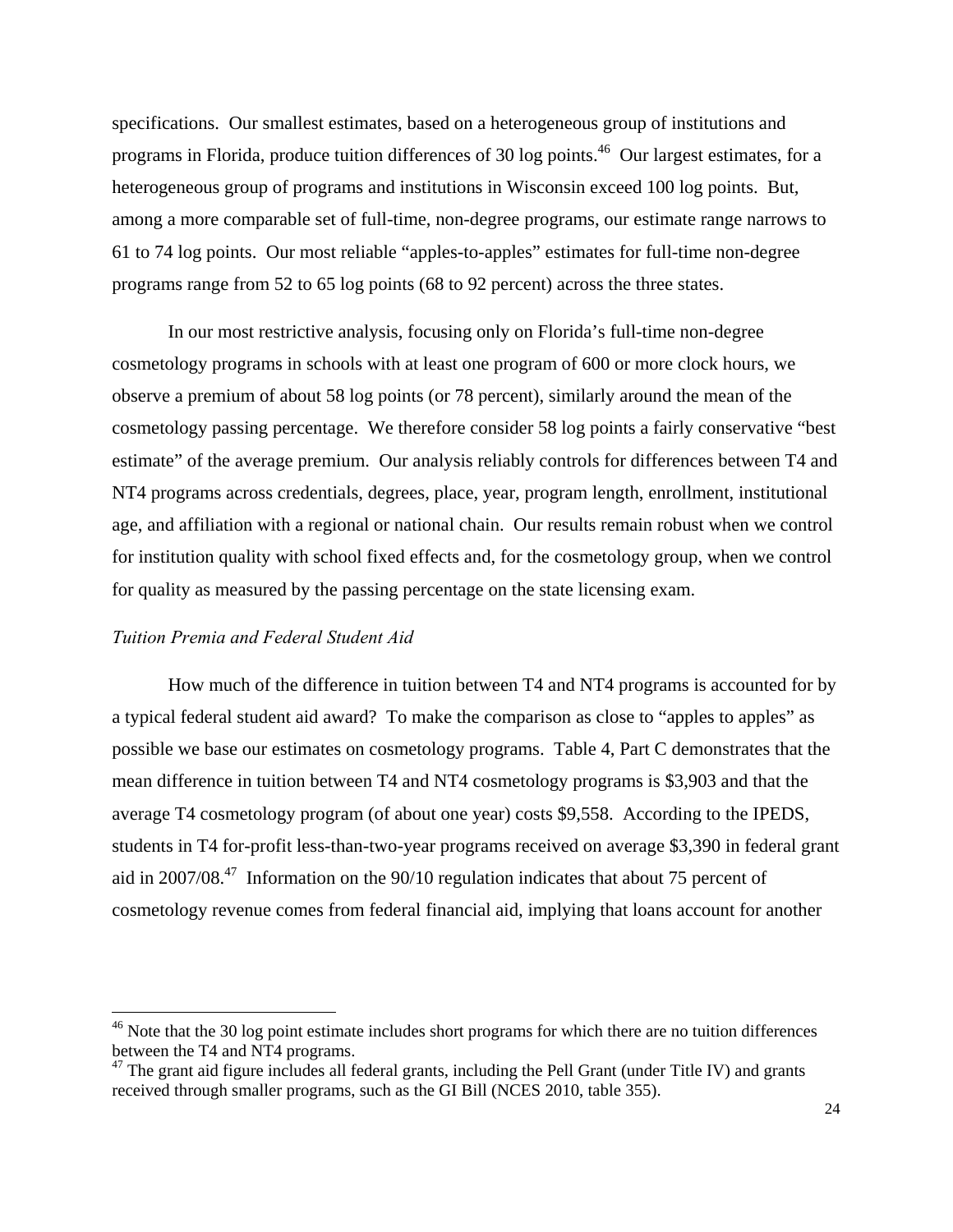specifications. Our smallest estimates, based on a heterogeneous group of institutions and programs in Florida, produce tuition differences of 30 log points.[46] Our largest estimates, for a heterogeneous group of programs and institutions in Wisconsin exceed 100 log points. But, among a more comparable set of full-time, non-degree programs, our estimate range narrows to 61 to 74 log points. Our most reliable "apples-to-apples" estimates for full-time non-degree programs range from 52 to 65 log points (68 to 92 percent) across the three states.

In our most restrictive analysis, focusing only on Florida's full-time non-degree cosmetology programs in schools with at least one program of 600 or more clock hours, we observe a premium of about 58 log points (or 78 percent), similarly around the mean of the cosmetology passing percentage. We therefore consider 58 log points a fairly conservative "best estimate" of the average premium. Our analysis reliably controls for differences between T4 and NT4 programs across credentials, degrees, place, year, program length, enrollment, institutional age, and affiliation with a regional or national chain. Our results remain robust when we control for institution quality with school fixed effects and, for the cosmetology group, when we control for quality as measured by the passing percentage on the state licensing exam.

*Tuition Premia and Federal Student Aid*

How much of the difference in tuition between T4 and NT4 programs is accounted for by a typical federal student aid award? To make the comparison as close to "apples to apples" as possible we base our estimates on cosmetology programs. Table 4, Part C demonstrates that the mean difference in tuition between T4 and NT4 cosmetology programs is \$3,903 and that the average T4 cosmetology program (of about one year) costs \$9,558. According to the IPEDS, students in T4 for-profit less-than-two-year programs received on average \$3,390 in federal grant aid in 2007/08.[47] Information on the 90/10 regulation indicates that about 75 percent of cosmetology revenue comes from federal financial aid, implying that loans account for another

---

[46] Note that the 30 log point estimate includes short programs for which there are no tuition differences between the T4 and NT4 programs.

[47] The grant aid figure includes all federal grants, including the Pell Grant (under Title IV) and grants received through smaller programs, such as the GI Bill (NCES 2010, table 355).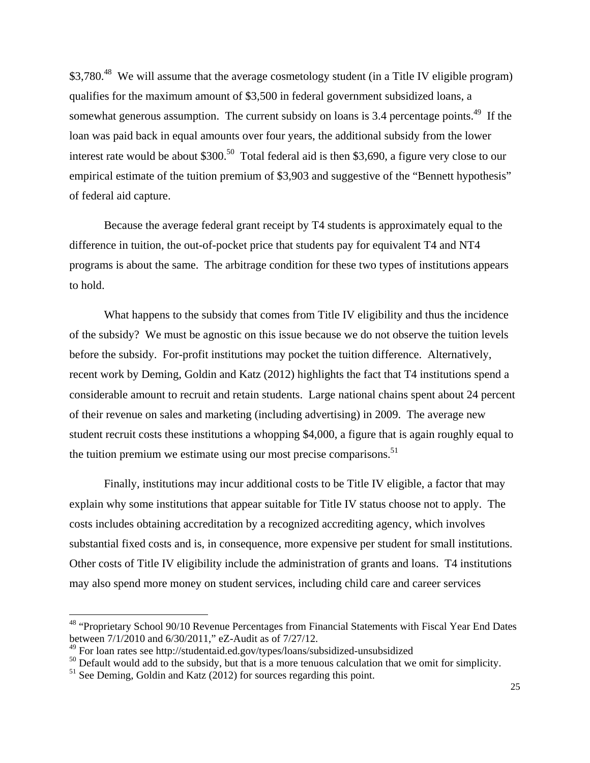\$3,780.[48] We will assume that the average cosmetology student (in a Title IV eligible program) qualifies for the maximum amount of \$3,500 in federal government subsidized loans, a somewhat generous assumption. The current subsidy on loans is 3.4 percentage points.[49] If the loan was paid back in equal amounts over four years, the additional subsidy from the lower interest rate would be about \$300.[50] Total federal aid is then \$3,690, a figure very close to our empirical estimate of the tuition premium of \$3,903 and suggestive of the "Bennett hypothesis" of federal aid capture.

Because the average federal grant receipt by T4 students is approximately equal to the difference in tuition, the out-of-pocket price that students pay for equivalent T4 and NT4 programs is about the same. The arbitrage condition for these two types of institutions appears to hold.

What happens to the subsidy that comes from Title IV eligibility and thus the incidence of the subsidy? We must be agnostic on this issue because we do not observe the tuition levels before the subsidy. For-profit institutions may pocket the tuition difference. Alternatively, recent work by Deming, Goldin and Katz (2012) highlights the fact that T4 institutions spend a considerable amount to recruit and retain students. Large national chains spent about 24 percent of their revenue on sales and marketing (including advertising) in 2009. The average new student recruit costs these institutions a whopping \$4,000, a figure that is again roughly equal to the tuition premium we estimate using our most precise comparisons.[51]

Finally, institutions may incur additional costs to be Title IV eligible, a factor that may explain why some institutions that appear suitable for Title IV status choose not to apply. The costs includes obtaining accreditation by a recognized accrediting agency, which involves substantial fixed costs and is, in consequence, more expensive per student for small institutions. Other costs of Title IV eligibility include the administration of grants and loans. T4 institutions may also spend more money on student services, including child care and career services

[48] "Proprietary School 90/10 Revenue Percentages from Financial Statements with Fiscal Year End Dates between 7/1/2010 and 6/30/2011," eZ-Audit as of 7/27/12.

[49] For loan rates see http://studentaid.ed.gov/types/loans/subsidized-unsubsidized

[50] Default would add to the subsidy, but that is a more tenuous calculation that we omit for simplicity.

[51] See Deming, Goldin and Katz (2012) for sources regarding this point.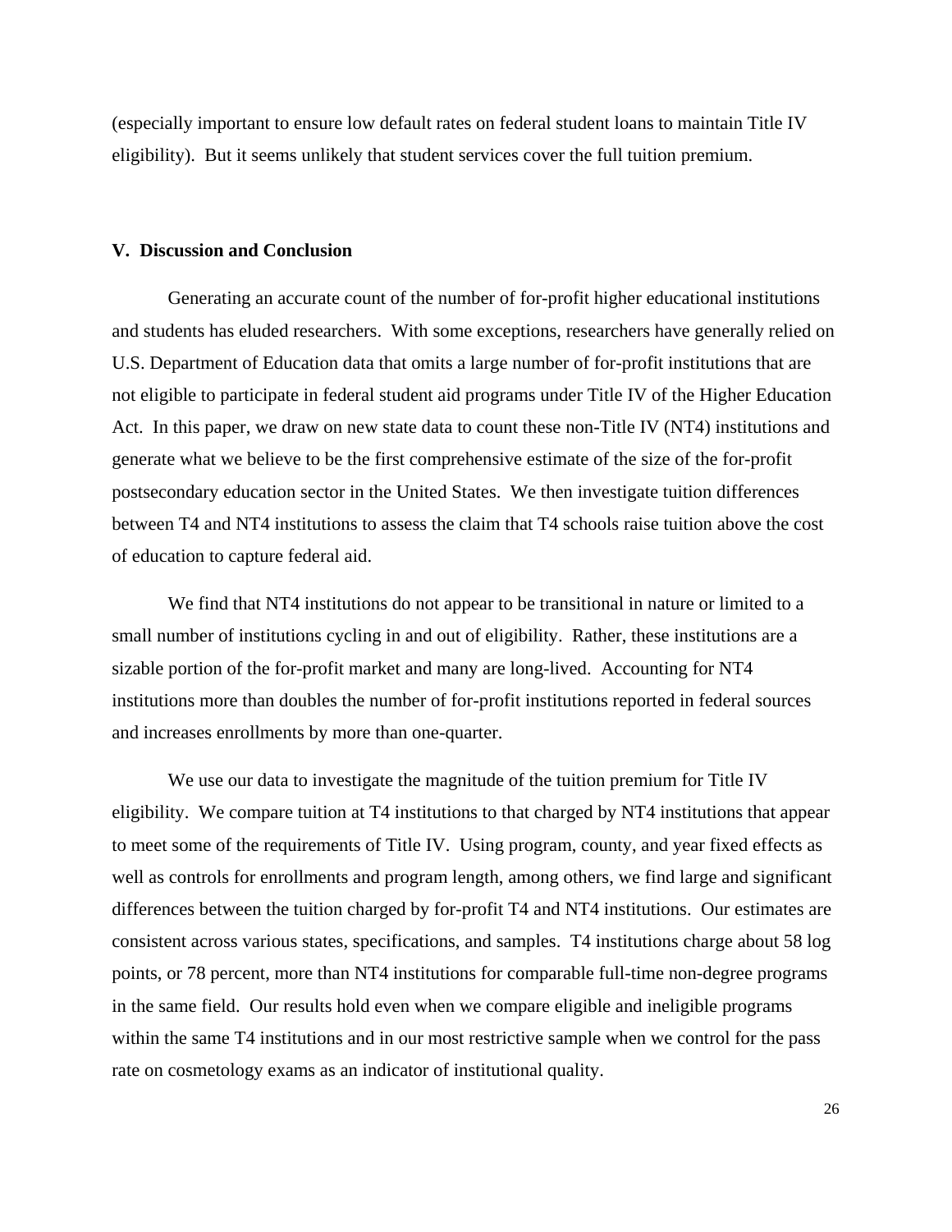(especially important to ensure low default rates on federal student loans to maintain Title IV eligibility). But it seems unlikely that student services cover the full tuition premium.

## V. Discussion and Conclusion

Generating an accurate count of the number of for-profit higher educational institutions and students has eluded researchers. With some exceptions, researchers have generally relied on U.S. Department of Education data that omits a large number of for-profit institutions that are not eligible to participate in federal student aid programs under Title IV of the Higher Education Act. In this paper, we draw on new state data to count these non-Title IV (NT4) institutions and generate what we believe to be the first comprehensive estimate of the size of the for-profit postsecondary education sector in the United States. We then investigate tuition differences between T4 and NT4 institutions to assess the claim that T4 schools raise tuition above the cost of education to capture federal aid.

We find that NT4 institutions do not appear to be transitional in nature or limited to a small number of institutions cycling in and out of eligibility. Rather, these institutions are a sizable portion of the for-profit market and many are long-lived. Accounting for NT4 institutions more than doubles the number of for-profit institutions reported in federal sources and increases enrollments by more than one-quarter.

We use our data to investigate the magnitude of the tuition premium for Title IV eligibility. We compare tuition at T4 institutions to that charged by NT4 institutions that appear to meet some of the requirements of Title IV. Using program, county, and year fixed effects as well as controls for enrollments and program length, among others, we find large and significant differences between the tuition charged by for-profit T4 and NT4 institutions. Our estimates are consistent across various states, specifications, and samples. T4 institutions charge about 58 log points, or 78 percent, more than NT4 institutions for comparable full-time non-degree programs in the same field. Our results hold even when we compare eligible and ineligible programs within the same T4 institutions and in our most restrictive sample when we control for the pass rate on cosmetology exams as an indicator of institutional quality.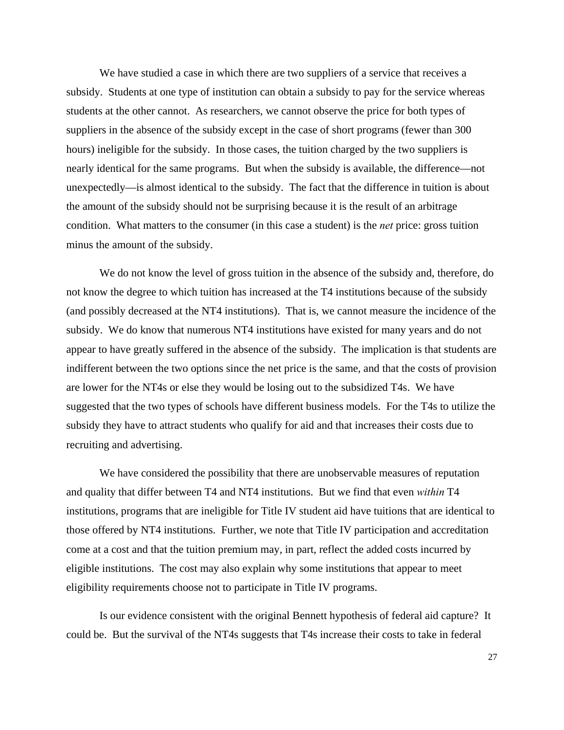We have studied a case in which there are two suppliers of a service that receives a subsidy. Students at one type of institution can obtain a subsidy to pay for the service whereas students at the other cannot. As researchers, we cannot observe the price for both types of suppliers in the absence of the subsidy except in the case of short programs (fewer than 300 hours) ineligible for the subsidy. In those cases, the tuition charged by the two suppliers is nearly identical for the same programs. But when the subsidy is available, the difference—not unexpectedly—is almost identical to the subsidy. The fact that the difference in tuition is about the amount of the subsidy should not be surprising because it is the result of an arbitrage condition. What matters to the consumer (in this case a student) is the *net* price: gross tuition minus the amount of the subsidy.

We do not know the level of gross tuition in the absence of the subsidy and, therefore, do not know the degree to which tuition has increased at the T4 institutions because of the subsidy (and possibly decreased at the NT4 institutions). That is, we cannot measure the incidence of the subsidy. We do know that numerous NT4 institutions have existed for many years and do not appear to have greatly suffered in the absence of the subsidy. The implication is that students are indifferent between the two options since the net price is the same, and that the costs of provision are lower for the NT4s or else they would be losing out to the subsidized T4s. We have suggested that the two types of schools have different business models. For the T4s to utilize the subsidy they have to attract students who qualify for aid and that increases their costs due to recruiting and advertising.

We have considered the possibility that there are unobservable measures of reputation and quality that differ between T4 and NT4 institutions. But we find that even *within* T4 institutions, programs that are ineligible for Title IV student aid have tuitions that are identical to those offered by NT4 institutions. Further, we note that Title IV participation and accreditation come at a cost and that the tuition premium may, in part, reflect the added costs incurred by eligible institutions. The cost may also explain why some institutions that appear to meet eligibility requirements choose not to participate in Title IV programs.

Is our evidence consistent with the original Bennett hypothesis of federal aid capture? It could be. But the survival of the NT4s suggests that T4s increase their costs to take in federal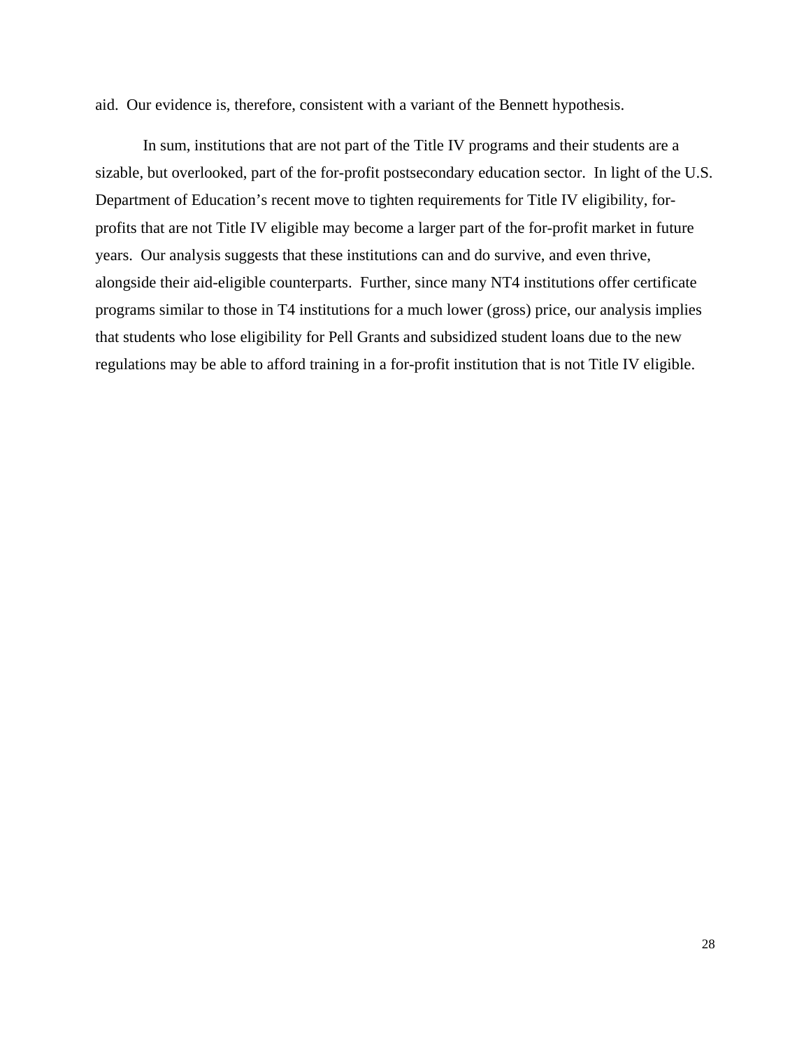aid. Our evidence is, therefore, consistent with a variant of the Bennett hypothesis.

In sum, institutions that are not part of the Title IV programs and their students are a sizable, but overlooked, part of the for-profit postsecondary education sector. In light of the U.S. Department of Education's recent move to tighten requirements for Title IV eligibility, for-profits that are not Title IV eligible may become a larger part of the for-profit market in future years. Our analysis suggests that these institutions can and do survive, and even thrive, alongside their aid-eligible counterparts. Further, since many NT4 institutions offer certificate programs similar to those in T4 institutions for a much lower (gross) price, our analysis implies that students who lose eligibility for Pell Grants and subsidized student loans due to the new regulations may be able to afford training in a for-profit institution that is not Title IV eligible.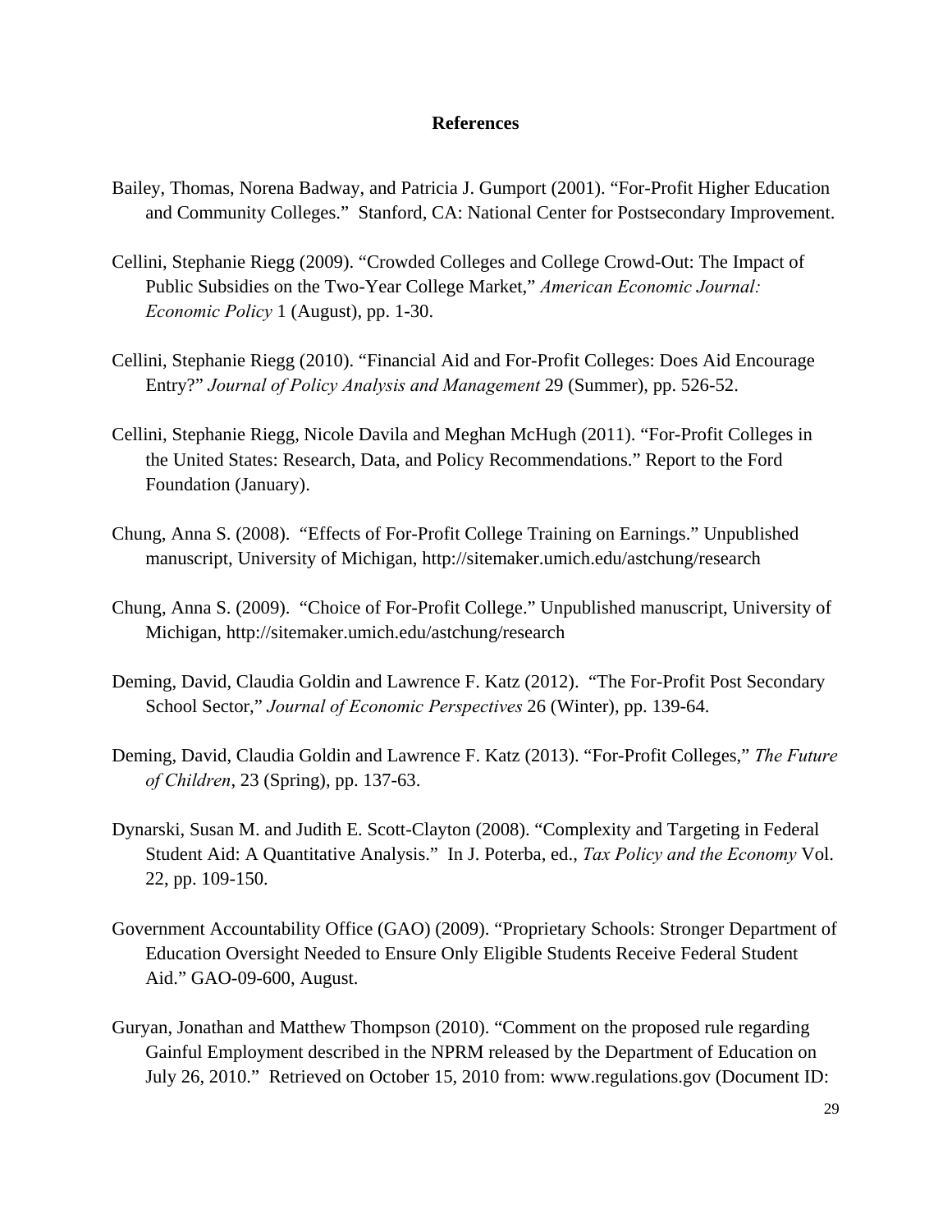# References

Bailey, Thomas, Norena Badway, and Patricia J. Gumport (2001). "For-Profit Higher Education and Community Colleges." Stanford, CA: National Center for Postsecondary Improvement.

Cellini, Stephanie Riegg (2009). "Crowded Colleges and College Crowd-Out: The Impact of Public Subsidies on the Two-Year College Market," *American Economic Journal: Economic Policy* 1 (August), pp. 1-30.

Cellini, Stephanie Riegg (2010). "Financial Aid and For-Profit Colleges: Does Aid Encourage Entry?" *Journal of Policy Analysis and Management* 29 (Summer), pp. 526-52.

Cellini, Stephanie Riegg, Nicole Davila and Meghan McHugh (2011). "For-Profit Colleges in the United States: Research, Data, and Policy Recommendations." Report to the Ford Foundation (January).

Chung, Anna S. (2008). "Effects of For-Profit College Training on Earnings." Unpublished manuscript, University of Michigan, http://sitemaker.umich.edu/astchung/research

Chung, Anna S. (2009). "Choice of For-Profit College." Unpublished manuscript, University of Michigan, http://sitemaker.umich.edu/astchung/research

Deming, David, Claudia Goldin and Lawrence F. Katz (2012). "The For-Profit Post Secondary School Sector," *Journal of Economic Perspectives* 26 (Winter), pp. 139-64.

Deming, David, Claudia Goldin and Lawrence F. Katz (2013). "For-Profit Colleges," *The Future of Children*, 23 (Spring), pp. 137-63.

Dynarski, Susan M. and Judith E. Scott-Clayton (2008). "Complexity and Targeting in Federal Student Aid: A Quantitative Analysis." In J. Poterba, ed., *Tax Policy and the Economy* Vol. 22, pp. 109-150.

Government Accountability Office (GAO) (2009). "Proprietary Schools: Stronger Department of Education Oversight Needed to Ensure Only Eligible Students Receive Federal Student Aid." GAO-09-600, August.

Guryan, Jonathan and Matthew Thompson (2010). "Comment on the proposed rule regarding Gainful Employment described in the NPRM released by the Department of Education on July 26, 2010." Retrieved on October 15, 2010 from: www.regulations.gov (Document ID: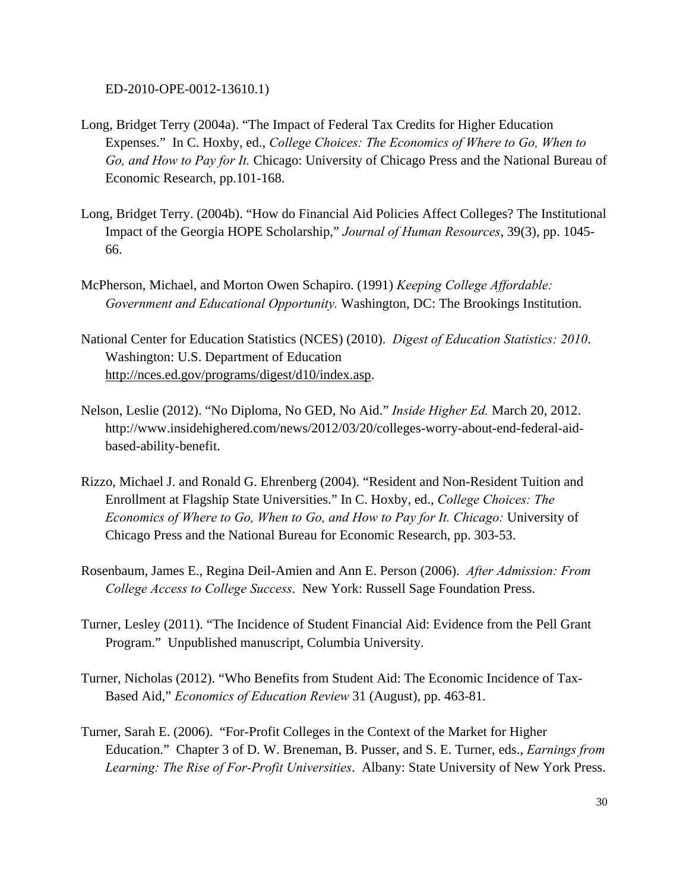ED-2010-OPE-0012-13610.1)

Long, Bridget Terry (2004a). "The Impact of Federal Tax Credits for Higher Education Expenses." In C. Hoxby, ed., *College Choices: The Economics of Where to Go, When to Go, and How to Pay for It.* Chicago: University of Chicago Press and the National Bureau of Economic Research, pp.101-168.

Long, Bridget Terry. (2004b). "How do Financial Aid Policies Affect Colleges? The Institutional Impact of the Georgia HOPE Scholarship," *Journal of Human Resources*, 39(3), pp. 1045-66.

McPherson, Michael, and Morton Owen Schapiro. (1991) *Keeping College Affordable: Government and Educational Opportunity.* Washington, DC: The Brookings Institution.

National Center for Education Statistics (NCES) (2010). *Digest of Education Statistics: 2010*. Washington: U.S. Department of Education http://nces.ed.gov/programs/digest/d10/index.asp.

Nelson, Leslie (2012). "No Diploma, No GED, No Aid." *Inside Higher Ed.* March 20, 2012. http://www.insidehighered.com/news/2012/03/20/colleges-worry-about-end-federal-aid-based-ability-benefit.

Rizzo, Michael J. and Ronald G. Ehrenberg (2004). "Resident and Non-Resident Tuition and Enrollment at Flagship State Universities." In C. Hoxby, ed., *College Choices: The Economics of Where to Go, When to Go, and How to Pay for It. Chicago:* University of Chicago Press and the National Bureau for Economic Research, pp. 303-53.

Rosenbaum, James E., Regina Deil-Amien and Ann E. Person (2006). *After Admission: From College Access to College Success*. New York: Russell Sage Foundation Press.

Turner, Lesley (2011). "The Incidence of Student Financial Aid: Evidence from the Pell Grant Program." Unpublished manuscript, Columbia University.

Turner, Nicholas (2012). "Who Benefits from Student Aid: The Economic Incidence of Tax-Based Aid," *Economics of Education Review* 31 (August), pp. 463-81.

Turner, Sarah E. (2006). "For-Profit Colleges in the Context of the Market for Higher Education." Chapter 3 of D. W. Breneman, B. Pusser, and S. E. Turner, eds., *Earnings from Learning: The Rise of For-Profit Universities*. Albany: State University of New York Press.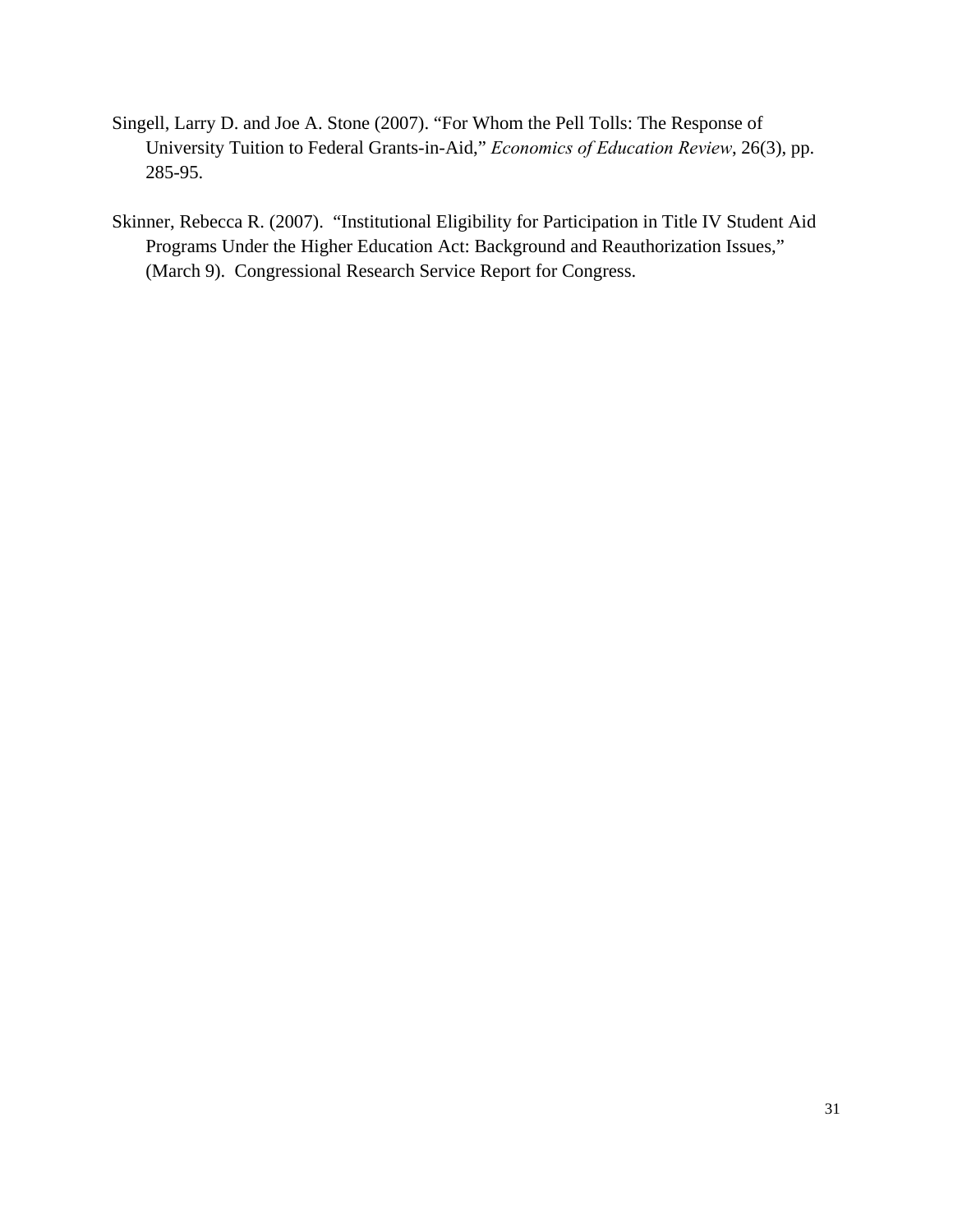Singell, Larry D. and Joe A. Stone (2007). "For Whom the Pell Tolls: The Response of University Tuition to Federal Grants-in-Aid," *Economics of Education Review*, 26(3), pp. 285-95.

Skinner, Rebecca R. (2007). "Institutional Eligibility for Participation in Title IV Student Aid Programs Under the Higher Education Act: Background and Reauthorization Issues," (March 9). Congressional Research Service Report for Congress.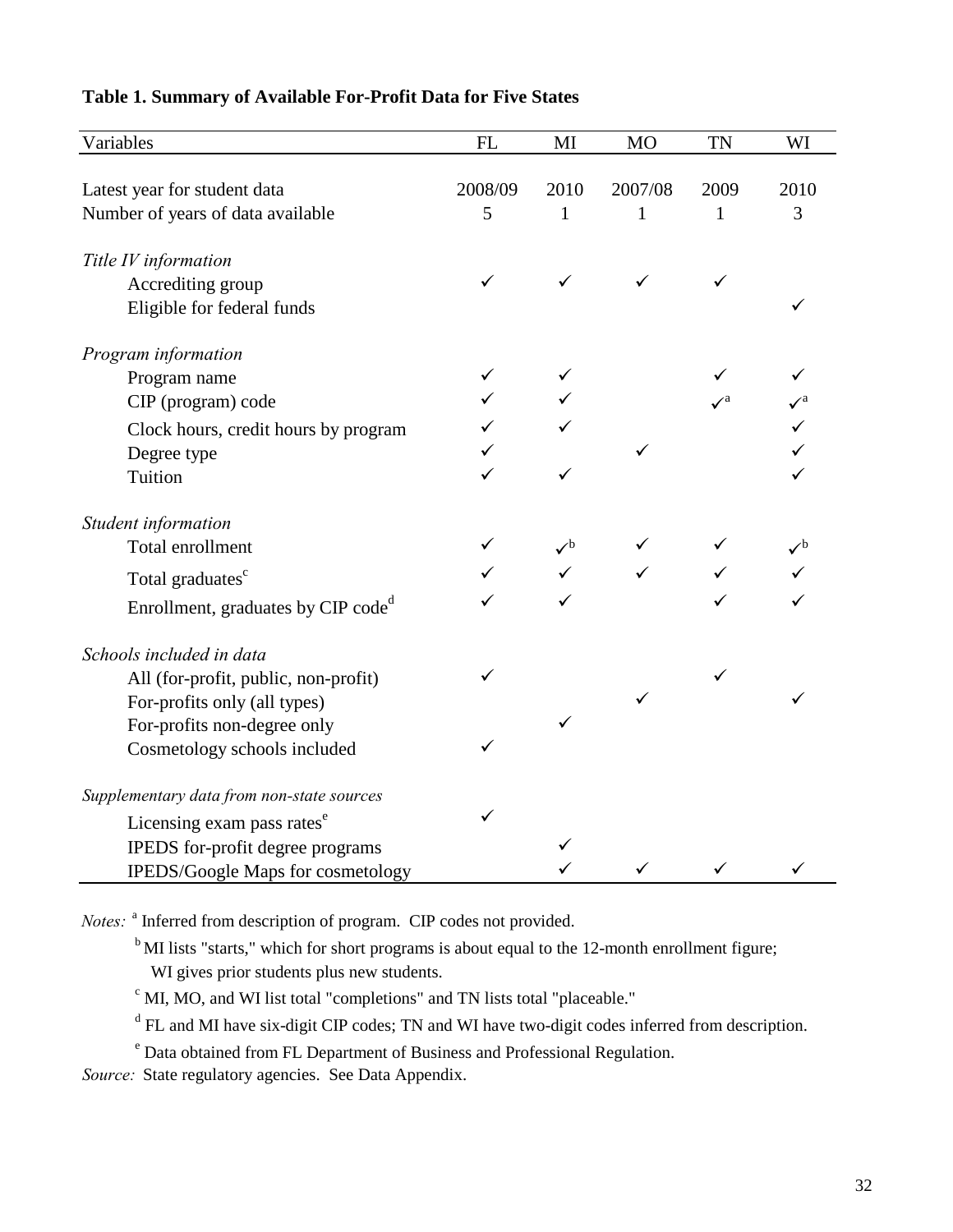**Table 1. Summary of Available For-Profit Data for Five States**

| Variables | FL | MI | MO | TN | WI |
|---|---|---|---|---|---|
| Latest year for student data | 2008/09 | 2010 | 2007/08 | 2009 | 2010 |
| Number of years of data available | 5 | 1 | 1 | 1 | 3 |
| *Title IV information* | | | | | |
| Accrediting group | ✓ | ✓ | ✓ | ✓ | |
| Eligible for federal funds | | | | | ✓ |
| *Program information* | | | | | |
| Program name | ✓ | ✓ | | ✓ | ✓ |
| CIP (program) code | ✓ | ✓ | | ✓[a] | ✓[a] |
| Clock hours, credit hours by program | ✓ | ✓ | | | ✓ |
| Degree type | ✓ | | ✓ | | ✓ |
| Tuition | ✓ | ✓ | | | ✓ |
| *Student information* | | | | | |
| Total enrollment | ✓ | ✓[b] | ✓ | ✓ | ✓[b] |
| Total graduates[c] | ✓ | ✓ | ✓ | ✓ | ✓ |
| Enrollment, graduates by CIP code[d] | ✓ | ✓ | | ✓ | ✓ |
| *Schools included in data* | | | | | |
| All (for-profit, public, non-profit) | ✓ | | | ✓ | |
| For-profits only (all types) | | | ✓ | | ✓ |
| For-profits non-degree only | | ✓ | | | |
| Cosmetology schools included | ✓ | | | | |
| *Supplementary data from non-state sources* | | | | | |
| Licensing exam pass rates[e] | ✓ | | | | |
| IPEDS for-profit degree programs | | ✓ | | | |
| IPEDS/Google Maps for cosmetology | | ✓ | ✓ | ✓ | ✓ |

*Notes:* [a] Inferred from description of program. CIP codes not provided.

[b] MI lists "starts," which for short programs is about equal to the 12-month enrollment figure; WI gives prior students plus new students.

[c] MI, MO, and WI list total "completions" and TN lists total "placeable."

[d] FL and MI have six-digit CIP codes; TN and WI have two-digit codes inferred from description.

[e] Data obtained from FL Department of Business and Professional Regulation.

*Source:* State regulatory agencies. See Data Appendix.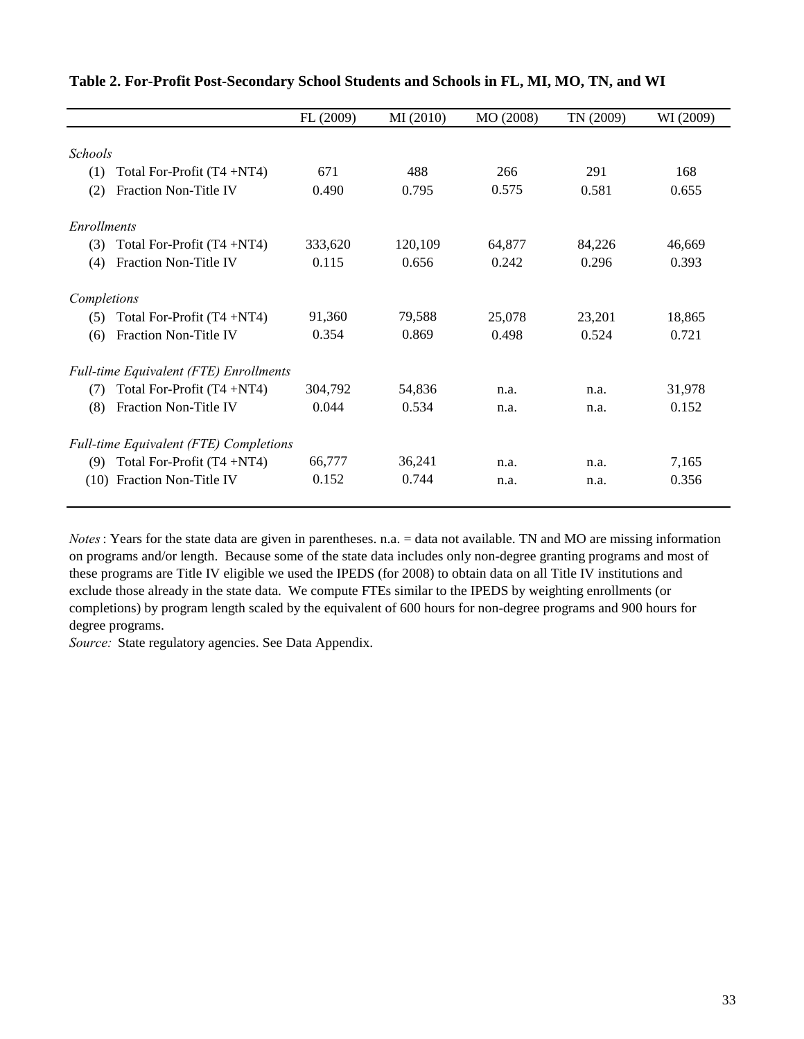**Table 2. For-Profit Post-Secondary School Students and Schools in FL, MI, MO, TN, and WI**

| | FL (2009) | MI (2010) | MO (2008) | TN (2009) | WI (2009) |
|---|---|---|---|---|---|
| *Schools* | | | | | |
| (1) Total For-Profit (T4 +NT4) | 671 | 488 | 266 | 291 | 168 |
| (2) Fraction Non-Title IV | 0.490 | 0.795 | 0.575 | 0.581 | 0.655 |
| *Enrollments* | | | | | |
| (3) Total For-Profit (T4 +NT4) | 333,620 | 120,109 | 64,877 | 84,226 | 46,669 |
| (4) Fraction Non-Title IV | 0.115 | 0.656 | 0.242 | 0.296 | 0.393 |
| *Completions* | | | | | |
| (5) Total For-Profit (T4 +NT4) | 91,360 | 79,588 | 25,078 | 23,201 | 18,865 |
| (6) Fraction Non-Title IV | 0.354 | 0.869 | 0.498 | 0.524 | 0.721 |
| *Full-time Equivalent (FTE) Enrollments* | | | | | |
| (7) Total For-Profit (T4 +NT4) | 304,792 | 54,836 | n.a. | n.a. | 31,978 |
| (8) Fraction Non-Title IV | 0.044 | 0.534 | n.a. | n.a. | 0.152 |
| *Full-time Equivalent (FTE) Completions* | | | | | |
| (9) Total For-Profit (T4 +NT4) | 66,777 | 36,241 | n.a. | n.a. | 7,165 |
| (10) Fraction Non-Title IV | 0.152 | 0.744 | n.a. | n.a. | 0.356 |

*Notes*: Years for the state data are given in parentheses. n.a. = data not available. TN and MO are missing information on programs and/or length. Because some of the state data includes only non-degree granting programs and most of these programs are Title IV eligible we used the IPEDS (for 2008) to obtain data on all Title IV institutions and exclude those already in the state data. We compute FTEs similar to the IPEDS by weighting enrollments (or completions) by program length scaled by the equivalent of 600 hours for non-degree programs and 900 hours for degree programs.

*Source:* State regulatory agencies. See Data Appendix.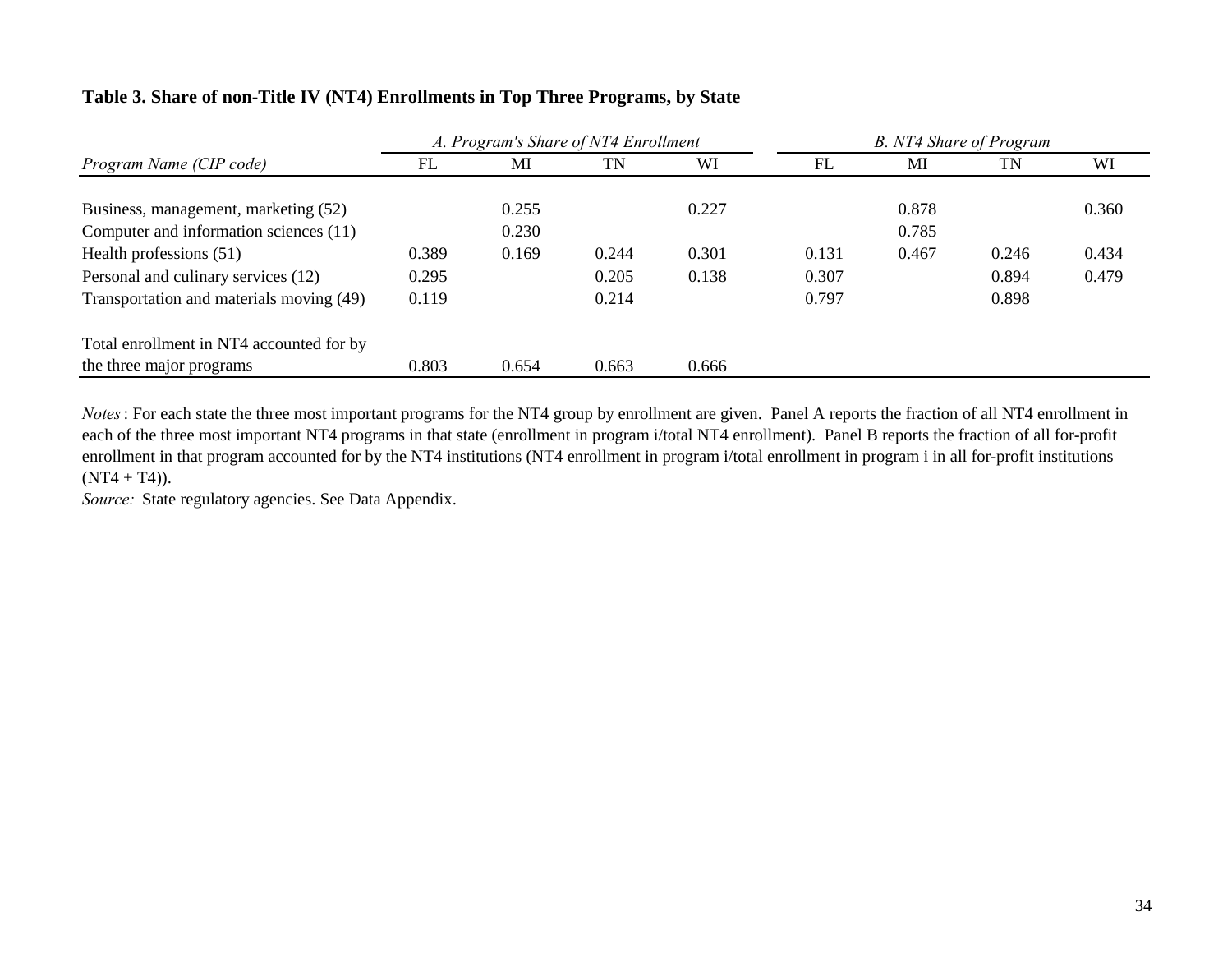**Table 3. Share of non-Title IV (NT4) Enrollments in Top Three Programs, by State**

| | *A. Program's Share of NT4 Enrollment* | | | | *B. NT4 Share of Program* | | | |
|---|---|---|---|---|---|---|---|---|
| *Program Name (CIP code)* | FL | MI | TN | WI | FL | MI | TN | WI |
| Business, management, marketing (52) | | 0.255 | | 0.227 | | 0.878 | | 0.360 |
| Computer and information sciences (11) | | 0.230 | | | | 0.785 | | |
| Health professions (51) | 0.389 | 0.169 | 0.244 | 0.301 | 0.131 | 0.467 | 0.246 | 0.434 |
| Personal and culinary services (12) | 0.295 | | 0.205 | 0.138 | 0.307 | | 0.894 | 0.479 |
| Transportation and materials moving (49) | 0.119 | | 0.214 | | 0.797 | | 0.898 | |
| Total enrollment in NT4 accounted for by the three major programs | 0.803 | 0.654 | 0.663 | 0.666 | | | | |

*Notes*: For each state the three most important programs for the NT4 group by enrollment are given. Panel A reports the fraction of all NT4 enrollment in each of the three most important NT4 programs in that state (enrollment in program i/total NT4 enrollment). Panel B reports the fraction of all for-profit enrollment in that program accounted for by the NT4 institutions (NT4 enrollment in program i/total enrollment in program i in all for-profit institutions (NT4 + T4)).

*Source:* State regulatory agencies. See Data Appendix.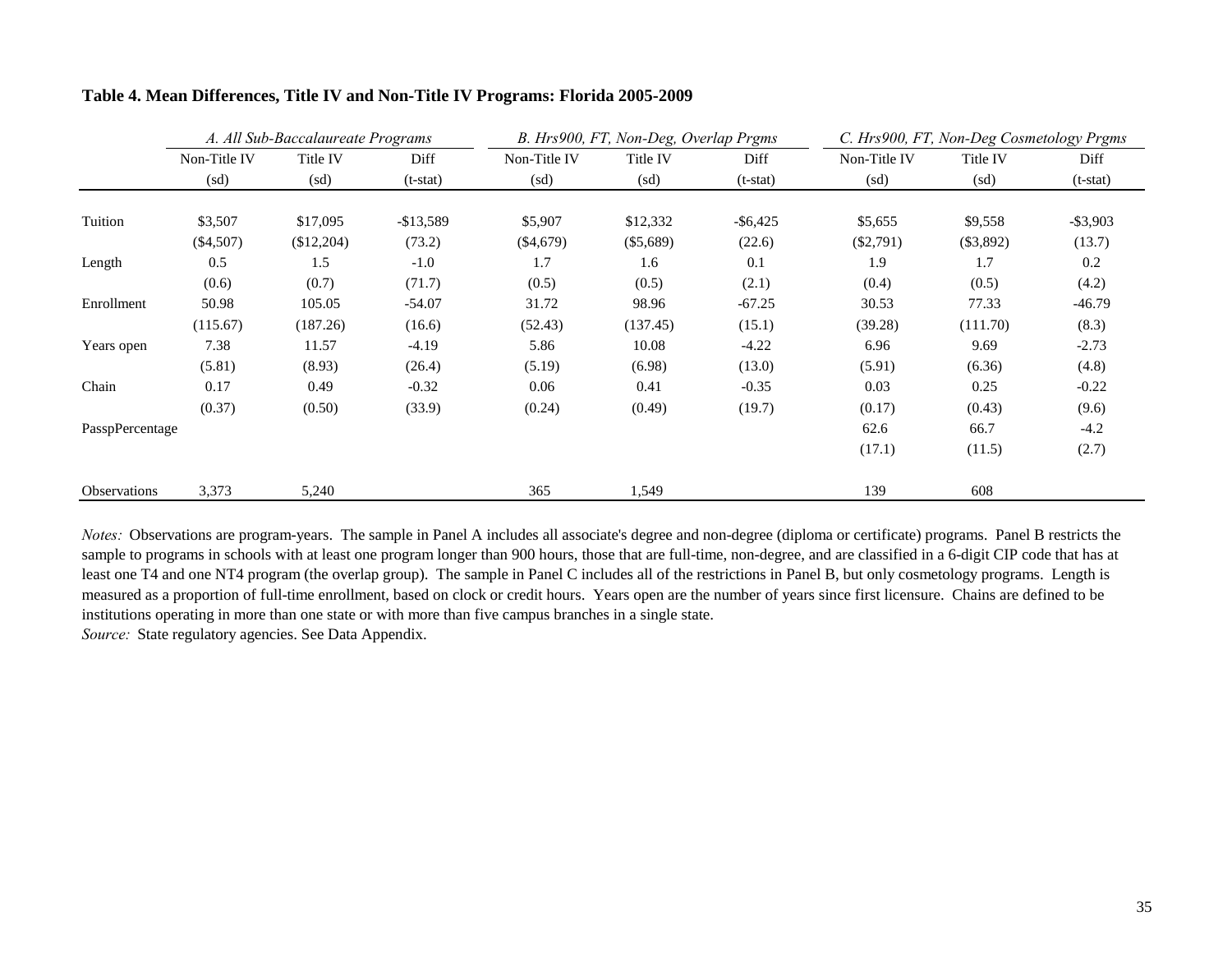**Table 4. Mean Differences, Title IV and Non-Title IV Programs: Florida 2005-2009**

| | *A. All Sub-Baccalaureate Programs* | | | *B. Hrs900, FT, Non-Deg, Overlap Prgms* | | | *C. Hrs900, FT, Non-Deg Cosmetology Prgms* | | |
|---|---|---|---|---|---|---|---|---|---|
| | Non-Title IV | Title IV | Diff | Non-Title IV | Title IV | Diff | Non-Title IV | Title IV | Diff |
| | (sd) | (sd) | (t-stat) | (sd) | (sd) | (t-stat) | (sd) | (sd) | (t-stat) |
| Tuition | \$3,507 | \$17,095 | -\$13,589 | \$5,907 | \$12,332 | -\$6,425 | \$5,655 | \$9,558 | -\$3,903 |
| | (\$4,507) | (\$12,204) | (73.2) | (\$4,679) | (\$5,689) | (22.6) | (\$2,791) | (\$3,892) | (13.7) |
| Length | 0.5 | 1.5 | -1.0 | 1.7 | 1.6 | 0.1 | 1.9 | 1.7 | 0.2 |
| | (0.6) | (0.7) | (71.7) | (0.5) | (0.5) | (2.1) | (0.4) | (0.5) | (4.2) |
| Enrollment | 50.98 | 105.05 | -54.07 | 31.72 | 98.96 | -67.25 | 30.53 | 77.33 | -46.79 |
| | (115.67) | (187.26) | (16.6) | (52.43) | (137.45) | (15.1) | (39.28) | (111.70) | (8.3) |
| Years open | 7.38 | 11.57 | -4.19 | 5.86 | 10.08 | -4.22 | 6.96 | 9.69 | -2.73 |
| | (5.81) | (8.93) | (26.4) | (5.19) | (6.98) | (13.0) | (5.91) | (6.36) | (4.8) |
| Chain | 0.17 | 0.49 | -0.32 | 0.06 | 0.41 | -0.35 | 0.03 | 0.25 | -0.22 |
| | (0.37) | (0.50) | (33.9) | (0.24) | (0.49) | (19.7) | (0.17) | (0.43) | (9.6) |
| PasspPercentage | | | | | | | 62.6 | 66.7 | -4.2 |
| | | | | | | | (17.1) | (11.5) | (2.7) |
| Observations | 3,373 | 5,240 | | 365 | 1,549 | | 139 | 608 | |

*Notes:* Observations are program-years. The sample in Panel A includes all associate's degree and non-degree (diploma or certificate) programs. Panel B restricts the sample to programs in schools with at least one program longer than 900 hours, those that are full-time, non-degree, and are classified in a 6-digit CIP code that has at least one T4 and one NT4 program (the overlap group). The sample in Panel C includes all of the restrictions in Panel B, but only cosmetology programs. Length is measured as a proportion of full-time enrollment, based on clock or credit hours. Years open are the number of years since first licensure. Chains are defined to be institutions operating in more than one state or with more than five campus branches in a single state.

*Source:* State regulatory agencies. See Data Appendix.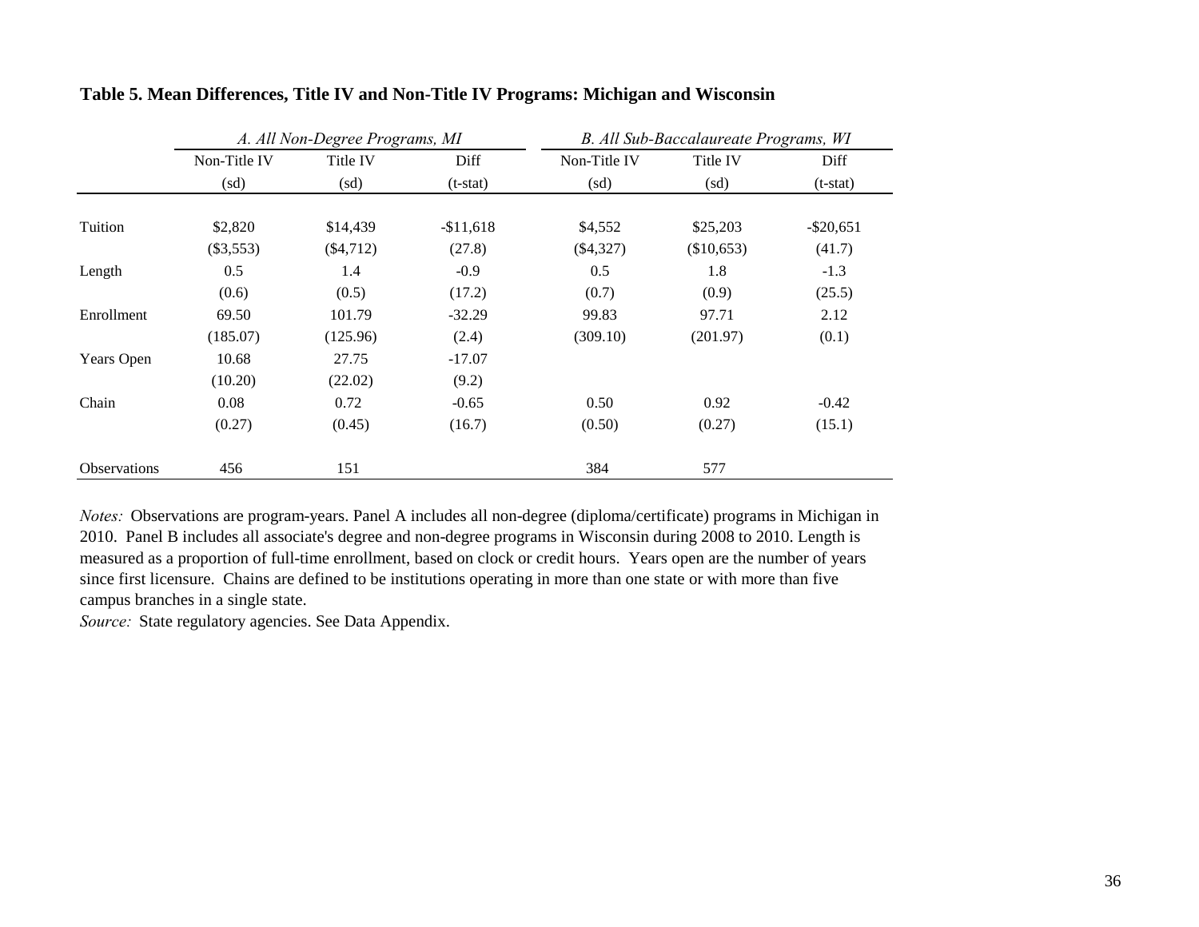**Table 5. Mean Differences, Title IV and Non-Title IV Programs: Michigan and Wisconsin**

| | *A. All Non-Degree Programs, MI* | | | *B. All Sub-Baccalaureate Programs, WI* | | |
|---|---|---|---|---|---|---|
| | Non-Title IV | Title IV | Diff | Non-Title IV | Title IV | Diff |
| | (sd) | (sd) | (t-stat) | (sd) | (sd) | (t-stat) |
| Tuition | $2,820 | $14,439 | -$11,618 | $4,552 | $25,203 | -$20,651 |
| | ($3,553) | ($4,712) | (27.8) | ($4,327) | ($10,653) | (41.7) |
| Length | 0.5 | 1.4 | -0.9 | 0.5 | 1.8 | -1.3 |
| | (0.6) | (0.5) | (17.2) | (0.7) | (0.9) | (25.5) |
| Enrollment | 69.50 | 101.79 | -32.29 | 99.83 | 97.71 | 2.12 |
| | (185.07) | (125.96) | (2.4) | (309.10) | (201.97) | (0.1) |
| Years Open | 10.68 | 27.75 | -17.07 | | | |
| | (10.20) | (22.02) | (9.2) | | | |
| Chain | 0.08 | 0.72 | -0.65 | 0.50 | 0.92 | -0.42 |
| | (0.27) | (0.45) | (16.7) | (0.50) | (0.27) | (15.1) |
| Observations | 456 | 151 | | 384 | 577 | |

*Notes:* Observations are program-years. Panel A includes all non-degree (diploma/certificate) programs in Michigan in 2010. Panel B includes all associate's degree and non-degree programs in Wisconsin during 2008 to 2010. Length is measured as a proportion of full-time enrollment, based on clock or credit hours. Years open are the number of years since first licensure. Chains are defined to be institutions operating in more than one state or with more than five campus branches in a single state.

*Source:* State regulatory agencies. See Data Appendix.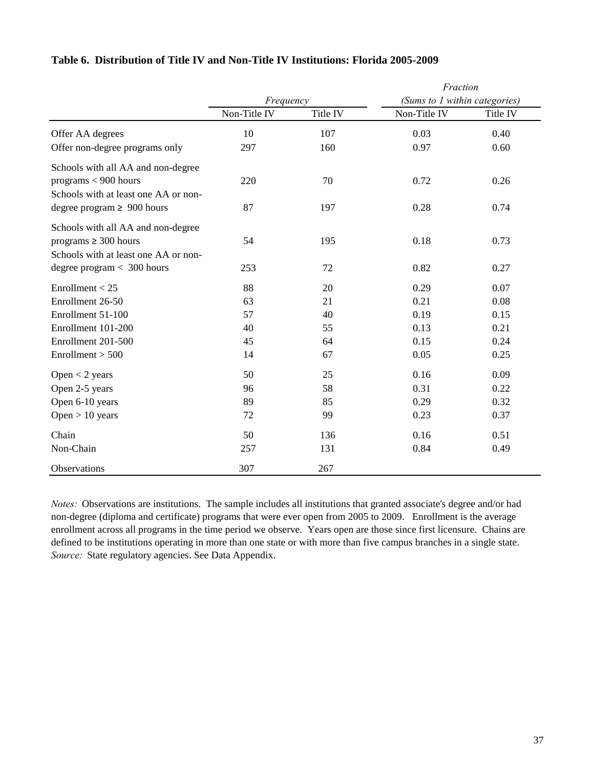**Table 6. Distribution of Title IV and Non-Title IV Institutions: Florida 2005-2009**

| | *Frequency* | | *Fraction (Sums to 1 within categories)* | |
|---|---|---|---|---|
| | Non-Title IV | Title IV | Non-Title IV | Title IV |
| Offer AA degrees | 10 | 107 | 0.03 | 0.40 |
| Offer non-degree programs only | 297 | 160 | 0.97 | 0.60 |
| Schools with all AA and non-degree programs < 900 hours | 220 | 70 | 0.72 | 0.26 |
| Schools with at least one AA or non-degree program ≥ 900 hours | 87 | 197 | 0.28 | 0.74 |
| Schools with all AA and non-degree programs ≥ 300 hours | 54 | 195 | 0.18 | 0.73 |
| Schools with at least one AA or non-degree program < 300 hours | 253 | 72 | 0.82 | 0.27 |
| Enrollment < 25 | 88 | 20 | 0.29 | 0.07 |
| Enrollment 26-50 | 63 | 21 | 0.21 | 0.08 |
| Enrollment 51-100 | 57 | 40 | 0.19 | 0.15 |
| Enrollment 101-200 | 40 | 55 | 0.13 | 0.21 |
| Enrollment 201-500 | 45 | 64 | 0.15 | 0.24 |
| Enrollment > 500 | 14 | 67 | 0.05 | 0.25 |
| Open < 2 years | 50 | 25 | 0.16 | 0.09 |
| Open 2-5 years | 96 | 58 | 0.31 | 0.22 |
| Open 6-10 years | 89 | 85 | 0.29 | 0.32 |
| Open > 10 years | 72 | 99 | 0.23 | 0.37 |
| Chain | 50 | 136 | 0.16 | 0.51 |
| Non-Chain | 257 | 131 | 0.84 | 0.49 |
| Observations | 307 | 267 | | |

*Notes:* Observations are institutions. The sample includes all institutions that granted associate's degree and/or had non-degree (diploma and certificate) programs that were ever open from 2005 to 2009. Enrollment is the average enrollment across all programs in the time period we observe. Years open are those since first licensure. Chains are defined to be institutions operating in more than one state or with more than five campus branches in a single state.
*Source:* State regulatory agencies. See Data Appendix.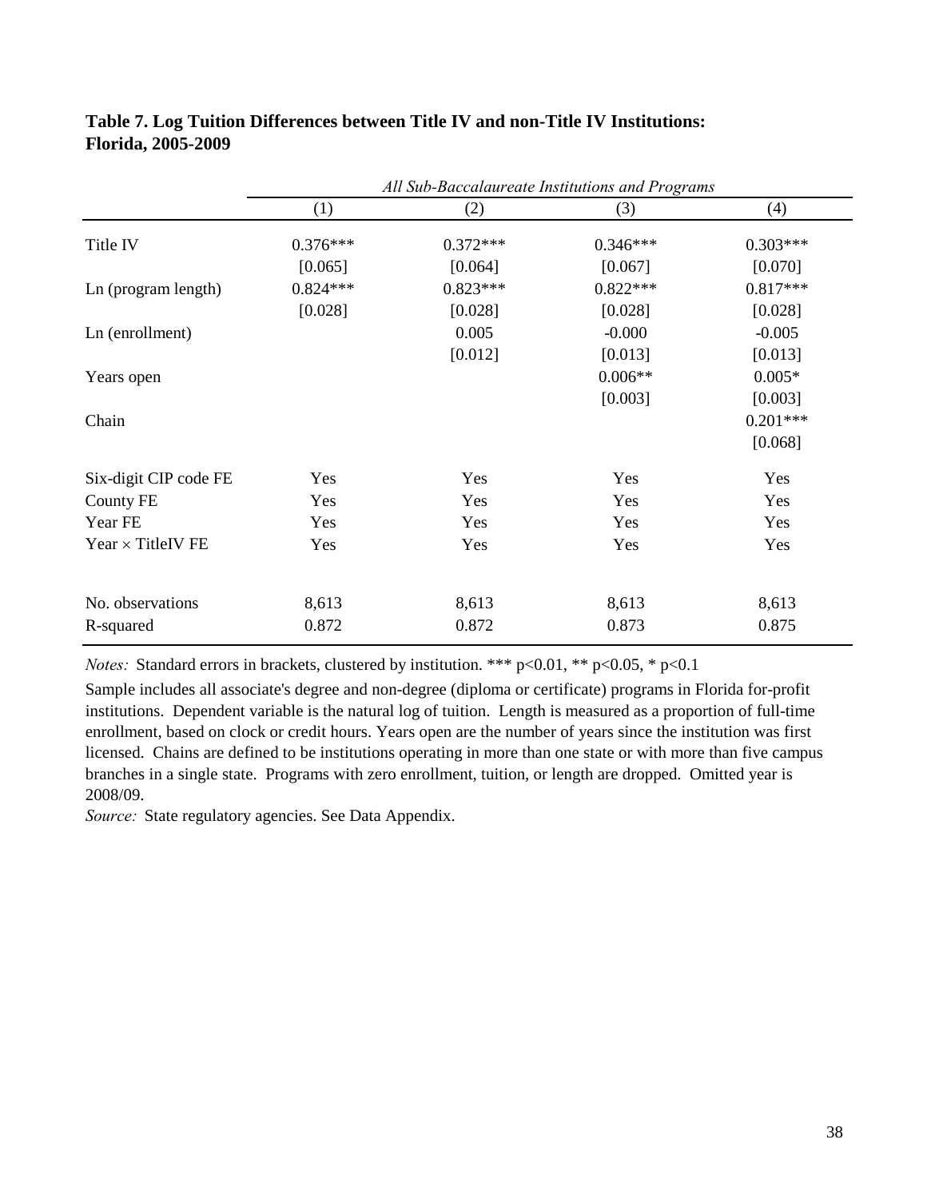**Table 7. Log Tuition Differences between Title IV and non-Title IV Institutions: Florida, 2005-2009**

| | *All Sub-Baccalaureate Institutions and Programs* | | | |
|---|---|---|---|---|
| | (1) | (2) | (3) | (4) |
| Title IV | 0.376*** | 0.372*** | 0.346*** | 0.303*** |
| | [0.065] | [0.064] | [0.067] | [0.070] |
| Ln (program length) | 0.824*** | 0.823*** | 0.822*** | 0.817*** |
| | [0.028] | [0.028] | [0.028] | [0.028] |
| Ln (enrollment) | | 0.005 | -0.000 | -0.005 |
| | | [0.012] | [0.013] | [0.013] |
| Years open | | | 0.006** | 0.005* |
| | | | [0.003] | [0.003] |
| Chain | | | | 0.201*** |
| | | | | [0.068] |
| Six-digit CIP code FE | Yes | Yes | Yes | Yes |
| County FE | Yes | Yes | Yes | Yes |
| Year FE | Yes | Yes | Yes | Yes |
| Year × TitleIV FE | Yes | Yes | Yes | Yes |
| No. observations | 8,613 | 8,613 | 8,613 | 8,613 |
| R-squared | 0.872 | 0.872 | 0.873 | 0.875 |

*Notes:* Standard errors in brackets, clustered by institution. *** p<0.01, ** p<0.05, * p<0.1

Sample includes all associate's degree and non-degree (diploma or certificate) programs in Florida for-profit institutions. Dependent variable is the natural log of tuition. Length is measured as a proportion of full-time enrollment, based on clock or credit hours. Years open are the number of years since the institution was first licensed. Chains are defined to be institutions operating in more than one state or with more than five campus branches in a single state. Programs with zero enrollment, tuition, or length are dropped. Omitted year is 2008/09.

*Source:* State regulatory agencies. See Data Appendix.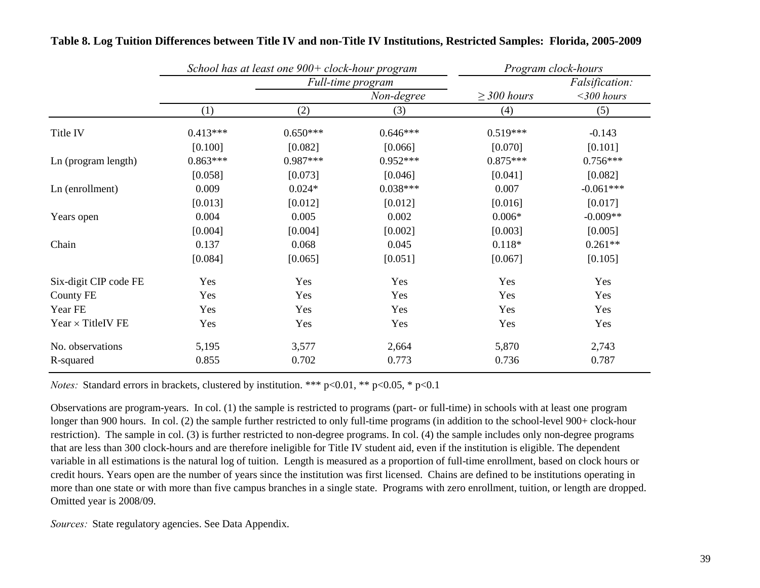**Table 8. Log Tuition Differences between Title IV and non-Title IV Institutions, Restricted Samples: Florida, 2005-2009**

| | *School has at least one 900+ clock-hour program* | | | *Program clock-hours* | |
|---|---|---|---|---|---|
| | | *Full-time program* | | | *Falsification:* |
| | | | *Non-degree* | *≥ 300 hours* | *<300 hours* |
| | (1) | (2) | (3) | (4) | (5) |
| Title IV | 0.413*** | 0.650*** | 0.646*** | 0.519*** | -0.143 |
| | [0.100] | [0.082] | [0.066] | [0.070] | [0.101] |
| Ln (program length) | 0.863*** | 0.987*** | 0.952*** | 0.875*** | 0.756*** |
| | [0.058] | [0.073] | [0.046] | [0.041] | [0.082] |
| Ln (enrollment) | 0.009 | 0.024* | 0.038*** | 0.007 | -0.061*** |
| | [0.013] | [0.012] | [0.012] | [0.016] | [0.017] |
| Years open | 0.004 | 0.005 | 0.002 | 0.006* | -0.009** |
| | [0.004] | [0.004] | [0.002] | [0.003] | [0.005] |
| Chain | 0.137 | 0.068 | 0.045 | 0.118* | 0.261** |
| | [0.084] | [0.065] | [0.051] | [0.067] | [0.105] |
| Six-digit CIP code FE | Yes | Yes | Yes | Yes | Yes |
| County FE | Yes | Yes | Yes | Yes | Yes |
| Year FE | Yes | Yes | Yes | Yes | Yes |
| Year × TitleIV FE | Yes | Yes | Yes | Yes | Yes |
| No. observations | 5,195 | 3,577 | 2,664 | 5,870 | 2,743 |
| R-squared | 0.855 | 0.702 | 0.773 | 0.736 | 0.787 |

*Notes:* Standard errors in brackets, clustered by institution. *** p<0.01, ** p<0.05, * p<0.1

Observations are program-years. In col. (1) the sample is restricted to programs (part- or full-time) in schools with at least one program longer than 900 hours. In col. (2) the sample further restricted to only full-time programs (in addition to the school-level 900+ clock-hour restriction). The sample in col. (3) is further restricted to non-degree programs. In col. (4) the sample includes only non-degree programs that are less than 300 clock-hours and are therefore ineligible for Title IV student aid, even if the institution is eligible. The dependent variable in all estimations is the natural log of tuition. Length is measured as a proportion of full-time enrollment, based on clock hours or credit hours. Years open are the number of years since the institution was first licensed. Chains are defined to be institutions operating in more than one state or with more than five campus branches in a single state. Programs with zero enrollment, tuition, or length are dropped. Omitted year is 2008/09.

*Sources:* State regulatory agencies. See Data Appendix.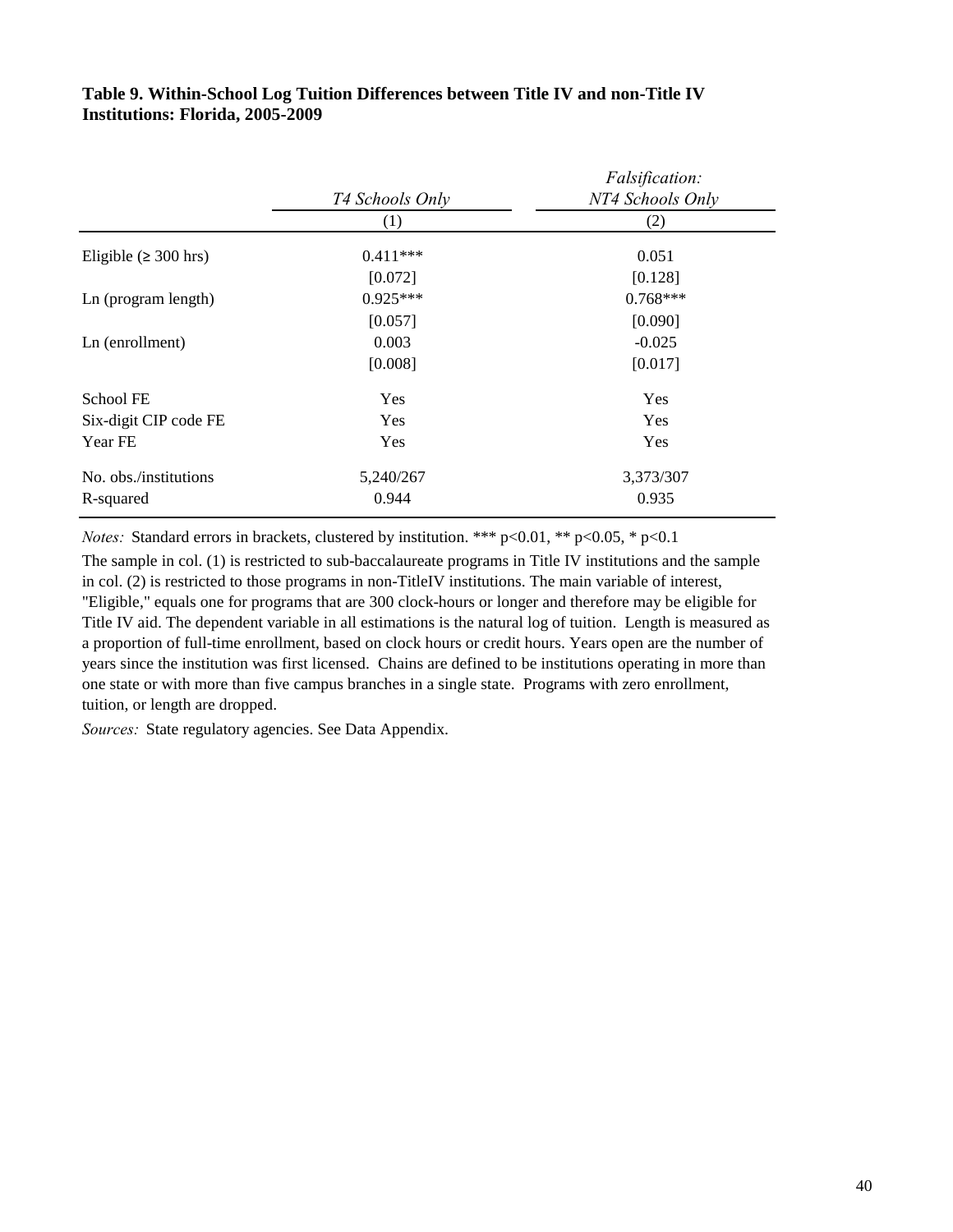**Table 9. Within-School Log Tuition Differences between Title IV and non-Title IV Institutions: Florida, 2005-2009**

| | *T4 Schools Only* | *Falsification: NT4 Schools Only* |
|---|---|---|
| | (1) | (2) |
| Eligible (≥ 300 hrs) | 0.411*** | 0.051 |
| | [0.072] | [0.128] |
| Ln (program length) | 0.925*** | 0.768*** |
| | [0.057] | [0.090] |
| Ln (enrollment) | 0.003 | -0.025 |
| | [0.008] | [0.017] |
| School FE | Yes | Yes |
| Six-digit CIP code FE | Yes | Yes |
| Year FE | Yes | Yes |
| No. obs./institutions | 5,240/267 | 3,373/307 |
| R-squared | 0.944 | 0.935 |

*Notes:* Standard errors in brackets, clustered by institution. *** p<0.01, ** p<0.05, * p<0.1

The sample in col. (1) is restricted to sub-baccalaureate programs in Title IV institutions and the sample in col. (2) is restricted to those programs in non-TitleIV institutions. The main variable of interest, "Eligible," equals one for programs that are 300 clock-hours or longer and therefore may be eligible for Title IV aid. The dependent variable in all estimations is the natural log of tuition. Length is measured as a proportion of full-time enrollment, based on clock hours or credit hours. Years open are the number of years since the institution was first licensed. Chains are defined to be institutions operating in more than one state or with more than five campus branches in a single state. Programs with zero enrollment, tuition, or length are dropped.

*Sources:* State regulatory agencies. See Data Appendix.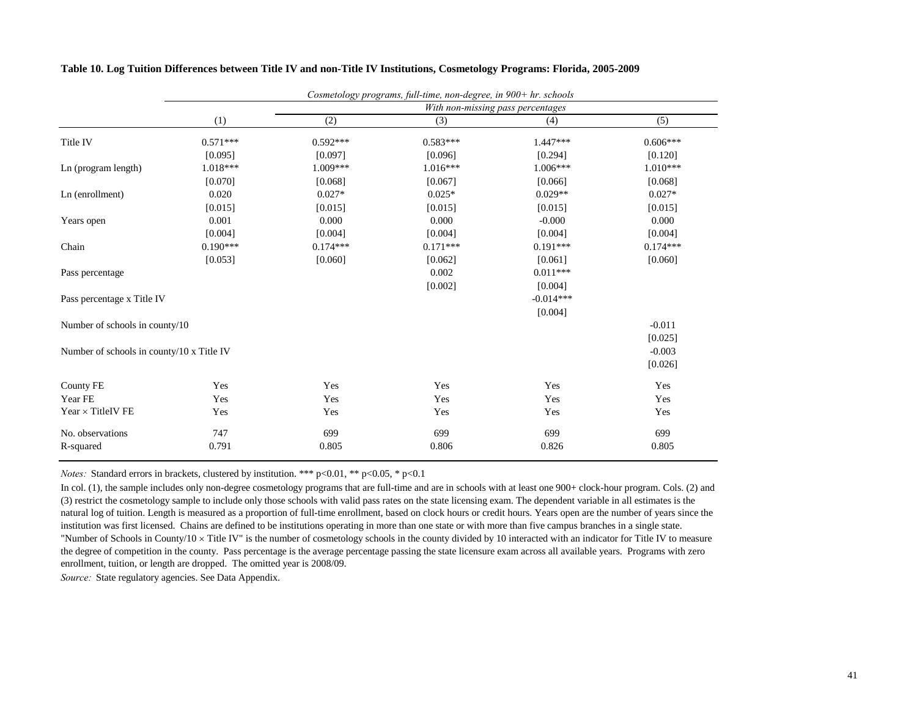**Table 10. Log Tuition Differences between Title IV and non-Title IV Institutions, Cosmetology Programs: Florida, 2005-2009**

| | *Cosmetology programs, full-time, non-degree, in 900+ hr. schools* | | | | |
|---|---|---|---|---|---|
| | | *With non-missing pass percentages* | | | |
| | (1) | (2) | (3) | (4) | (5) |
| Title IV | 0.571*** | 0.592*** | 0.583*** | 1.447*** | 0.606*** |
| | [0.095] | [0.097] | [0.096] | [0.294] | [0.120] |
| Ln (program length) | 1.018*** | 1.009*** | 1.016*** | 1.006*** | 1.010*** |
| | [0.070] | [0.068] | [0.067] | [0.066] | [0.068] |
| Ln (enrollment) | 0.020 | 0.027* | 0.025* | 0.029** | 0.027* |
| | [0.015] | [0.015] | [0.015] | [0.015] | [0.015] |
| Years open | 0.001 | 0.000 | 0.000 | -0.000 | 0.000 |
| | [0.004] | [0.004] | [0.004] | [0.004] | [0.004] |
| Chain | 0.190*** | 0.174*** | 0.171*** | 0.191*** | 0.174*** |
| | [0.053] | [0.060] | [0.062] | [0.061] | [0.060] |
| Pass percentage | | | 0.002 | 0.011*** | |
| | | | [0.002] | [0.004] | |
| Pass percentage x Title IV | | | | -0.014*** | |
| | | | | [0.004] | |
| Number of schools in county/10 | | | | | -0.011 |
| | | | | | [0.025] |
| Number of schools in county/10 x Title IV | | | | | -0.003 |
| | | | | | [0.026] |
| County FE | Yes | Yes | Yes | Yes | Yes |
| Year FE | Yes | Yes | Yes | Yes | Yes |
| Year × TitleIV FE | Yes | Yes | Yes | Yes | Yes |
| No. observations | 747 | 699 | 699 | 699 | 699 |
| R-squared | 0.791 | 0.805 | 0.806 | 0.826 | 0.805 |

*Notes:* Standard errors in brackets, clustered by institution. *** p<0.01, ** p<0.05, * p<0.1

In col. (1), the sample includes only non-degree cosmetology programs that are full-time and are in schools with at least one 900+ clock-hour program. Cols. (2) and (3) restrict the cosmetology sample to include only those schools with valid pass rates on the state licensing exam. The dependent variable in all estimates is the natural log of tuition. Length is measured as a proportion of full-time enrollment, based on clock hours or credit hours. Years open are the number of years since the institution was first licensed. Chains are defined to be institutions operating in more than one state or with more than five campus branches in a single state. "Number of Schools in County/10 × Title IV" is the number of cosmetology schools in the county divided by 10 interacted with an indicator for Title IV to measure the degree of competition in the county. Pass percentage is the average percentage passing the state licensure exam across all available years. Programs with zero enrollment, tuition, or length are dropped. The omitted year is 2008/09.

*Source:* State regulatory agencies. See Data Appendix.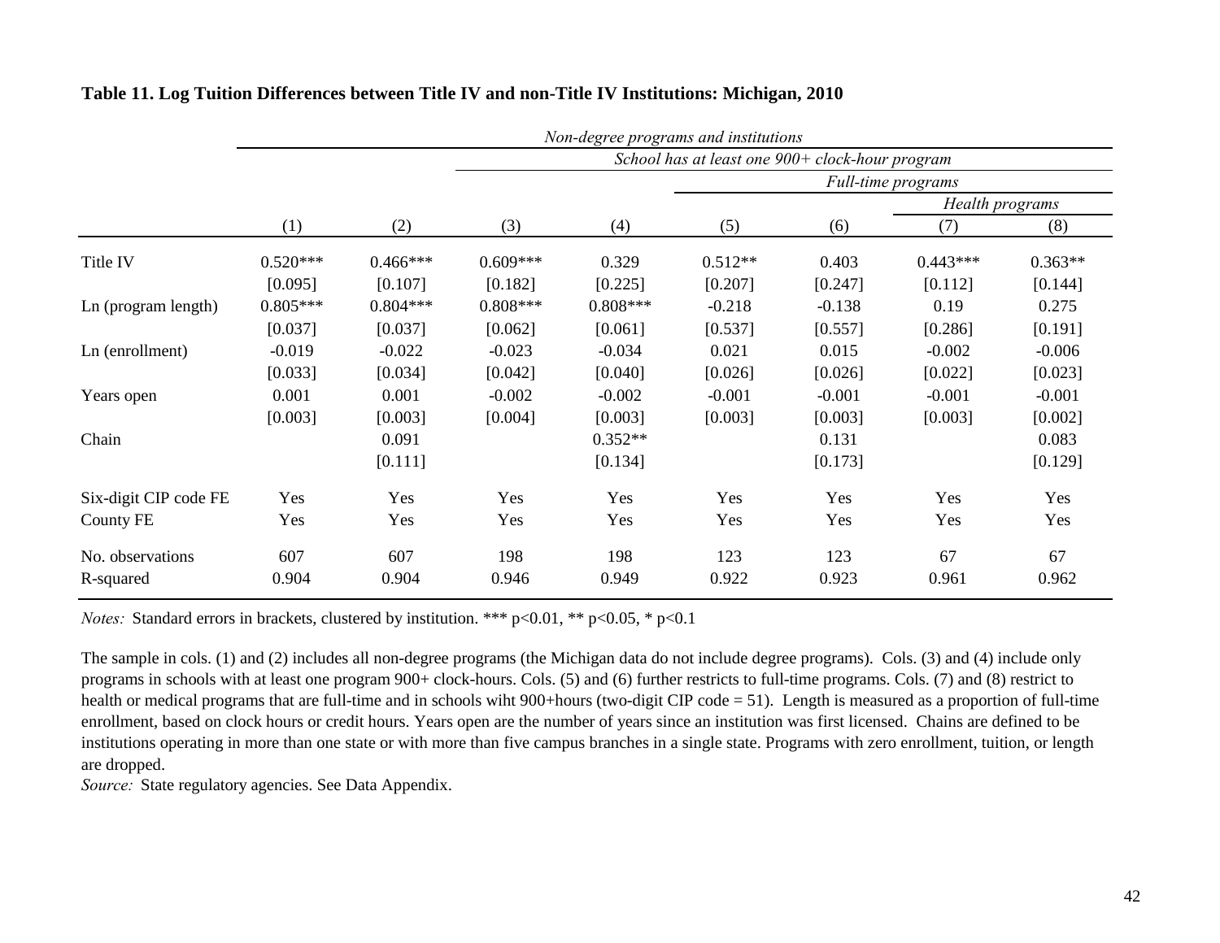**Table 11. Log Tuition Differences between Title IV and non-Title IV Institutions: Michigan, 2010**

| | *Non-degree programs and institutions* | | | | | | | |
|---|---|---|---|---|---|---|---|---|
| | | | *School has at least one 900+ clock-hour program* | | | | | |
| | | | | | *Full-time programs* | | | |
| | | | | | | | *Health programs* | |
| | (1) | (2) | (3) | (4) | (5) | (6) | (7) | (8) |
| Title IV | 0.520*** | 0.466*** | 0.609*** | 0.329 | 0.512** | 0.403 | 0.443*** | 0.363** |
| | [0.095] | [0.107] | [0.182] | [0.225] | [0.207] | [0.247] | [0.112] | [0.144] |
| Ln (program length) | 0.805*** | 0.804*** | 0.808*** | 0.808*** | -0.218 | -0.138 | 0.19 | 0.275 |
| | [0.037] | [0.037] | [0.062] | [0.061] | [0.537] | [0.557] | [0.286] | [0.191] |
| Ln (enrollment) | -0.019 | -0.022 | -0.023 | -0.034 | 0.021 | 0.015 | -0.002 | -0.006 |
| | [0.033] | [0.034] | [0.042] | [0.040] | [0.026] | [0.026] | [0.022] | [0.023] |
| Years open | 0.001 | 0.001 | -0.002 | -0.002 | -0.001 | -0.001 | -0.001 | -0.001 |
| | [0.003] | [0.003] | [0.004] | [0.003] | [0.003] | [0.003] | [0.003] | [0.002] |
| Chain | | 0.091 | | 0.352** | | 0.131 | | 0.083 |
| | | [0.111] | | [0.134] | | [0.173] | | [0.129] |
| Six-digit CIP code FE | Yes | Yes | Yes | Yes | Yes | Yes | Yes | Yes |
| County FE | Yes | Yes | Yes | Yes | Yes | Yes | Yes | Yes |
| No. observations | 607 | 607 | 198 | 198 | 123 | 123 | 67 | 67 |
| R-squared | 0.904 | 0.904 | 0.946 | 0.949 | 0.922 | 0.923 | 0.961 | 0.962 |

*Notes:* Standard errors in brackets, clustered by institution. *** p<0.01, ** p<0.05, * p<0.1

The sample in cols. (1) and (2) includes all non-degree programs (the Michigan data do not include degree programs). Cols. (3) and (4) include only programs in schools with at least one program 900+ clock-hours. Cols. (5) and (6) further restricts to full-time programs. Cols. (7) and (8) restrict to health or medical programs that are full-time and in schools wiht 900+hours (two-digit CIP code = 51). Length is measured as a proportion of full-time enrollment, based on clock hours or credit hours. Years open are the number of years since an institution was first licensed. Chains are defined to be institutions operating in more than one state or with more than five campus branches in a single state. Programs with zero enrollment, tuition, or length are dropped.

*Source:* State regulatory agencies. See Data Appendix.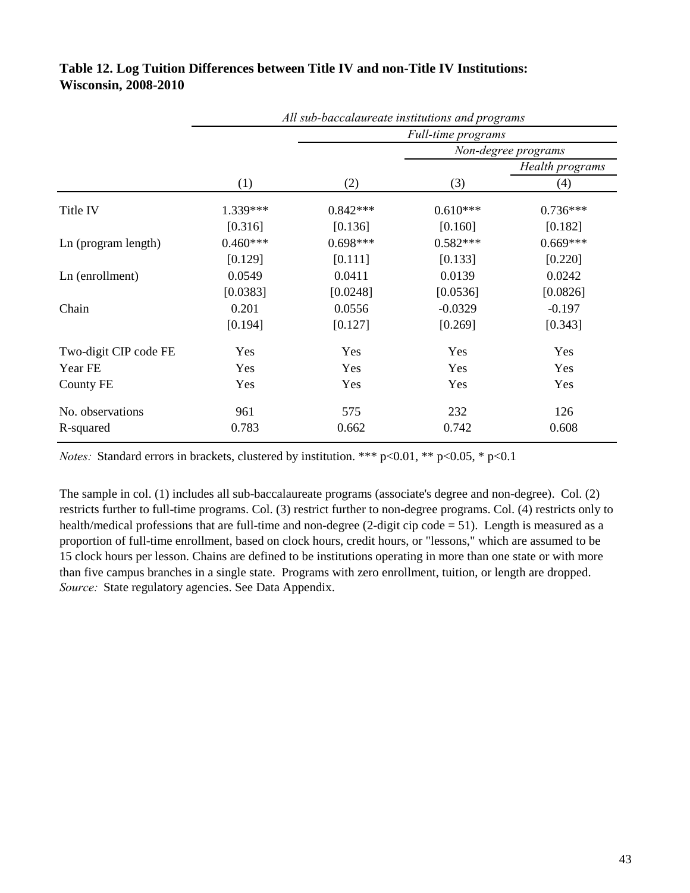**Table 12. Log Tuition Differences between Title IV and non-Title IV Institutions: Wisconsin, 2008-2010**

| | *All sub-baccalaureate institutions and programs* | | | |
|---|---|---|---|---|
| | | *Full-time programs* | | |
| | | | *Non-degree programs* | |
| | | | | *Health programs* |
| | (1) | (2) | (3) | (4) |
| Title IV | 1.339*** | 0.842*** | 0.610*** | 0.736*** |
| | [0.316] | [0.136] | [0.160] | [0.182] |
| Ln (program length) | 0.460*** | 0.698*** | 0.582*** | 0.669*** |
| | [0.129] | [0.111] | [0.133] | [0.220] |
| Ln (enrollment) | 0.0549 | 0.0411 | 0.0139 | 0.0242 |
| | [0.0383] | [0.0248] | [0.0536] | [0.0826] |
| Chain | 0.201 | 0.0556 | -0.0329 | -0.197 |
| | [0.194] | [0.127] | [0.269] | [0.343] |
| Two-digit CIP code FE | Yes | Yes | Yes | Yes |
| Year FE | Yes | Yes | Yes | Yes |
| County FE | Yes | Yes | Yes | Yes |
| No. observations | 961 | 575 | 232 | 126 |
| R-squared | 0.783 | 0.662 | 0.742 | 0.608 |

*Notes:* Standard errors in brackets, clustered by institution. *** p<0.01, ** p<0.05, * p<0.1

The sample in col. (1) includes all sub-baccalaureate programs (associate's degree and non-degree). Col. (2) restricts further to full-time programs. Col. (3) restrict further to non-degree programs. Col. (4) restricts only to health/medical professions that are full-time and non-degree (2-digit cip code = 51). Length is measured as a proportion of full-time enrollment, based on clock hours, credit hours, or "lessons," which are assumed to be 15 clock hours per lesson. Chains are defined to be institutions operating in more than one state or with more than five campus branches in a single state. Programs with zero enrollment, tuition, or length are dropped.
*Source:* State regulatory agencies. See Data Appendix.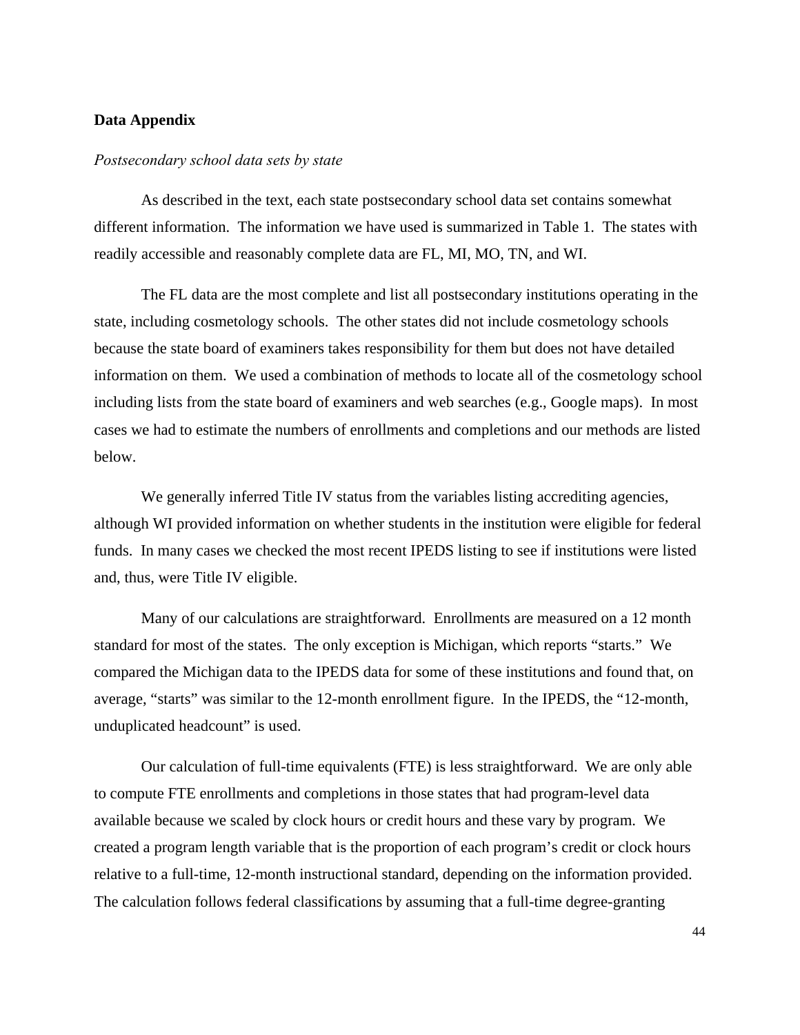## Data Appendix

*Postsecondary school data sets by state*

As described in the text, each state postsecondary school data set contains somewhat different information. The information we have used is summarized in Table 1. The states with readily accessible and reasonably complete data are FL, MI, MO, TN, and WI.

The FL data are the most complete and list all postsecondary institutions operating in the state, including cosmetology schools. The other states did not include cosmetology schools because the state board of examiners takes responsibility for them but does not have detailed information on them. We used a combination of methods to locate all of the cosmetology school including lists from the state board of examiners and web searches (e.g., Google maps). In most cases we had to estimate the numbers of enrollments and completions and our methods are listed below.

We generally inferred Title IV status from the variables listing accrediting agencies, although WI provided information on whether students in the institution were eligible for federal funds. In many cases we checked the most recent IPEDS listing to see if institutions were listed and, thus, were Title IV eligible.

Many of our calculations are straightforward. Enrollments are measured on a 12 month standard for most of the states. The only exception is Michigan, which reports "starts." We compared the Michigan data to the IPEDS data for some of these institutions and found that, on average, "starts" was similar to the 12-month enrollment figure. In the IPEDS, the "12-month, unduplicated headcount" is used.

Our calculation of full-time equivalents (FTE) is less straightforward. We are only able to compute FTE enrollments and completions in those states that had program-level data available because we scaled by clock hours or credit hours and these vary by program. We created a program length variable that is the proportion of each program's credit or clock hours relative to a full-time, 12-month instructional standard, depending on the information provided. The calculation follows federal classifications by assuming that a full-time degree-granting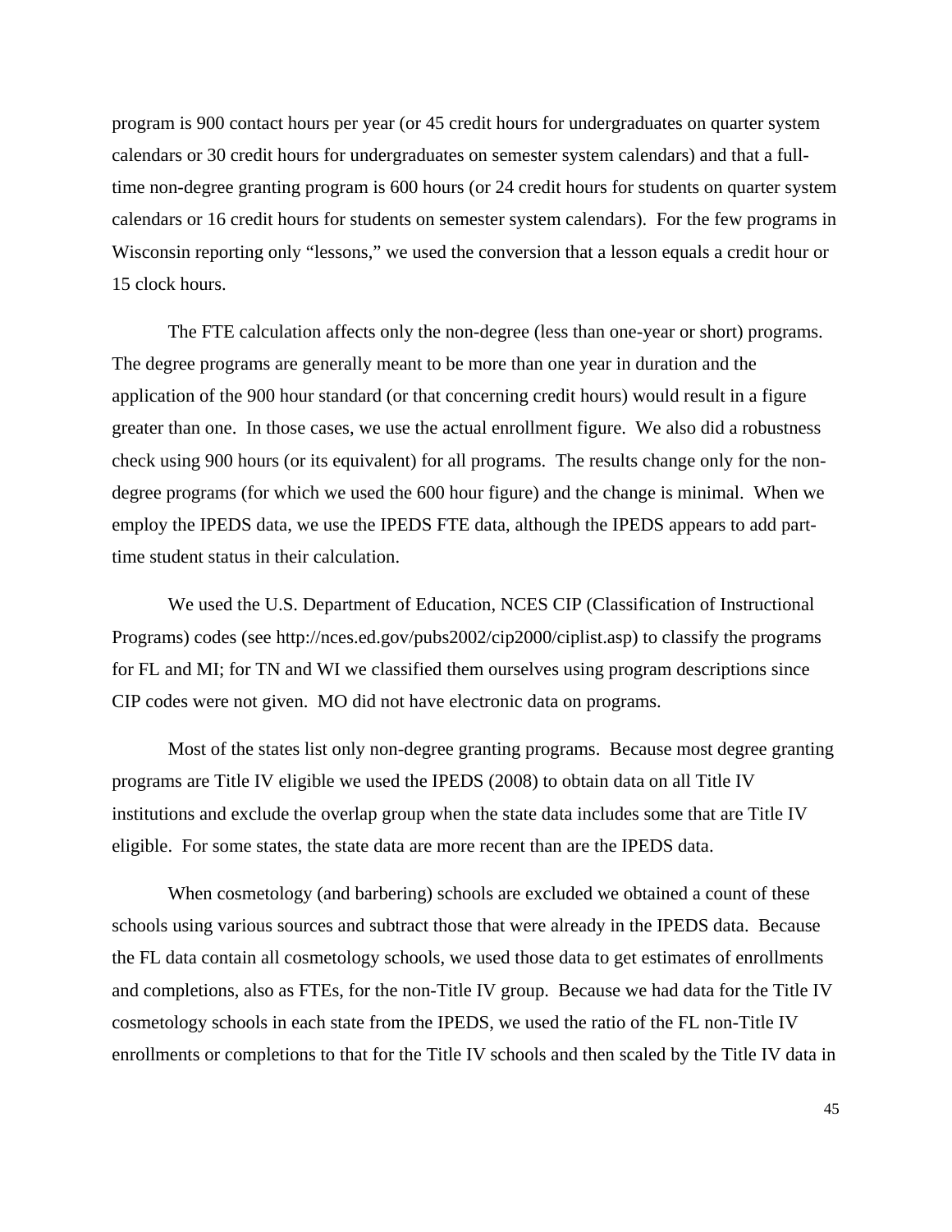program is 900 contact hours per year (or 45 credit hours for undergraduates on quarter system calendars or 30 credit hours for undergraduates on semester system calendars) and that a full-time non-degree granting program is 600 hours (or 24 credit hours for students on quarter system calendars or 16 credit hours for students on semester system calendars). For the few programs in Wisconsin reporting only "lessons," we used the conversion that a lesson equals a credit hour or 15 clock hours.

The FTE calculation affects only the non-degree (less than one-year or short) programs. The degree programs are generally meant to be more than one year in duration and the application of the 900 hour standard (or that concerning credit hours) would result in a figure greater than one. In those cases, we use the actual enrollment figure. We also did a robustness check using 900 hours (or its equivalent) for all programs. The results change only for the non-degree programs (for which we used the 600 hour figure) and the change is minimal. When we employ the IPEDS data, we use the IPEDS FTE data, although the IPEDS appears to add part-time student status in their calculation.

We used the U.S. Department of Education, NCES CIP (Classification of Instructional Programs) codes (see http://nces.ed.gov/pubs2002/cip2000/ciplist.asp) to classify the programs for FL and MI; for TN and WI we classified them ourselves using program descriptions since CIP codes were not given. MO did not have electronic data on programs.

Most of the states list only non-degree granting programs. Because most degree granting programs are Title IV eligible we used the IPEDS (2008) to obtain data on all Title IV institutions and exclude the overlap group when the state data includes some that are Title IV eligible. For some states, the state data are more recent than are the IPEDS data.

When cosmetology (and barbering) schools are excluded we obtained a count of these schools using various sources and subtract those that were already in the IPEDS data. Because the FL data contain all cosmetology schools, we used those data to get estimates of enrollments and completions, also as FTEs, for the non-Title IV group. Because we had data for the Title IV cosmetology schools in each state from the IPEDS, we used the ratio of the FL non-Title IV enrollments or completions to that for the Title IV schools and then scaled by the Title IV data in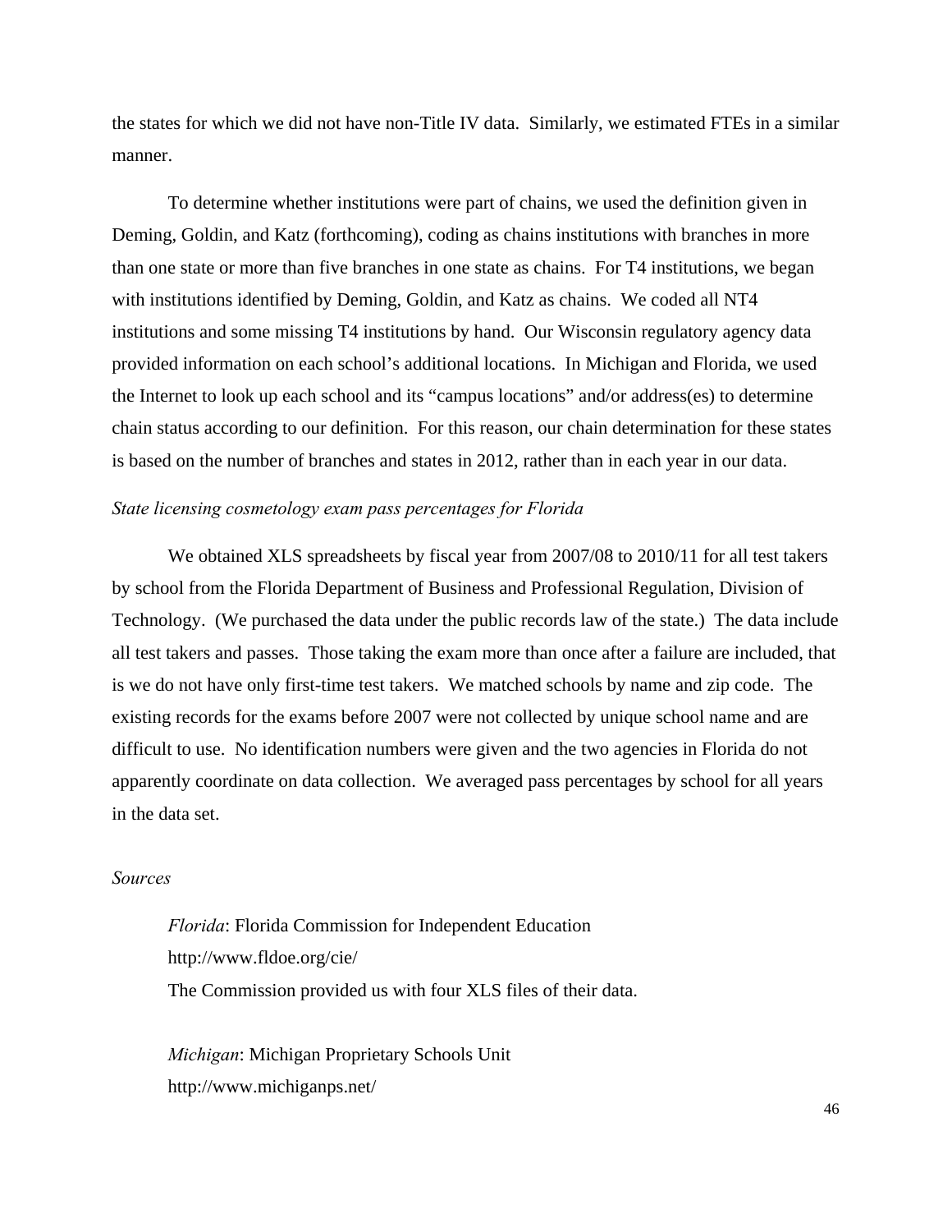the states for which we did not have non-Title IV data. Similarly, we estimated FTEs in a similar manner.

To determine whether institutions were part of chains, we used the definition given in Deming, Goldin, and Katz (forthcoming), coding as chains institutions with branches in more than one state or more than five branches in one state as chains. For T4 institutions, we began with institutions identified by Deming, Goldin, and Katz as chains. We coded all NT4 institutions and some missing T4 institutions by hand. Our Wisconsin regulatory agency data provided information on each school's additional locations. In Michigan and Florida, we used the Internet to look up each school and its "campus locations" and/or address(es) to determine chain status according to our definition. For this reason, our chain determination for these states is based on the number of branches and states in 2012, rather than in each year in our data.

*State licensing cosmetology exam pass percentages for Florida*

We obtained XLS spreadsheets by fiscal year from 2007/08 to 2010/11 for all test takers by school from the Florida Department of Business and Professional Regulation, Division of Technology. (We purchased the data under the public records law of the state.) The data include all test takers and passes. Those taking the exam more than once after a failure are included, that is we do not have only first-time test takers. We matched schools by name and zip code. The existing records for the exams before 2007 were not collected by unique school name and are difficult to use. No identification numbers were given and the two agencies in Florida do not apparently coordinate on data collection. We averaged pass percentages by school for all years in the data set.

*Sources*

*Florida*: Florida Commission for Independent Education
http://www.fldoe.org/cie/
The Commission provided us with four XLS files of their data.

*Michigan*: Michigan Proprietary Schools Unit
http://www.michiganps.net/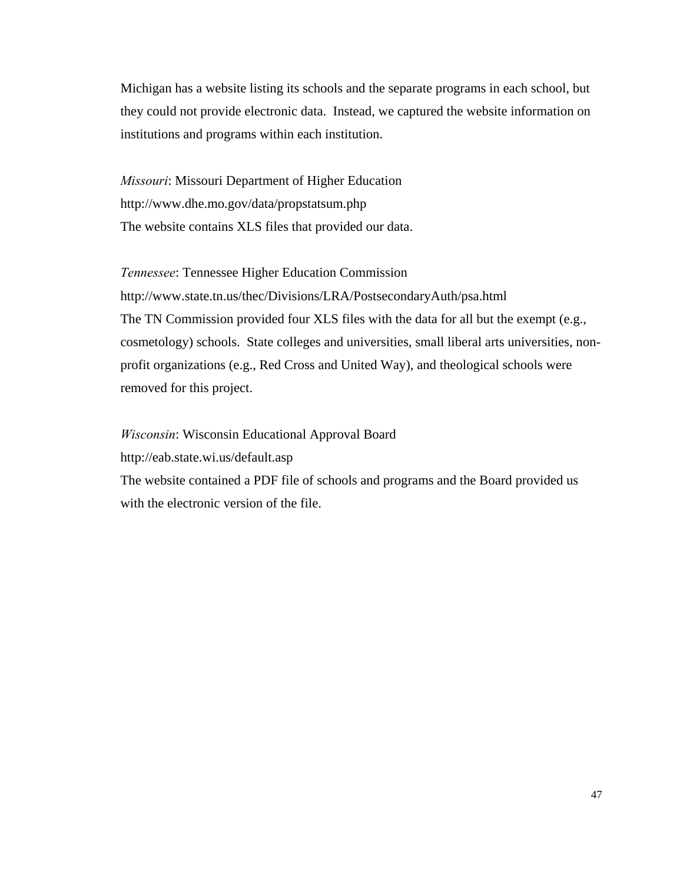Michigan has a website listing its schools and the separate programs in each school, but they could not provide electronic data. Instead, we captured the website information on institutions and programs within each institution.

*Missouri*: Missouri Department of Higher Education
http://www.dhe.mo.gov/data/propstatsum.php
The website contains XLS files that provided our data.

*Tennessee*: Tennessee Higher Education Commission
http://www.state.tn.us/thec/Divisions/LRA/PostsecondaryAuth/psa.html
The TN Commission provided four XLS files with the data for all but the exempt (e.g., cosmetology) schools. State colleges and universities, small liberal arts universities, non-profit organizations (e.g., Red Cross and United Way), and theological schools were removed for this project.

*Wisconsin*: Wisconsin Educational Approval Board
http://eab.state.wi.us/default.asp
The website contained a PDF file of schools and programs and the Board provided us with the electronic version of the file.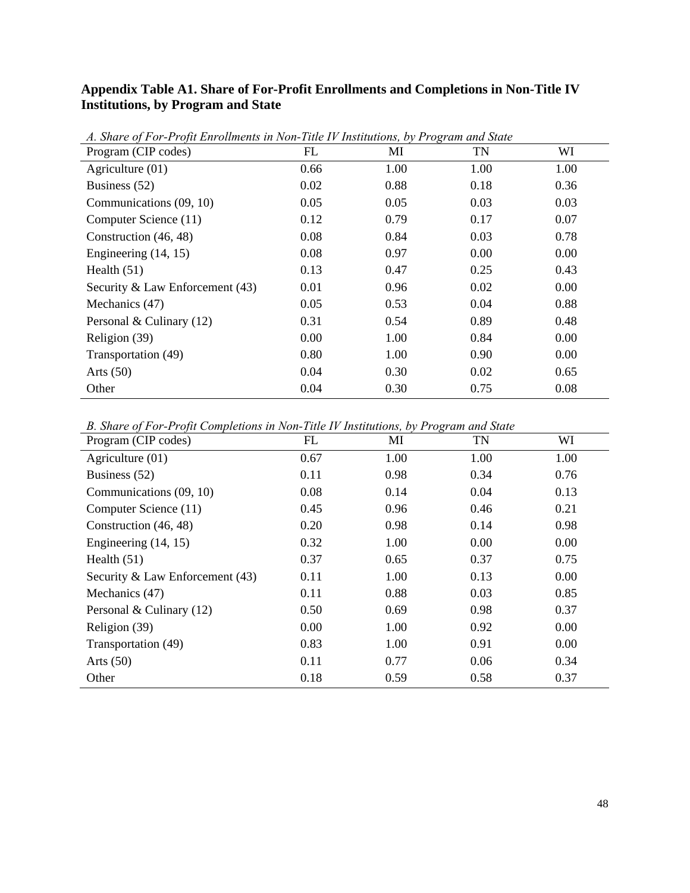**Appendix Table A1. Share of For-Profit Enrollments and Completions in Non-Title IV Institutions, by Program and State**

*A. Share of For-Profit Enrollments in Non-Title IV Institutions, by Program and State*

| Program (CIP codes) | FL | MI | TN | WI |
|---|---|---|---|---|
| Agriculture (01) | 0.66 | 1.00 | 1.00 | 1.00 |
| Business (52) | 0.02 | 0.88 | 0.18 | 0.36 |
| Communications (09, 10) | 0.05 | 0.05 | 0.03 | 0.03 |
| Computer Science (11) | 0.12 | 0.79 | 0.17 | 0.07 |
| Construction (46, 48) | 0.08 | 0.84 | 0.03 | 0.78 |
| Engineering (14, 15) | 0.08 | 0.97 | 0.00 | 0.00 |
| Health (51) | 0.13 | 0.47 | 0.25 | 0.43 |
| Security & Law Enforcement (43) | 0.01 | 0.96 | 0.02 | 0.00 |
| Mechanics (47) | 0.05 | 0.53 | 0.04 | 0.88 |
| Personal & Culinary (12) | 0.31 | 0.54 | 0.89 | 0.48 |
| Religion (39) | 0.00 | 1.00 | 0.84 | 0.00 |
| Transportation (49) | 0.80 | 1.00 | 0.90 | 0.00 |
| Arts (50) | 0.04 | 0.30 | 0.02 | 0.65 |
| Other | 0.04 | 0.30 | 0.75 | 0.08 |

*B. Share of For-Profit Completions in Non-Title IV Institutions, by Program and State*

| Program (CIP codes) | FL | MI | TN | WI |
|---|---|---|---|---|
| Agriculture (01) | 0.67 | 1.00 | 1.00 | 1.00 |
| Business (52) | 0.11 | 0.98 | 0.34 | 0.76 |
| Communications (09, 10) | 0.08 | 0.14 | 0.04 | 0.13 |
| Computer Science (11) | 0.45 | 0.96 | 0.46 | 0.21 |
| Construction (46, 48) | 0.20 | 0.98 | 0.14 | 0.98 |
| Engineering (14, 15) | 0.32 | 1.00 | 0.00 | 0.00 |
| Health (51) | 0.37 | 0.65 | 0.37 | 0.75 |
| Security & Law Enforcement (43) | 0.11 | 1.00 | 0.13 | 0.00 |
| Mechanics (47) | 0.11 | 0.88 | 0.03 | 0.85 |
| Personal & Culinary (12) | 0.50 | 0.69 | 0.98 | 0.37 |
| Religion (39) | 0.00 | 1.00 | 0.92 | 0.00 |
| Transportation (49) | 0.83 | 1.00 | 0.91 | 0.00 |
| Arts (50) | 0.11 | 0.77 | 0.06 | 0.34 |
| Other | 0.18 | 0.59 | 0.58 | 0.37 |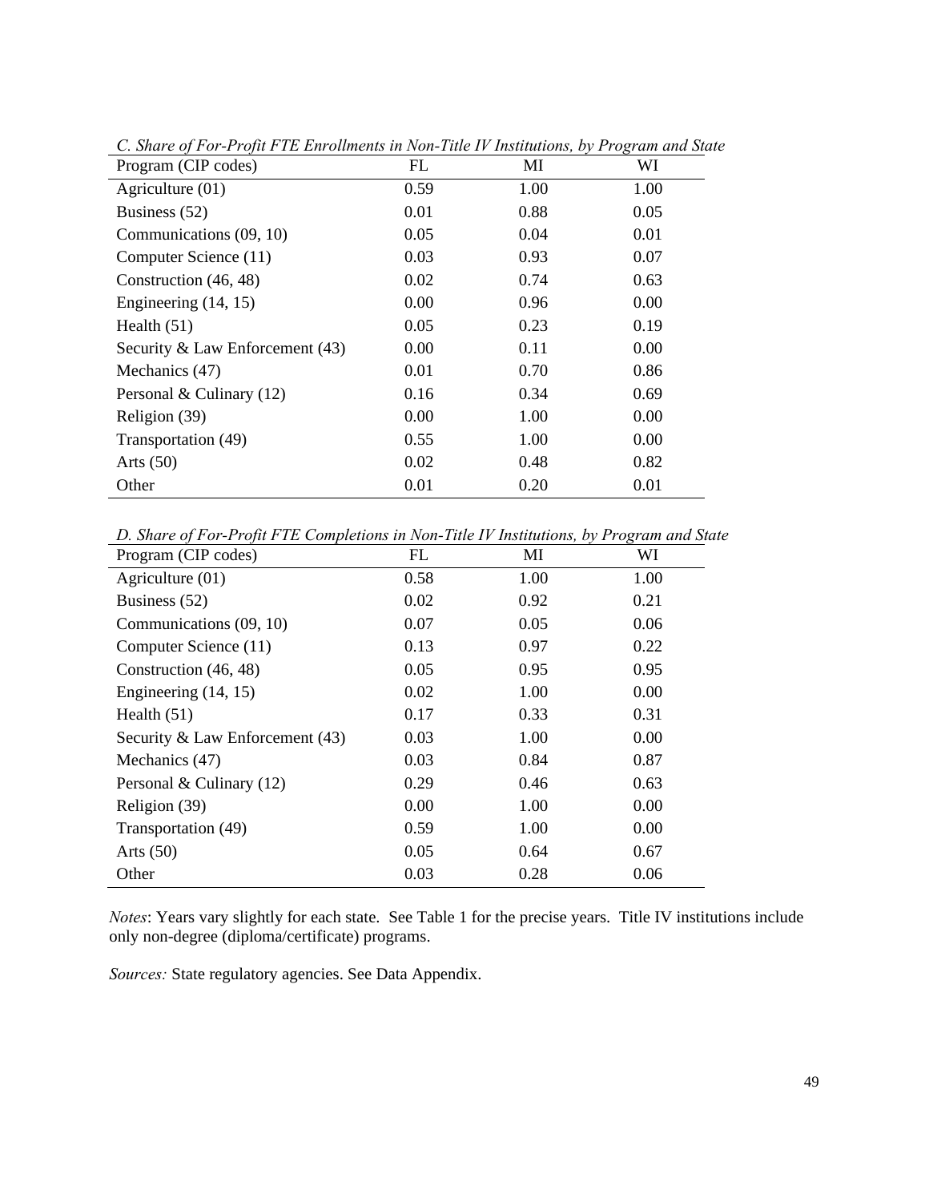*C. Share of For-Profit FTE Enrollments in Non-Title IV Institutions, by Program and State*

| Program (CIP codes) | FL | MI | WI |
|---|---|---|---|
| Agriculture (01) | 0.59 | 1.00 | 1.00 |
| Business (52) | 0.01 | 0.88 | 0.05 |
| Communications (09, 10) | 0.05 | 0.04 | 0.01 |
| Computer Science (11) | 0.03 | 0.93 | 0.07 |
| Construction (46, 48) | 0.02 | 0.74 | 0.63 |
| Engineering (14, 15) | 0.00 | 0.96 | 0.00 |
| Health (51) | 0.05 | 0.23 | 0.19 |
| Security & Law Enforcement (43) | 0.00 | 0.11 | 0.00 |
| Mechanics (47) | 0.01 | 0.70 | 0.86 |
| Personal & Culinary (12) | 0.16 | 0.34 | 0.69 |
| Religion (39) | 0.00 | 1.00 | 0.00 |
| Transportation (49) | 0.55 | 1.00 | 0.00 |
| Arts (50) | 0.02 | 0.48 | 0.82 |
| Other | 0.01 | 0.20 | 0.01 |

*D. Share of For-Profit FTE Completions in Non-Title IV Institutions, by Program and State*

| Program (CIP codes) | FL | MI | WI |
|---|---|---|---|
| Agriculture (01) | 0.58 | 1.00 | 1.00 |
| Business (52) | 0.02 | 0.92 | 0.21 |
| Communications (09, 10) | 0.07 | 0.05 | 0.06 |
| Computer Science (11) | 0.13 | 0.97 | 0.22 |
| Construction (46, 48) | 0.05 | 0.95 | 0.95 |
| Engineering (14, 15) | 0.02 | 1.00 | 0.00 |
| Health (51) | 0.17 | 0.33 | 0.31 |
| Security & Law Enforcement (43) | 0.03 | 1.00 | 0.00 |
| Mechanics (47) | 0.03 | 0.84 | 0.87 |
| Personal & Culinary (12) | 0.29 | 0.46 | 0.63 |
| Religion (39) | 0.00 | 1.00 | 0.00 |
| Transportation (49) | 0.59 | 1.00 | 0.00 |
| Arts (50) | 0.05 | 0.64 | 0.67 |
| Other | 0.03 | 0.28 | 0.06 |

*Notes*: Years vary slightly for each state. See Table 1 for the precise years. Title IV institutions include only non-degree (diploma/certificate) programs.

*Sources:* State regulatory agencies. See Data Appendix.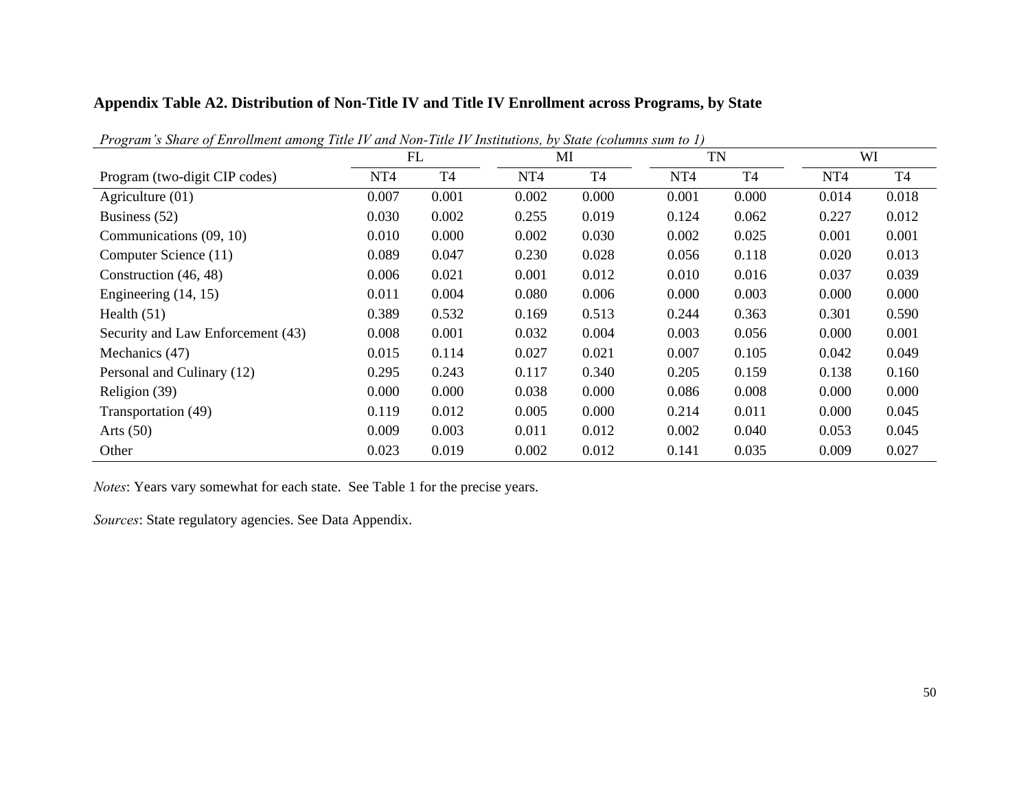**Appendix Table A2. Distribution of Non-Title IV and Title IV Enrollment across Programs, by State**

*Program's Share of Enrollment among Title IV and Non-Title IV Institutions, by State (columns sum to 1)*

| | FL | | MI | | TN | | WI | |
|---|---|---|---|---|---|---|---|---|
| Program (two-digit CIP codes) | NT4 | T4 | NT4 | T4 | NT4 | T4 | NT4 | T4 |
| Agriculture (01) | 0.007 | 0.001 | 0.002 | 0.000 | 0.001 | 0.000 | 0.014 | 0.018 |
| Business (52) | 0.030 | 0.002 | 0.255 | 0.019 | 0.124 | 0.062 | 0.227 | 0.012 |
| Communications (09, 10) | 0.010 | 0.000 | 0.002 | 0.030 | 0.002 | 0.025 | 0.001 | 0.001 |
| Computer Science (11) | 0.089 | 0.047 | 0.230 | 0.028 | 0.056 | 0.118 | 0.020 | 0.013 |
| Construction (46, 48) | 0.006 | 0.021 | 0.001 | 0.012 | 0.010 | 0.016 | 0.037 | 0.039 |
| Engineering (14, 15) | 0.011 | 0.004 | 0.080 | 0.006 | 0.000 | 0.003 | 0.000 | 0.000 |
| Health (51) | 0.389 | 0.532 | 0.169 | 0.513 | 0.244 | 0.363 | 0.301 | 0.590 |
| Security and Law Enforcement (43) | 0.008 | 0.001 | 0.032 | 0.004 | 0.003 | 0.056 | 0.000 | 0.001 |
| Mechanics (47) | 0.015 | 0.114 | 0.027 | 0.021 | 0.007 | 0.105 | 0.042 | 0.049 |
| Personal and Culinary (12) | 0.295 | 0.243 | 0.117 | 0.340 | 0.205 | 0.159 | 0.138 | 0.160 |
| Religion (39) | 0.000 | 0.000 | 0.038 | 0.000 | 0.086 | 0.008 | 0.000 | 0.000 |
| Transportation (49) | 0.119 | 0.012 | 0.005 | 0.000 | 0.214 | 0.011 | 0.000 | 0.045 |
| Arts (50) | 0.009 | 0.003 | 0.011 | 0.012 | 0.002 | 0.040 | 0.053 | 0.045 |
| Other | 0.023 | 0.019 | 0.002 | 0.012 | 0.141 | 0.035 | 0.009 | 0.027 |

*Notes*: Years vary somewhat for each state. See Table 1 for the precise years.

*Sources*: State regulatory agencies. See Data Appendix.